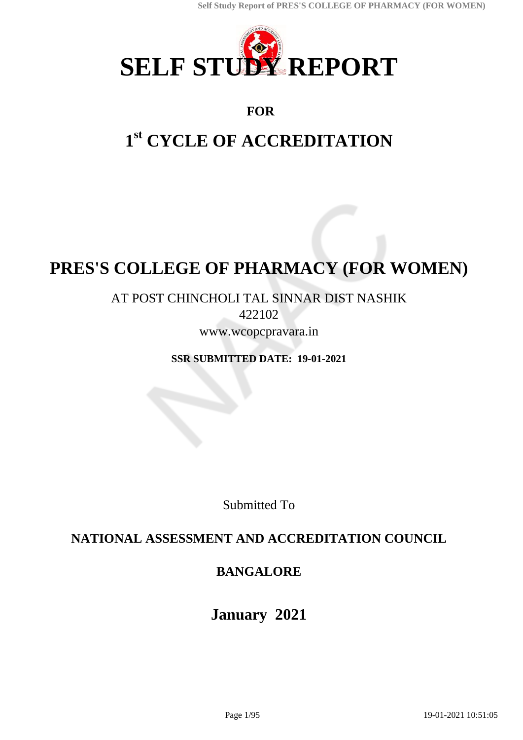# SELF STUDY REPORT

## FOR

# 1st CYCLE OF ACCREDITATION

# PRES'S COLLEGE OF PHARMACY (FOR WOMEN)

AT POST CHINCHOLI TAL SINNAR DIST NASHIK

422102

www.wcopcpravara.in

**SSR SUBMITTED DATE: 19-01-2021**

Submitted To

## NATIONAL ASSESSMENT AND ACCREDITATION COUNCIL

## BANGALORE

## January 2021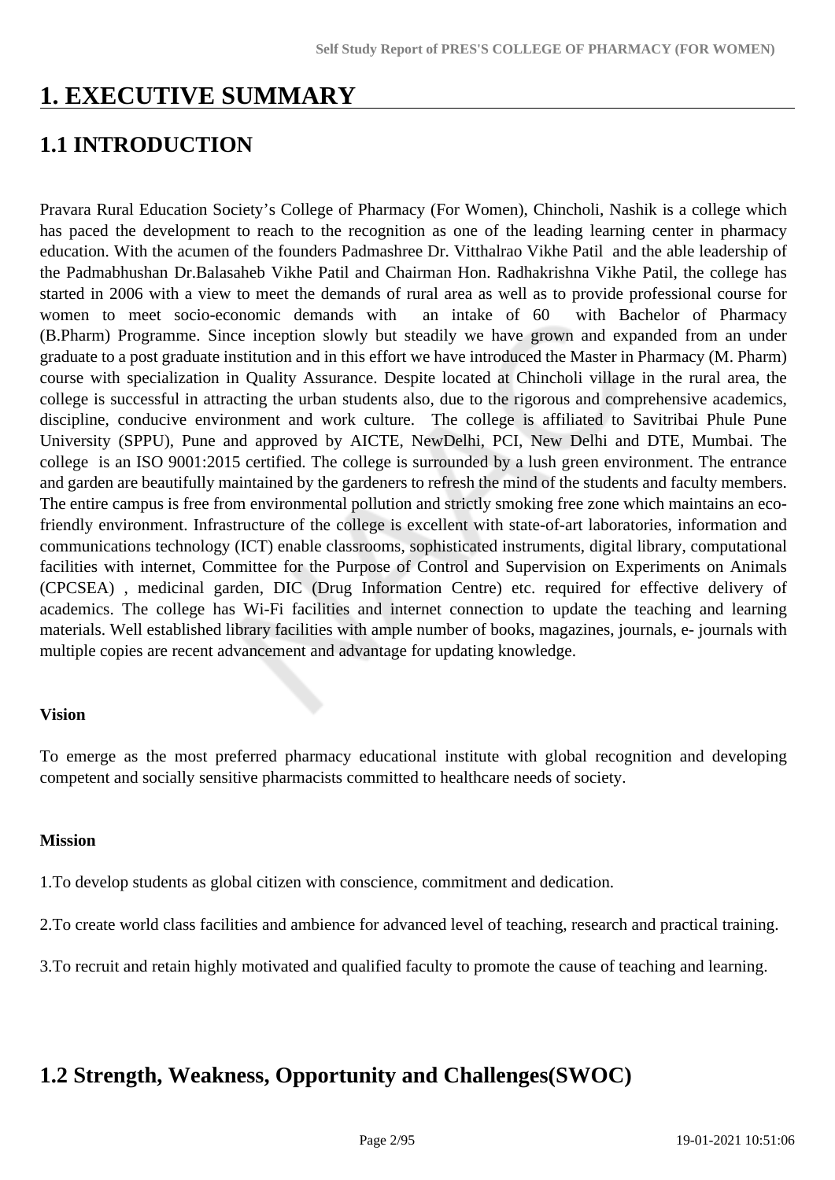# 1. EXECUTIVE SUMMARY

## 1.1 INTRODUCTION

Pravara Rural Education Society's College of Pharmacy (For Women), Chincholi, Nashik is a college which has paced the development to reach to the recognition as one of the leading learning center in pharmacy education. With the acumen of the founders Padmashree Dr. Vitthalrao Vikhe Patil and the able leadership of the Padmabhushan Dr.Balasaheb Vikhe Patil and Chairman Hon. Radhakrishna Vikhe Patil, the college has started in 2006 with a view to meet the demands of rural area as well as to provide professional course for women to meet socio-economic demands with an intake of 60 with Bachelor of Pharmacy (B.Pharm) Programme. Since inception slowly but steadily we have grown and expanded from an under graduate to a post graduate institution and in this effort we have introduced the Master in Pharmacy (M. Pharm) course with specialization in Quality Assurance. Despite located at Chincholi village in the rural area, the college is successful in attracting the urban students also, due to the rigorous and comprehensive academics, discipline, conducive environment and work culture. The college is affiliated to Savitribai Phule Pune University (SPPU), Pune and approved by AICTE, NewDelhi, PCI, New Delhi and DTE, Mumbai. The college is an ISO 9001:2015 certified. The college is surrounded by a lush green environment. The entrance and garden are beautifully maintained by the gardeners to refresh the mind of the students and faculty members. The entire campus is free from environmental pollution and strictly smoking free zone which maintains an eco-friendly environment. Infrastructure of the college is excellent with state-of-art laboratories, information and communications technology (ICT) enable classrooms, sophisticated instruments, digital library, computational facilities with internet, Committee for the Purpose of Control and Supervision on Experiments on Animals (CPCSEA) , medicinal garden, DIC (Drug Information Centre) etc. required for effective delivery of academics. The college has Wi-Fi facilities and internet connection to update the teaching and learning materials. Well established library facilities with ample number of books, magazines, journals, e- journals with multiple copies are recent advancement and advantage for updating knowledge.

**Vision**

To emerge as the most preferred pharmacy educational institute with global recognition and developing competent and socially sensitive pharmacists committed to healthcare needs of society.

**Mission**

1.To develop students as global citizen with conscience, commitment and dedication.

2.To create world class facilities and ambience for advanced level of teaching, research and practical training.

3.To recruit and retain highly motivated and qualified faculty to promote the cause of teaching and learning.

## 1.2 Strength, Weakness, Opportunity and Challenges(SWOC)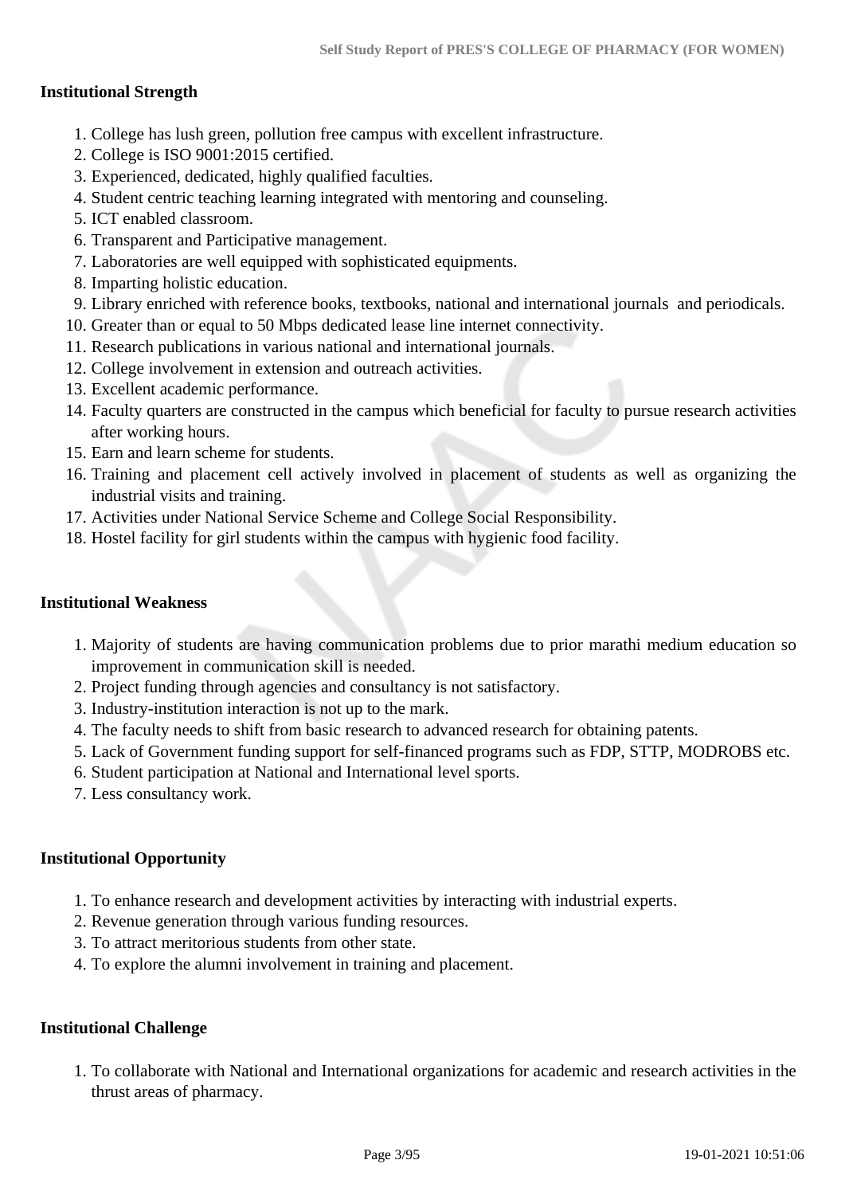**Institutional Strength**

1. College has lush green, pollution free campus with excellent infrastructure.
2. College is ISO 9001:2015 certified.
3. Experienced, dedicated, highly qualified faculties.
4. Student centric teaching learning integrated with mentoring and counseling.
5. ICT enabled classroom.
6. Transparent and Participative management.
7. Laboratories are well equipped with sophisticated equipments.
8. Imparting holistic education.
9. Library enriched with reference books, textbooks, national and international journals and periodicals.
10. Greater than or equal to 50 Mbps dedicated lease line internet connectivity.
11. Research publications in various national and international journals.
12. College involvement in extension and outreach activities.
13. Excellent academic performance.
14. Faculty quarters are constructed in the campus which beneficial for faculty to pursue research activities after working hours.
15. Earn and learn scheme for students.
16. Training and placement cell actively involved in placement of students as well as organizing the industrial visits and training.
17. Activities under National Service Scheme and College Social Responsibility.
18. Hostel facility for girl students within the campus with hygienic food facility.

**Institutional Weakness**

1. Majority of students are having communication problems due to prior marathi medium education so improvement in communication skill is needed.
2. Project funding through agencies and consultancy is not satisfactory.
3. Industry-institution interaction is not up to the mark.
4. The faculty needs to shift from basic research to advanced research for obtaining patents.
5. Lack of Government funding support for self-financed programs such as FDP, STTP, MODROBS etc.
6. Student participation at National and International level sports.
7. Less consultancy work.

**Institutional Opportunity**

1. To enhance research and development activities by interacting with industrial experts.
2. Revenue generation through various funding resources.
3. To attract meritorious students from other state.
4. To explore the alumni involvement in training and placement.

**Institutional Challenge**

1. To collaborate with National and International organizations for academic and research activities in the thrust areas of pharmacy.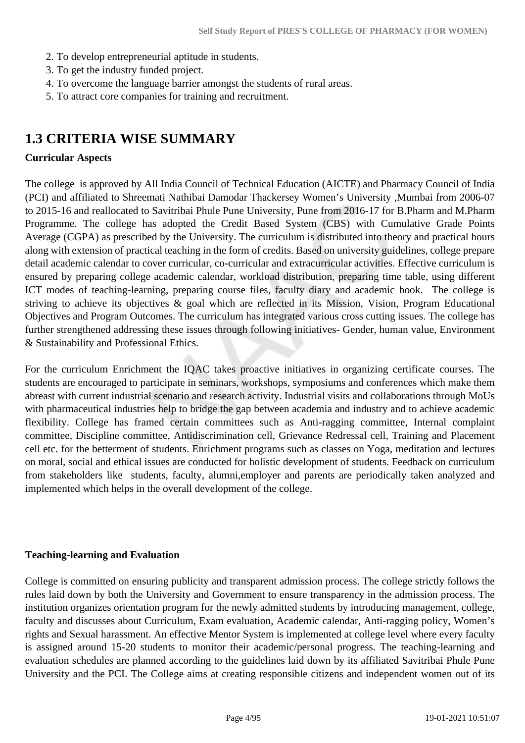2. To develop entrepreneurial aptitude in students.
3. To get the industry funded project.
4. To overcome the language barrier amongst the students of rural areas.
5. To attract core companies for training and recruitment.

## 1.3 CRITERIA WISE SUMMARY

**Curricular Aspects**

The college is approved by All India Council of Technical Education (AICTE) and Pharmacy Council of India (PCI) and affiliated to Shreemati Nathibai Damodar Thackersey Women's University ,Mumbai from 2006-07 to 2015-16 and reallocated to Savitribai Phule Pune University, Pune from 2016-17 for B.Pharm and M.Pharm Programme. The college has adopted the Credit Based System (CBS) with Cumulative Grade Points Average (CGPA) as prescribed by the University. The curriculum is distributed into theory and practical hours along with extension of practical teaching in the form of credits. Based on university guidelines, college prepare detail academic calendar to cover curricular, co-curricular and extracurricular activities. Effective curriculum is ensured by preparing college academic calendar, workload distribution, preparing time table, using different ICT modes of teaching-learning, preparing course files, faculty diary and academic book. The college is striving to achieve its objectives & goal which are reflected in its Mission, Vision, Program Educational Objectives and Program Outcomes. The curriculum has integrated various cross cutting issues. The college has further strengthened addressing these issues through following initiatives- Gender, human value, Environment & Sustainability and Professional Ethics.

For the curriculum Enrichment the IQAC takes proactive initiatives in organizing certificate courses. The students are encouraged to participate in seminars, workshops, symposiums and conferences which make them abreast with current industrial scenario and research activity. Industrial visits and collaborations through MoUs with pharmaceutical industries help to bridge the gap between academia and industry and to achieve academic flexibility. College has framed certain committees such as Anti-ragging committee, Internal complaint committee, Discipline committee, Antidiscrimination cell, Grievance Redressal cell, Training and Placement cell etc. for the betterment of students. Enrichment programs such as classes on Yoga, meditation and lectures on moral, social and ethical issues are conducted for holistic development of students. Feedback on curriculum from stakeholders like students, faculty, alumni,employer and parents are periodically taken analyzed and implemented which helps in the overall development of the college.

**Teaching-learning and Evaluation**

College is committed on ensuring publicity and transparent admission process. The college strictly follows the rules laid down by both the University and Government to ensure transparency in the admission process. The institution organizes orientation program for the newly admitted students by introducing management, college, faculty and discusses about Curriculum, Exam evaluation, Academic calendar, Anti-ragging policy, Women's rights and Sexual harassment. An effective Mentor System is implemented at college level where every faculty is assigned around 15-20 students to monitor their academic/personal progress. The teaching-learning and evaluation schedules are planned according to the guidelines laid down by its affiliated Savitribai Phule Pune University and the PCI. The College aims at creating responsible citizens and independent women out of its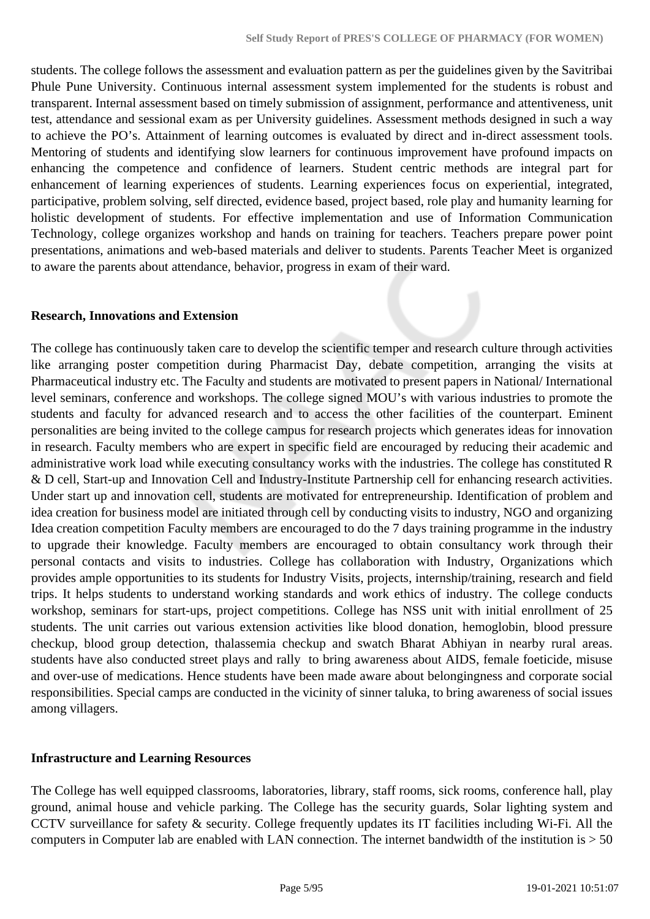students. The college follows the assessment and evaluation pattern as per the guidelines given by the Savitribai Phule Pune University. Continuous internal assessment system implemented for the students is robust and transparent. Internal assessment based on timely submission of assignment, performance and attentiveness, unit test, attendance and sessional exam as per University guidelines. Assessment methods designed in such a way to achieve the PO's. Attainment of learning outcomes is evaluated by direct and in-direct assessment tools. Mentoring of students and identifying slow learners for continuous improvement have profound impacts on enhancing the competence and confidence of learners. Student centric methods are integral part for enhancement of learning experiences of students. Learning experiences focus on experiential, integrated, participative, problem solving, self directed, evidence based, project based, role play and humanity learning for holistic development of students. For effective implementation and use of Information Communication Technology, college organizes workshop and hands on training for teachers. Teachers prepare power point presentations, animations and web-based materials and deliver to students. Parents Teacher Meet is organized to aware the parents about attendance, behavior, progress in exam of their ward.

**Research, Innovations and Extension**

The college has continuously taken care to develop the scientific temper and research culture through activities like arranging poster competition during Pharmacist Day, debate competition, arranging the visits at Pharmaceutical industry etc. The Faculty and students are motivated to present papers in National/ International level seminars, conference and workshops. The college signed MOU's with various industries to promote the students and faculty for advanced research and to access the other facilities of the counterpart. Eminent personalities are being invited to the college campus for research projects which generates ideas for innovation in research. Faculty members who are expert in specific field are encouraged by reducing their academic and administrative work load while executing consultancy works with the industries. The college has constituted R & D cell, Start-up and Innovation Cell and Industry-Institute Partnership cell for enhancing research activities. Under start up and innovation cell, students are motivated for entrepreneurship. Identification of problem and idea creation for business model are initiated through cell by conducting visits to industry, NGO and organizing Idea creation competition Faculty members are encouraged to do the 7 days training programme in the industry to upgrade their knowledge. Faculty members are encouraged to obtain consultancy work through their personal contacts and visits to industries. College has collaboration with Industry, Organizations which provides ample opportunities to its students for Industry Visits, projects, internship/training, research and field trips. It helps students to understand working standards and work ethics of industry. The college conducts workshop, seminars for start-ups, project competitions. College has NSS unit with initial enrollment of 25 students. The unit carries out various extension activities like blood donation, hemoglobin, blood pressure checkup, blood group detection, thalassemia checkup and swatch Bharat Abhiyan in nearby rural areas. students have also conducted street plays and rally to bring awareness about AIDS, female foeticide, misuse and over-use of medications. Hence students have been made aware about belongingness and corporate social responsibilities. Special camps are conducted in the vicinity of sinner taluka, to bring awareness of social issues among villagers.

**Infrastructure and Learning Resources**

The College has well equipped classrooms, laboratories, library, staff rooms, sick rooms, conference hall, play ground, animal house and vehicle parking. The College has the security guards, Solar lighting system and CCTV surveillance for safety & security. College frequently updates its IT facilities including Wi-Fi. All the computers in Computer lab are enabled with LAN connection. The internet bandwidth of the institution is > 50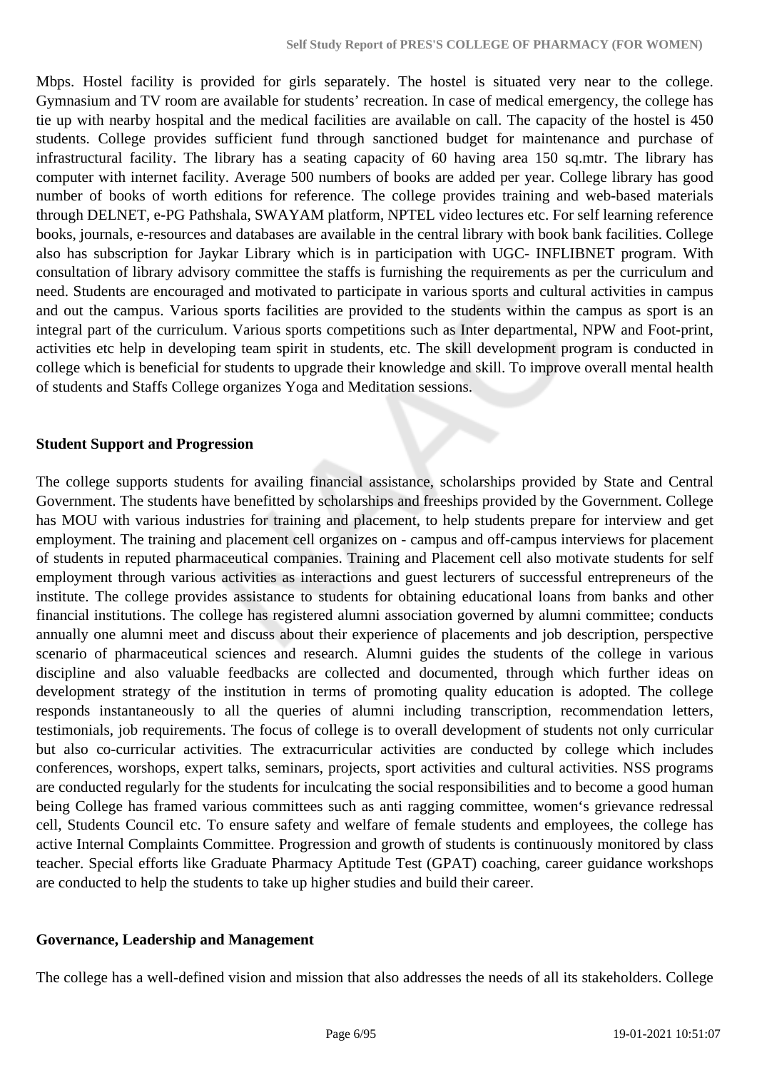Mbps. Hostel facility is provided for girls separately. The hostel is situated very near to the college. Gymnasium and TV room are available for students' recreation. In case of medical emergency, the college has tie up with nearby hospital and the medical facilities are available on call. The capacity of the hostel is 450 students. College provides sufficient fund through sanctioned budget for maintenance and purchase of infrastructural facility. The library has a seating capacity of 60 having area 150 sq.mtr. The library has computer with internet facility. Average 500 numbers of books are added per year. College library has good number of books of worth editions for reference. The college provides training and web-based materials through DELNET, e-PG Pathshala, SWAYAM platform, NPTEL video lectures etc. For self learning reference books, journals, e-resources and databases are available in the central library with book bank facilities. College also has subscription for Jaykar Library which is in participation with UGC- INFLIBNET program. With consultation of library advisory committee the staffs is furnishing the requirements as per the curriculum and need. Students are encouraged and motivated to participate in various sports and cultural activities in campus and out the campus. Various sports facilities are provided to the students within the campus as sport is an integral part of the curriculum. Various sports competitions such as Inter departmental, NPW and Foot-print, activities etc help in developing team spirit in students, etc. The skill development program is conducted in college which is beneficial for students to upgrade their knowledge and skill. To improve overall mental health of students and Staffs College organizes Yoga and Meditation sessions.

**Student Support and Progression**

The college supports students for availing financial assistance, scholarships provided by State and Central Government. The students have benefitted by scholarships and freeships provided by the Government. College has MOU with various industries for training and placement, to help students prepare for interview and get employment. The training and placement cell organizes on - campus and off-campus interviews for placement of students in reputed pharmaceutical companies. Training and Placement cell also motivate students for self employment through various activities as interactions and guest lecturers of successful entrepreneurs of the institute. The college provides assistance to students for obtaining educational loans from banks and other financial institutions. The college has registered alumni association governed by alumni committee; conducts annually one alumni meet and discuss about their experience of placements and job description, perspective scenario of pharmaceutical sciences and research. Alumni guides the students of the college in various discipline and also valuable feedbacks are collected and documented, through which further ideas on development strategy of the institution in terms of promoting quality education is adopted. The college responds instantaneously to all the queries of alumni including transcription, recommendation letters, testimonials, job requirements. The focus of college is to overall development of students not only curricular but also co-curricular activities. The extracurricular activities are conducted by college which includes conferences, worshops, expert talks, seminars, projects, sport activities and cultural activities. NSS programs are conducted regularly for the students for inculcating the social responsibilities and to become a good human being College has framed various committees such as anti ragging committee, women's grievance redressal cell, Students Council etc. To ensure safety and welfare of female students and employees, the college has active Internal Complaints Committee. Progression and growth of students is continuously monitored by class teacher. Special efforts like Graduate Pharmacy Aptitude Test (GPAT) coaching, career guidance workshops are conducted to help the students to take up higher studies and build their career.

**Governance, Leadership and Management**

The college has a well-defined vision and mission that also addresses the needs of all its stakeholders. College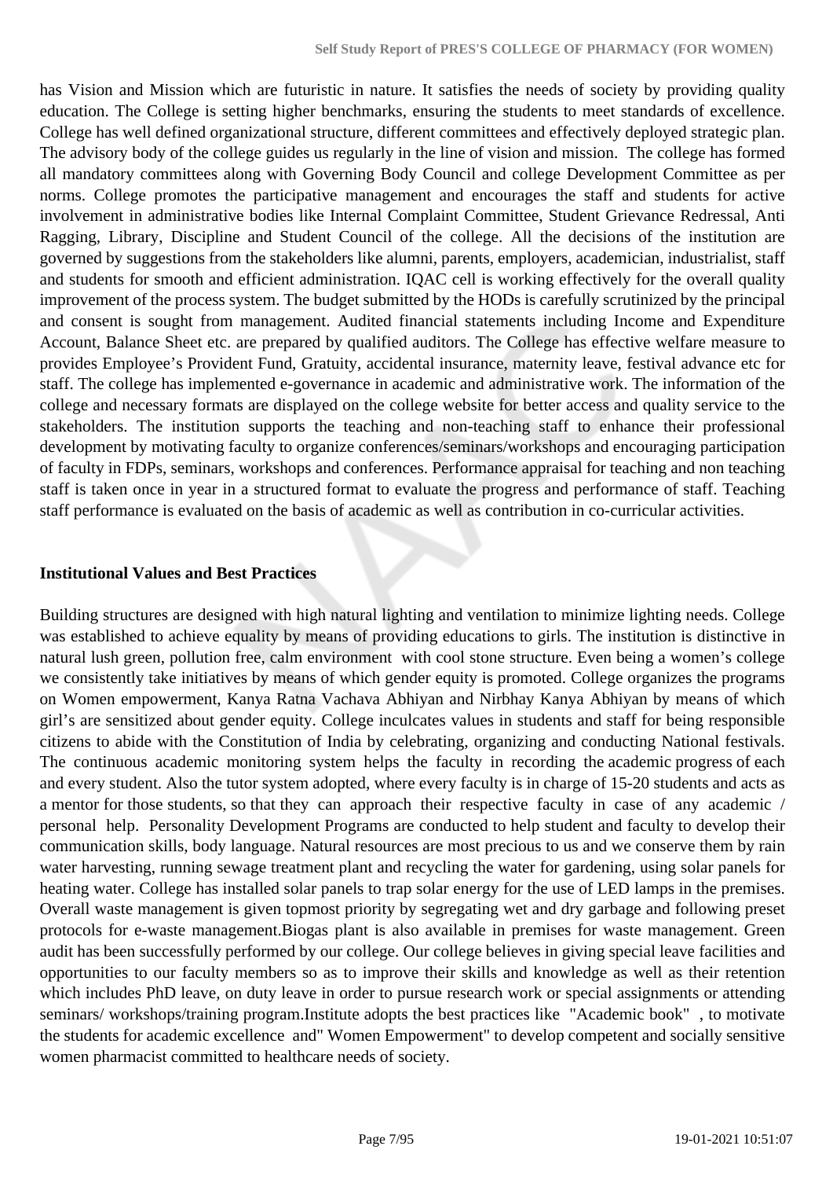has Vision and Mission which are futuristic in nature. It satisfies the needs of society by providing quality education. The College is setting higher benchmarks, ensuring the students to meet standards of excellence. College has well defined organizational structure, different committees and effectively deployed strategic plan. The advisory body of the college guides us regularly in the line of vision and mission. The college has formed all mandatory committees along with Governing Body Council and college Development Committee as per norms. College promotes the participative management and encourages the staff and students for active involvement in administrative bodies like Internal Complaint Committee, Student Grievance Redressal, Anti Ragging, Library, Discipline and Student Council of the college. All the decisions of the institution are governed by suggestions from the stakeholders like alumni, parents, employers, academician, industrialist, staff and students for smooth and efficient administration. IQAC cell is working effectively for the overall quality improvement of the process system. The budget submitted by the HODs is carefully scrutinized by the principal and consent is sought from management. Audited financial statements including Income and Expenditure Account, Balance Sheet etc. are prepared by qualified auditors. The College has effective welfare measure to provides Employee's Provident Fund, Gratuity, accidental insurance, maternity leave, festival advance etc for staff. The college has implemented e-governance in academic and administrative work. The information of the college and necessary formats are displayed on the college website for better access and quality service to the stakeholders. The institution supports the teaching and non-teaching staff to enhance their professional development by motivating faculty to organize conferences/seminars/workshops and encouraging participation of faculty in FDPs, seminars, workshops and conferences. Performance appraisal for teaching and non teaching staff is taken once in year in a structured format to evaluate the progress and performance of staff. Teaching staff performance is evaluated on the basis of academic as well as contribution in co-curricular activities.

**Institutional Values and Best Practices**

Building structures are designed with high natural lighting and ventilation to minimize lighting needs. College was established to achieve equality by means of providing educations to girls. The institution is distinctive in natural lush green, pollution free, calm environment with cool stone structure. Even being a women's college we consistently take initiatives by means of which gender equity is promoted. College organizes the programs on Women empowerment, Kanya Ratna Vachava Abhiyan and Nirbhay Kanya Abhiyan by means of which girl's are sensitized about gender equity. College inculcates values in students and staff for being responsible citizens to abide with the Constitution of India by celebrating, organizing and conducting National festivals. The continuous academic monitoring system helps the faculty in recording the academic progress of each and every student. Also the tutor system adopted, where every faculty is in charge of 15-20 students and acts as a mentor for those students, so that they can approach their respective faculty in case of any academic / personal help. Personality Development Programs are conducted to help student and faculty to develop their communication skills, body language. Natural resources are most precious to us and we conserve them by rain water harvesting, running sewage treatment plant and recycling the water for gardening, using solar panels for heating water. College has installed solar panels to trap solar energy for the use of LED lamps in the premises. Overall waste management is given topmost priority by segregating wet and dry garbage and following preset protocols for e-waste management.Biogas plant is also available in premises for waste management. Green audit has been successfully performed by our college. Our college believes in giving special leave facilities and opportunities to our faculty members so as to improve their skills and knowledge as well as their retention which includes PhD leave, on duty leave in order to pursue research work or special assignments or attending seminars/ workshops/training program.Institute adopts the best practices like "Academic book" , to motivate the students for academic excellence and" Women Empowerment" to develop competent and socially sensitive women pharmacist committed to healthcare needs of society.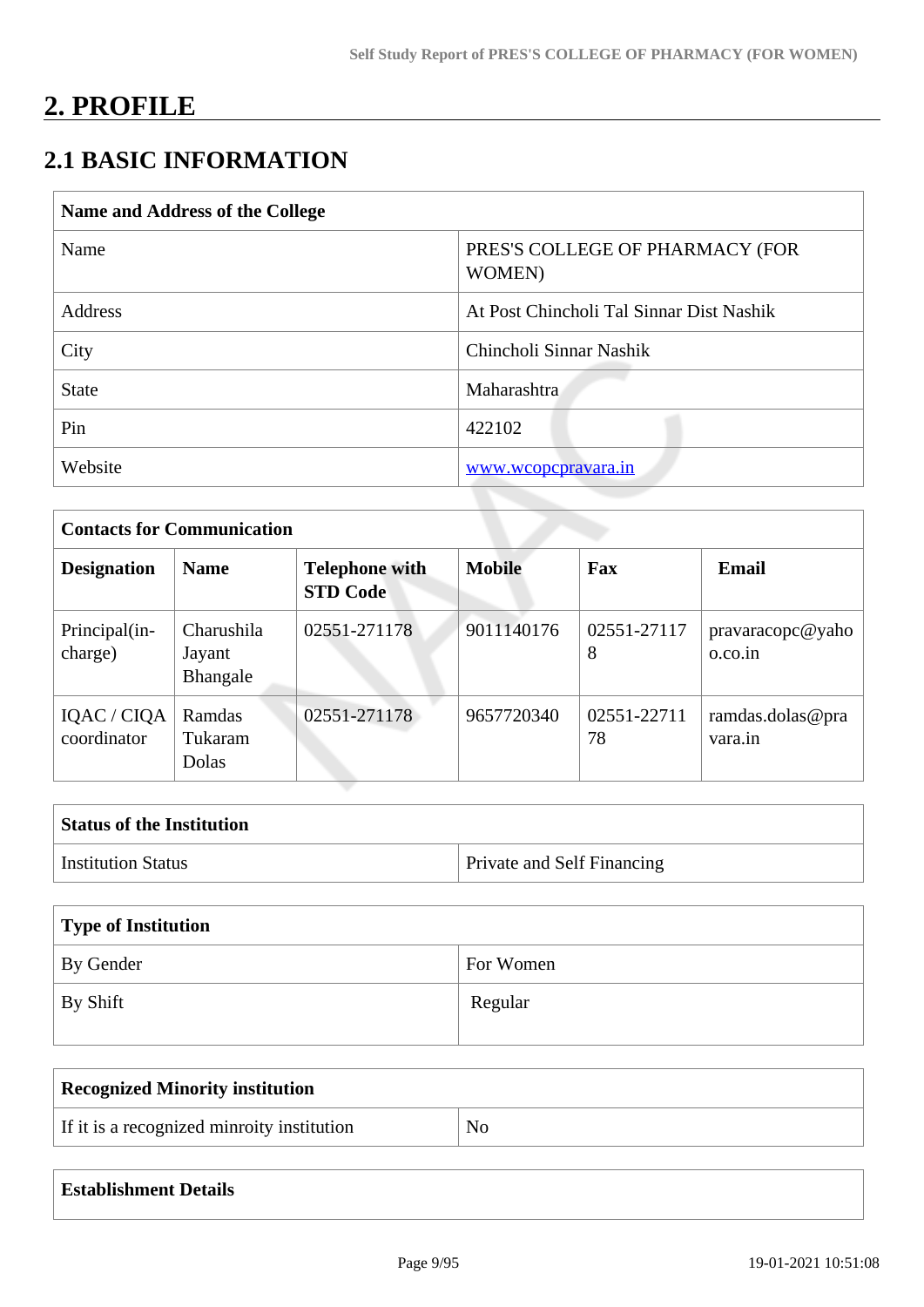# 2. PROFILE

## 2.1 BASIC INFORMATION

| Name and Address of the College | |
|---|---|
| Name | PRES'S COLLEGE OF PHARMACY (FOR WOMEN) |
| Address | At Post Chincholi Tal Sinnar Dist Nashik |
| City | Chincholi Sinnar Nashik |
| State | Maharashtra |
| Pin | 422102 |
| Website | www.wcopcpravara.in |

| Contacts for Communication | | | | | |
|---|---|---|---|---|---|
| **Designation** | **Name** | **Telephone with STD Code** | **Mobile** | **Fax** | **Email** |
| Principal(in-charge) | Charushila Jayant Bhangale | 02551-271178 | 9011140176 | 02551-271178 | pravaracopc@yahoo.co.in |
| IQAC / CIQA coordinator | Ramdas Tukaram Dolas | 02551-271178 | 9657720340 | 02551-2271178 | ramdas.dolas@pravara.in |

| Status of the Institution | |
|---|---|
| Institution Status | Private and Self Financing |

| Type of Institution | |
|---|---|
| By Gender | For Women |
| By Shift | Regular |

| Recognized Minority institution | |
|---|---|
| If it is a recognized minroity institution | No |

| Establishment Details |
|---|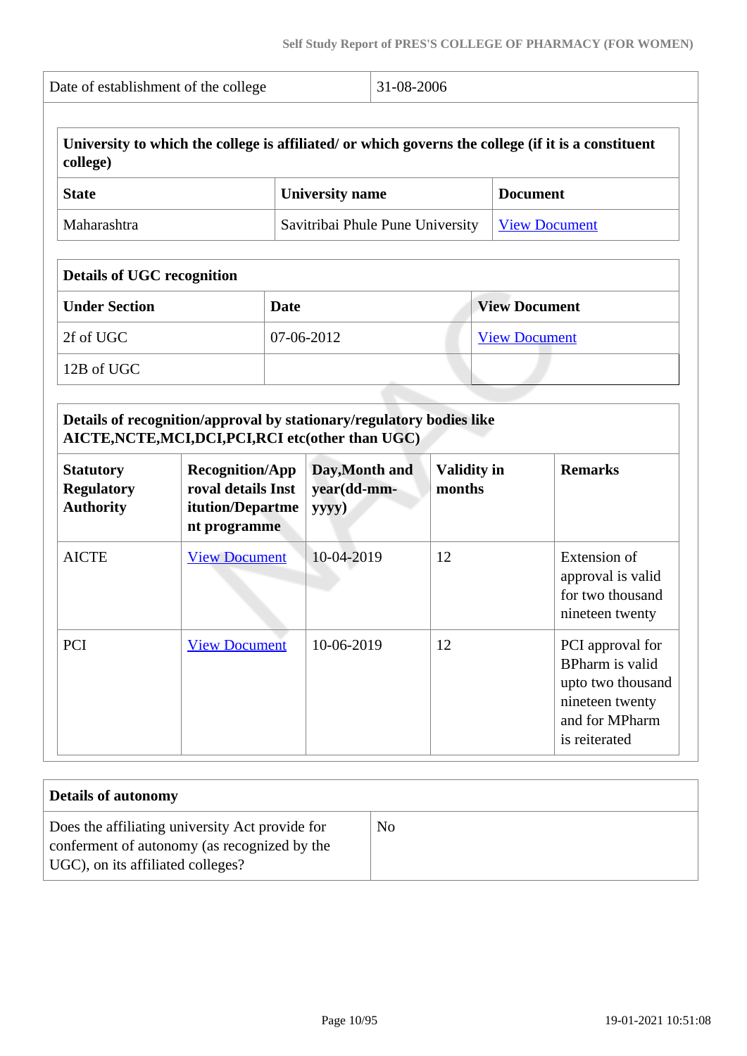| Date of establishment of the college | 31-08-2006 |
|---|---|

| University to which the college is affiliated/ or which governs the college (if it is a constituent college) | | |
|---|---|---|
| **State** | **University name** | **Document** |
| Maharashtra | Savitribai Phule Pune University | View Document |

| Details of UGC recognition | | |
|---|---|---|
| **Under Section** | **Date** | **View Document** |
| 2f of UGC | 07-06-2012 | View Document |
| 12B of UGC | | |

| Details of recognition/approval by stationary/regulatory bodies like AICTE,NCTE,MCI,DCI,PCI,RCI etc(other than UGC) | | | | |
|---|---|---|---|---|
| **Statutory Regulatory Authority** | **Recognition/Approval details Institution/Department programme** | **Day,Month and year(dd-mm-yyyy)** | **Validity in months** | **Remarks** |
| AICTE | View Document | 10-04-2019 | 12 | Extension of approval is valid for two thousand nineteen twenty |
| PCI | View Document | 10-06-2019 | 12 | PCI approval for BPharm is valid upto two thousand nineteen twenty and for MPharm is reiterated |

| Details of autonomy | |
|---|---|
| Does the affiliating university Act provide for conferment of autonomy (as recognized by the UGC), on its affiliated colleges? | No |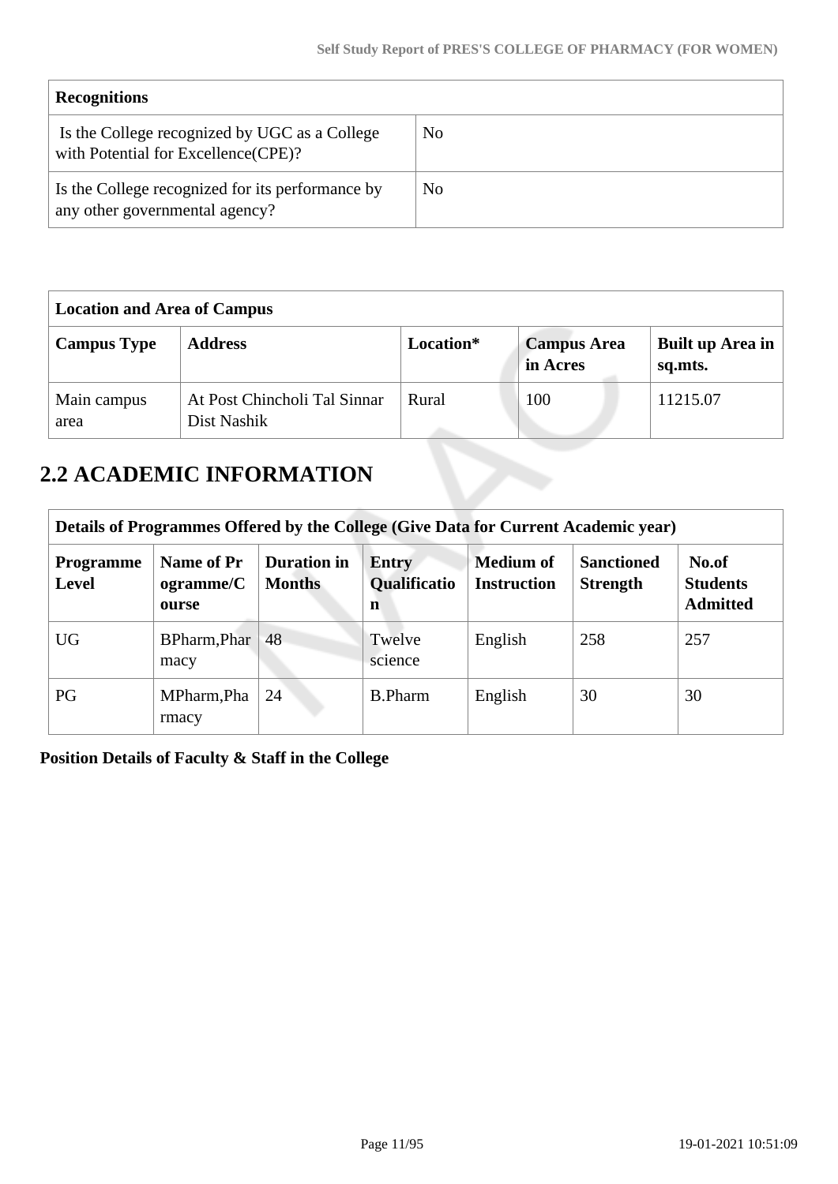| Recognitions | |
|---|---|
| Is the College recognized by UGC as a College with Potential for Excellence(CPE)? | No |
| Is the College recognized for its performance by any other governmental agency? | No |

| Location and Area of Campus | | | | |
|---|---|---|---|---|
| **Campus Type** | **Address** | **Location*** | **Campus Area in Acres** | **Built up Area in sq.mts.** |
| Main campus area | At Post Chincholi Tal Sinnar Dist Nashik | Rural | 100 | 11215.07 |

## 2.2 ACADEMIC INFORMATION

| Details of Programmes Offered by the College (Give Data for Current Academic year) | | | | | | |
|---|---|---|---|---|---|---|
| **Programme Level** | **Name of Programme/Course** | **Duration in Months** | **Entry Qualification** | **Medium of Instruction** | **Sanctioned Strength** | **No.of Students Admitted** |
| UG | BPharm,Pharmacy | 48 | Twelve science | English | 258 | 257 |
| PG | MPharm,Pharmacy | 24 | B.Pharm | English | 30 | 30 |

**Position Details of Faculty & Staff in the College**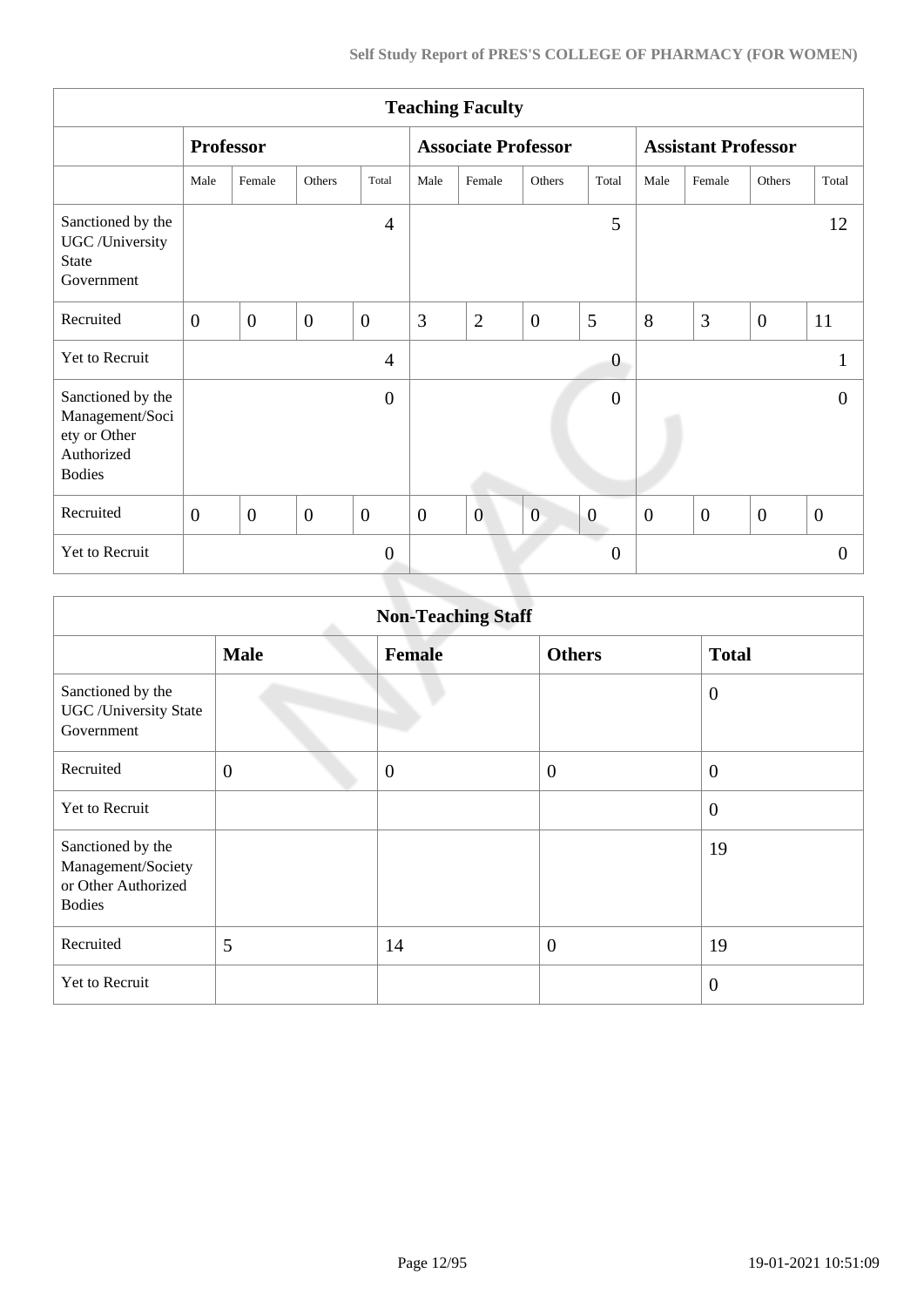| Teaching Faculty | | | | | | | | | | | | |
|---|---|---|---|---|---|---|---|---|---|---|---|---|
| | Professor | | | | Associate Professor | | | | Assistant Professor | | | |
| | Male | Female | Others | Total | Male | Female | Others | Total | Male | Female | Others | Total |
| Sanctioned by the UGC /University State Government | | | | 4 | | | | 5 | | | | 12 |
| Recruited | 0 | 0 | 0 | 0 | 3 | 2 | 0 | 5 | 8 | 3 | 0 | 11 |
| Yet to Recruit | | | | 4 | | | | 0 | | | | 1 |
| Sanctioned by the Management/Society or Other Authorized Bodies | | | | 0 | | | | 0 | | | | 0 |
| Recruited | 0 | 0 | 0 | 0 | 0 | 0 | 0 | 0 | 0 | 0 | 0 | 0 |
| Yet to Recruit | | | | 0 | | | | 0 | | | | 0 |

| Non-Teaching Staff | | | | |
|---|---|---|---|---|
| | Male | Female | Others | Total |
| Sanctioned by the UGC /University State Government | | | | 0 |
| Recruited | 0 | 0 | 0 | 0 |
| Yet to Recruit | | | | 0 |
| Sanctioned by the Management/Society or Other Authorized Bodies | | | | 19 |
| Recruited | 5 | 14 | 0 | 19 |
| Yet to Recruit | | | | 0 |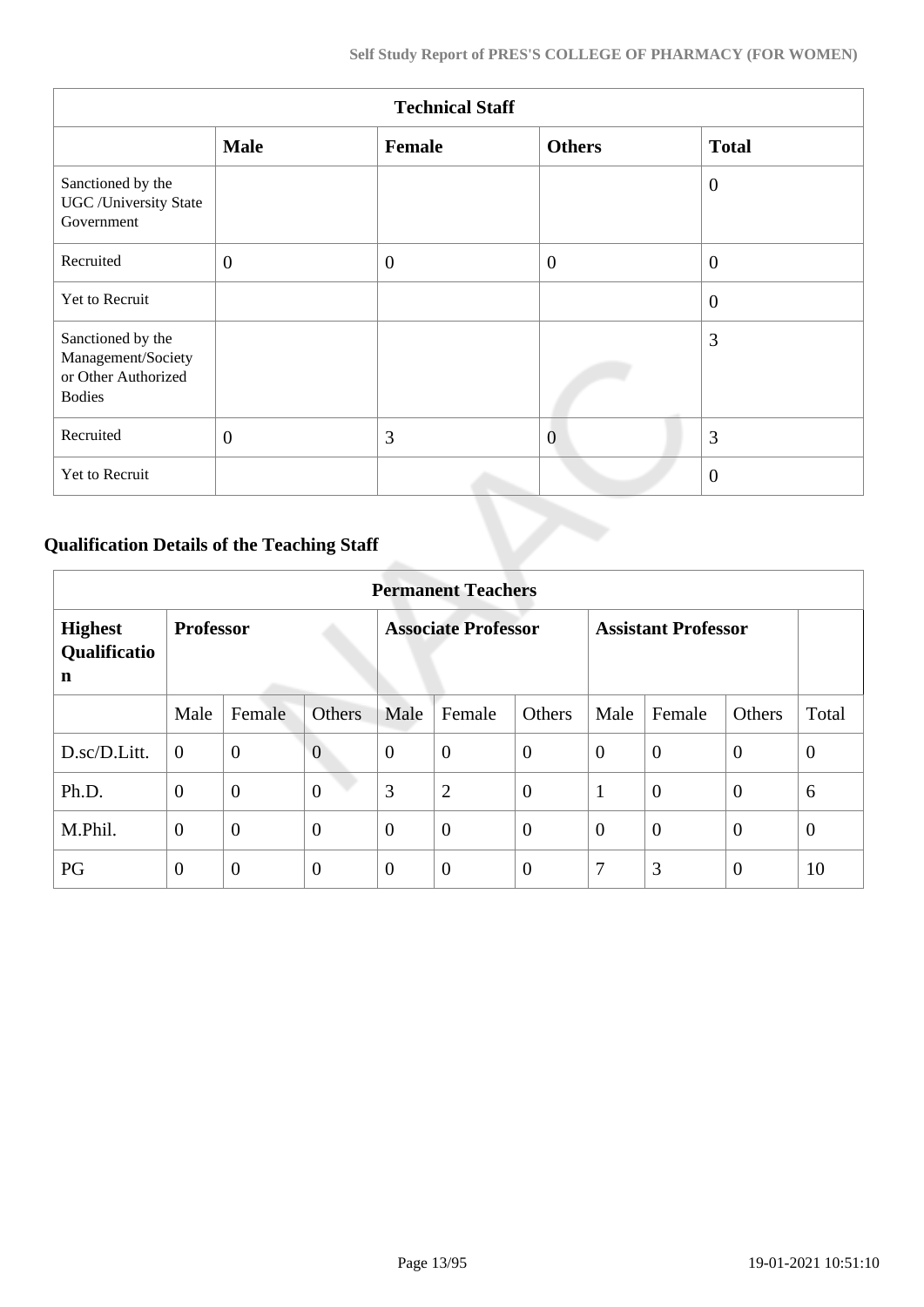| Technical Staff | | | | |
|---|---|---|---|---|
| | **Male** | **Female** | **Others** | **Total** |
| Sanctioned by the UGC /University State Government | | | | 0 |
| Recruited | 0 | 0 | 0 | 0 |
| Yet to Recruit | | | | 0 |
| Sanctioned by the Management/Society or Other Authorized Bodies | | | | 3 |
| Recruited | 0 | 3 | 0 | 3 |
| Yet to Recruit | | | | 0 |

## Qualification Details of the Teaching Staff

| Permanent Teachers | | | | | | | | | | |
|---|---|---|---|---|---|---|---|---|---|---|
| **Highest Qualification** | **Professor** | | | **Associate Professor** | | | **Assistant Professor** | | | |
| | Male | Female | Others | Male | Female | Others | Male | Female | Others | Total |
| D.sc/D.Litt. | 0 | 0 | 0 | 0 | 0 | 0 | 0 | 0 | 0 | 0 |
| Ph.D. | 0 | 0 | 0 | 3 | 2 | 0 | 1 | 0 | 0 | 6 |
| M.Phil. | 0 | 0 | 0 | 0 | 0 | 0 | 0 | 0 | 0 | 0 |
| PG | 0 | 0 | 0 | 0 | 0 | 0 | 7 | 3 | 0 | 10 |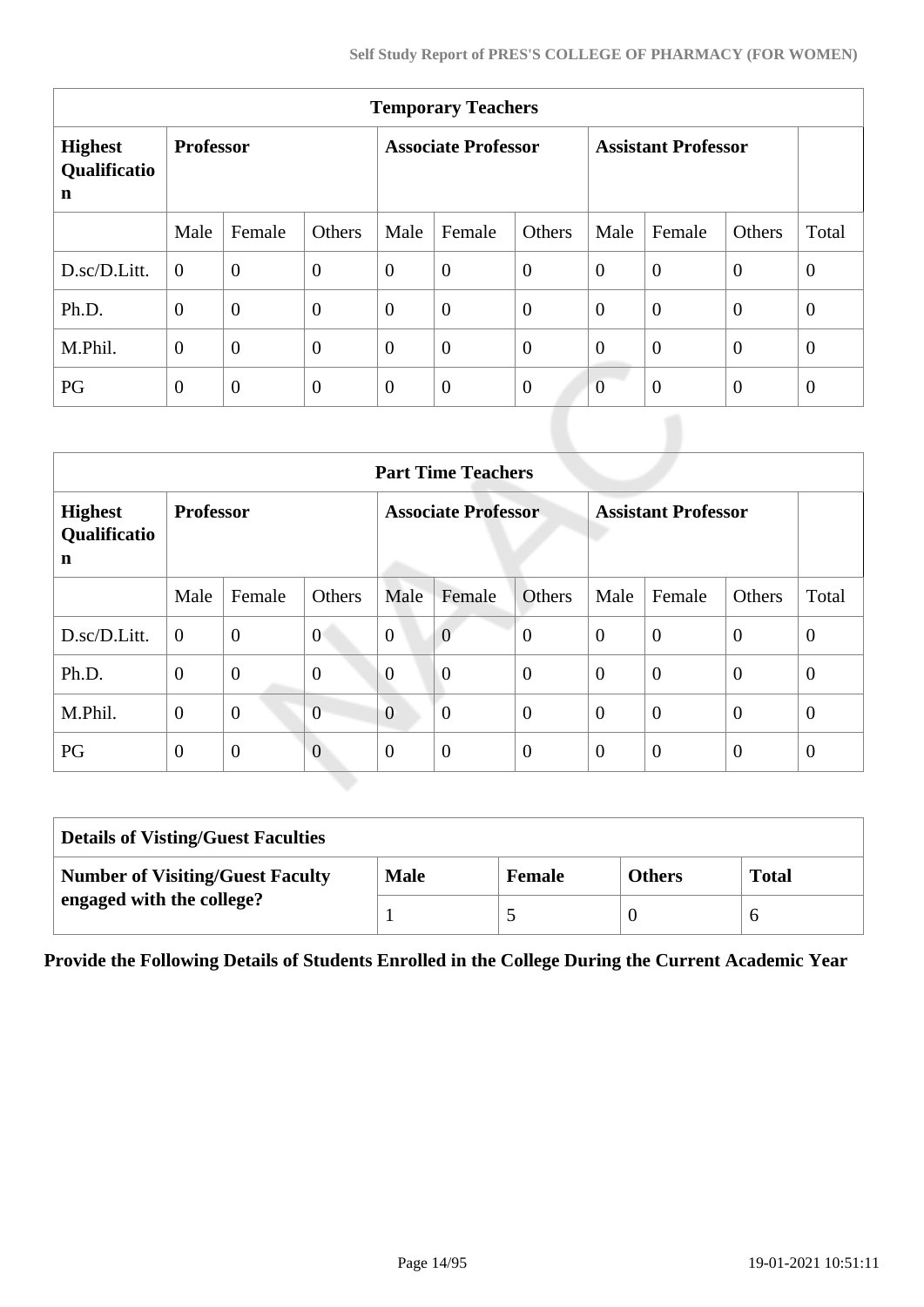| Temporary Teachers | | | | | | | | | | |
|---|---|---|---|---|---|---|---|---|---|---|
| **Highest Qualification** | **Professor** | | | **Associate Professor** | | | **Assistant Professor** | | | |
| | Male | Female | Others | Male | Female | Others | Male | Female | Others | Total |
| D.sc/D.Litt. | 0 | 0 | 0 | 0 | 0 | 0 | 0 | 0 | 0 | 0 |
| Ph.D. | 0 | 0 | 0 | 0 | 0 | 0 | 0 | 0 | 0 | 0 |
| M.Phil. | 0 | 0 | 0 | 0 | 0 | 0 | 0 | 0 | 0 | 0 |
| PG | 0 | 0 | 0 | 0 | 0 | 0 | 0 | 0 | 0 | 0 |

| Part Time Teachers | | | | | | | | | | |
|---|---|---|---|---|---|---|---|---|---|---|
| **Highest Qualification** | **Professor** | | | **Associate Professor** | | | **Assistant Professor** | | | |
| | Male | Female | Others | Male | Female | Others | Male | Female | Others | Total |
| D.sc/D.Litt. | 0 | 0 | 0 | 0 | 0 | 0 | 0 | 0 | 0 | 0 |
| Ph.D. | 0 | 0 | 0 | 0 | 0 | 0 | 0 | 0 | 0 | 0 |
| M.Phil. | 0 | 0 | 0 | 0 | 0 | 0 | 0 | 0 | 0 | 0 |
| PG | 0 | 0 | 0 | 0 | 0 | 0 | 0 | 0 | 0 | 0 |

| Details of Visting/Guest Faculties | | | | |
|---|---|---|---|---|
| **Number of Visiting/Guest Faculty engaged with the college?** | **Male** | **Female** | **Others** | **Total** |
| | 1 | 5 | 0 | 6 |

**Provide the Following Details of Students Enrolled in the College During the Current Academic Year**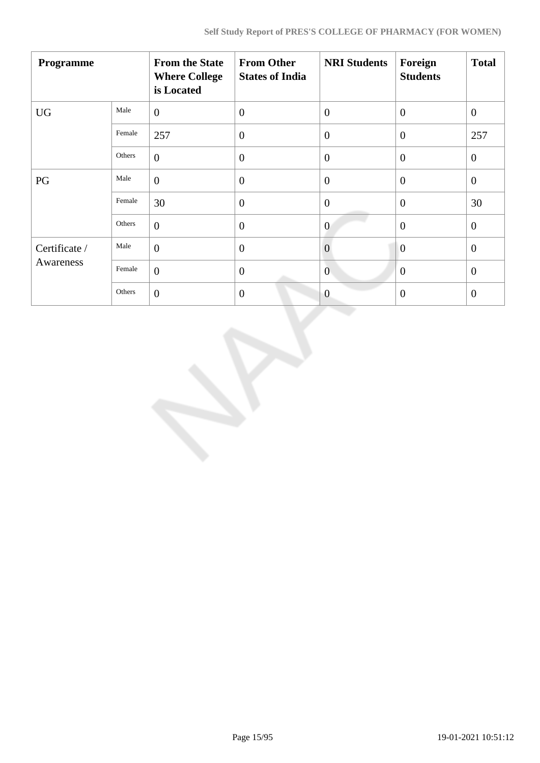| Programme | | From the State Where College is Located | From Other States of India | NRI Students | Foreign Students | Total |
|---|---|---|---|---|---|---|
| UG | Male | 0 | 0 | 0 | 0 | 0 |
| | Female | 257 | 0 | 0 | 0 | 257 |
| | Others | 0 | 0 | 0 | 0 | 0 |
| PG | Male | 0 | 0 | 0 | 0 | 0 |
| | Female | 30 | 0 | 0 | 0 | 30 |
| | Others | 0 | 0 | 0 | 0 | 0 |
| Certificate / Awareness | Male | 0 | 0 | 0 | 0 | 0 |
| | Female | 0 | 0 | 0 | 0 | 0 |
| | Others | 0 | 0 | 0 | 0 | 0 |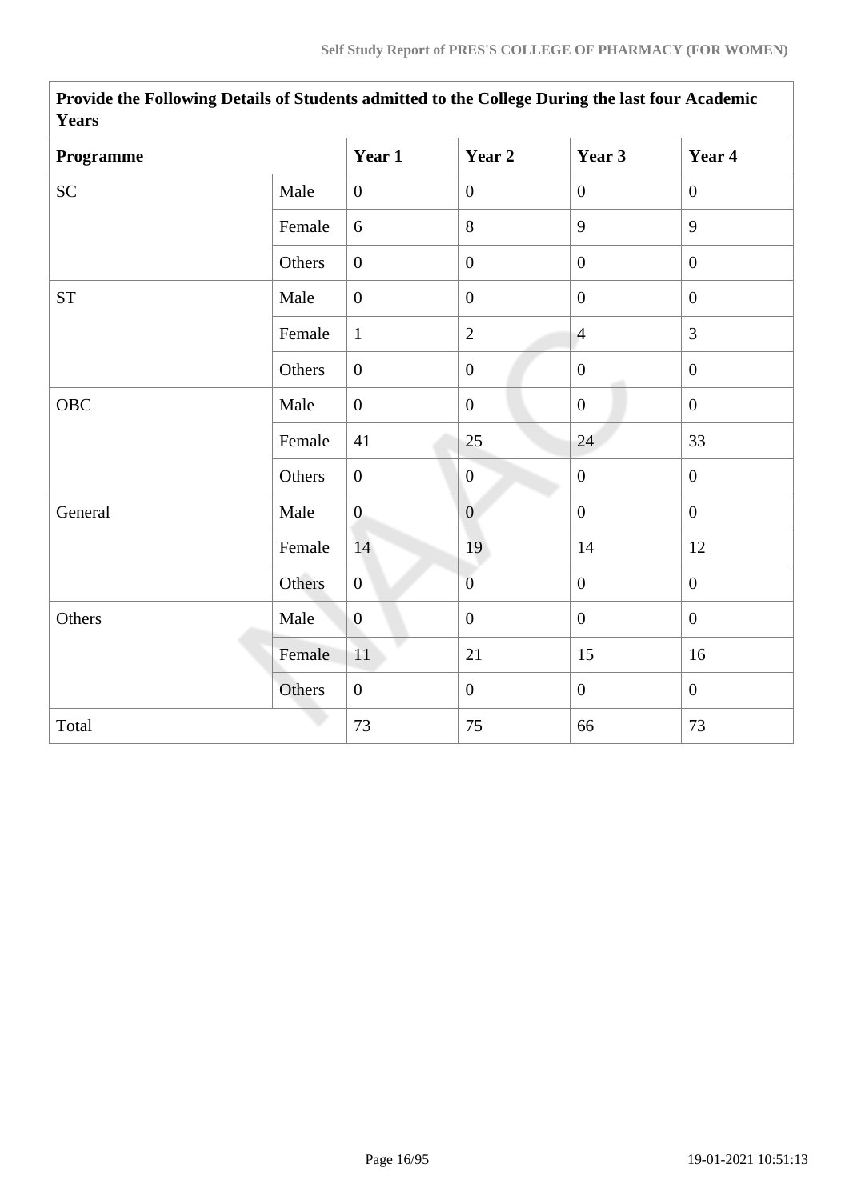| Provide the Following Details of Students admitted to the College During the last four Academic Years | | | | | |
|---|---|---|---|---|---|
| **Programme** | | **Year 1** | **Year 2** | **Year 3** | **Year 4** |
| SC | Male | 0 | 0 | 0 | 0 |
| | Female | 6 | 8 | 9 | 9 |
| | Others | 0 | 0 | 0 | 0 |
| ST | Male | 0 | 0 | 0 | 0 |
| | Female | 1 | 2 | 4 | 3 |
| | Others | 0 | 0 | 0 | 0 |
| OBC | Male | 0 | 0 | 0 | 0 |
| | Female | 41 | 25 | 24 | 33 |
| | Others | 0 | 0 | 0 | 0 |
| General | Male | 0 | 0 | 0 | 0 |
| | Female | 14 | 19 | 14 | 12 |
| | Others | 0 | 0 | 0 | 0 |
| Others | Male | 0 | 0 | 0 | 0 |
| | Female | 11 | 21 | 15 | 16 |
| | Others | 0 | 0 | 0 | 0 |
| Total | | 73 | 75 | 66 | 73 |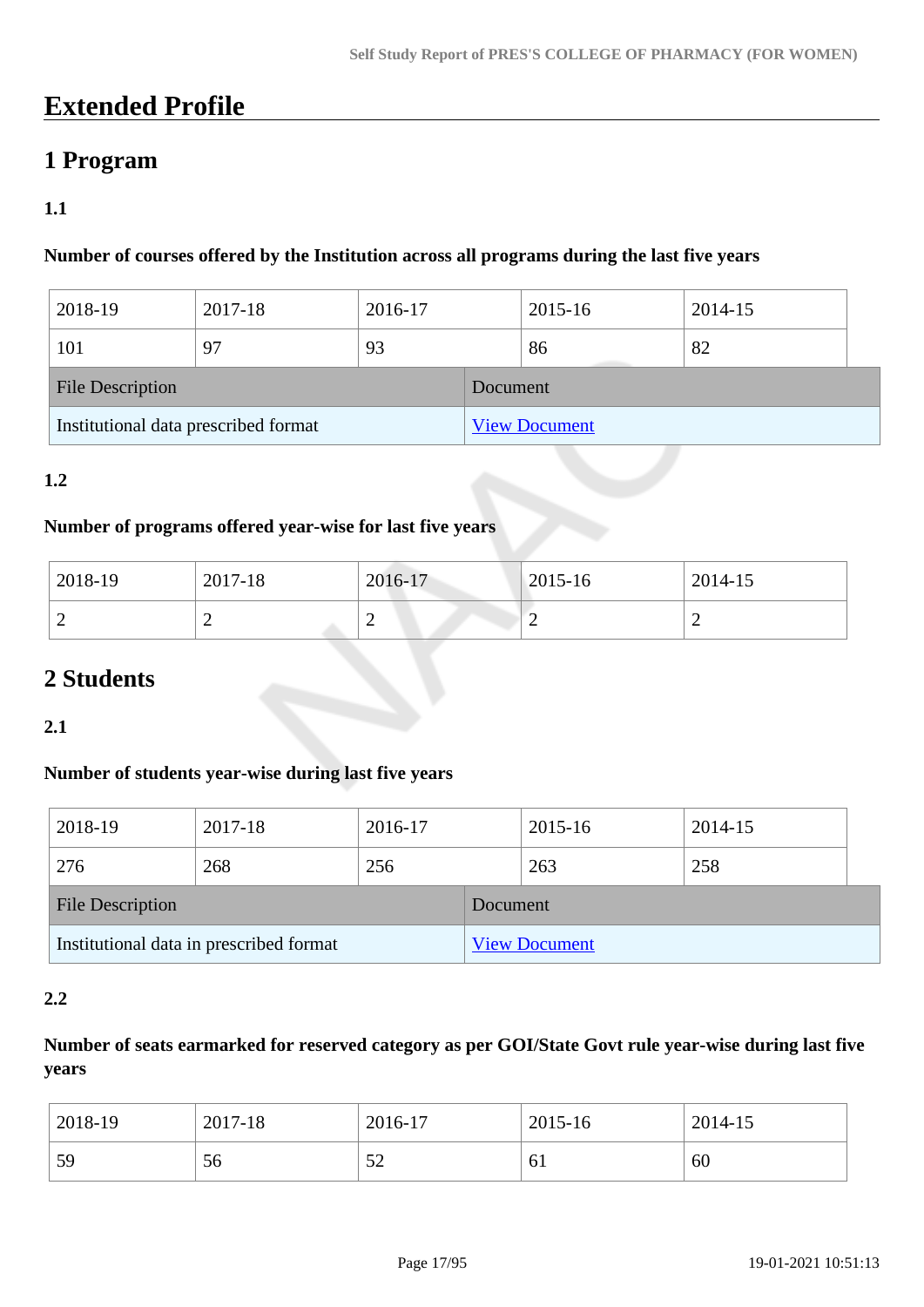# Extended Profile

## 1 Program

### 1.1

**Number of courses offered by the Institution across all programs during the last five years**

| 2018-19 | 2017-18 | 2016-17 | 2015-16 | 2014-15 |
|---|---|---|---|---|
| 101 | 97 | 93 | 86 | 82 |

| File Description | Document |
|---|---|
| Institutional data prescribed format | View Document |

### 1.2

**Number of programs offered year-wise for last five years**

| 2018-19 | 2017-18 | 2016-17 | 2015-16 | 2014-15 |
|---|---|---|---|---|
| 2 | 2 | 2 | 2 | 2 |

## 2 Students

### 2.1

**Number of students year-wise during last five years**

| 2018-19 | 2017-18 | 2016-17 | 2015-16 | 2014-15 |
|---|---|---|---|---|
| 276 | 268 | 256 | 263 | 258 |

| File Description | Document |
|---|---|
| Institutional data in prescribed format | View Document |

### 2.2

**Number of seats earmarked for reserved category as per GOI/State Govt rule year-wise during last five years**

| 2018-19 | 2017-18 | 2016-17 | 2015-16 | 2014-15 |
|---|---|---|---|---|
| 59 | 56 | 52 | 61 | 60 |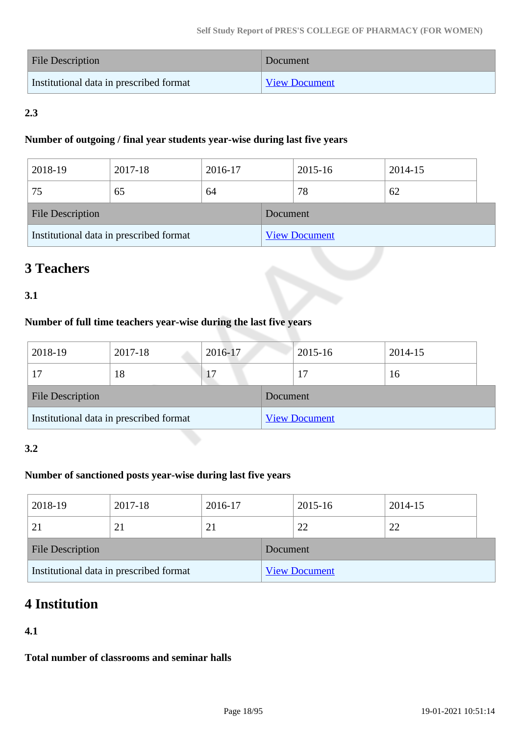| File Description | Document |
|---|---|
| Institutional data in prescribed format | View Document |

**2.3**

**Number of outgoing / final year students year-wise during last five years**

| 2018-19 | 2017-18 | 2016-17 | 2015-16 | 2014-15 |
|---|---|---|---|---|
| 75 | 65 | 64 | 78 | 62 |

| File Description | Document |
|---|---|
| Institutional data in prescribed format | View Document |

## 3 Teachers

**3.1**

**Number of full time teachers year-wise during the last five years**

| 2018-19 | 2017-18 | 2016-17 | 2015-16 | 2014-15 |
|---|---|---|---|---|
| 17 | 18 | 17 | 17 | 16 |

| File Description | Document |
|---|---|
| Institutional data in prescribed format | View Document |

**3.2**

**Number of sanctioned posts year-wise during last five years**

| 2018-19 | 2017-18 | 2016-17 | 2015-16 | 2014-15 |
|---|---|---|---|---|
| 21 | 21 | 21 | 22 | 22 |

| File Description | Document |
|---|---|
| Institutional data in prescribed format | View Document |

## 4 Institution

**4.1**

**Total number of classrooms and seminar halls**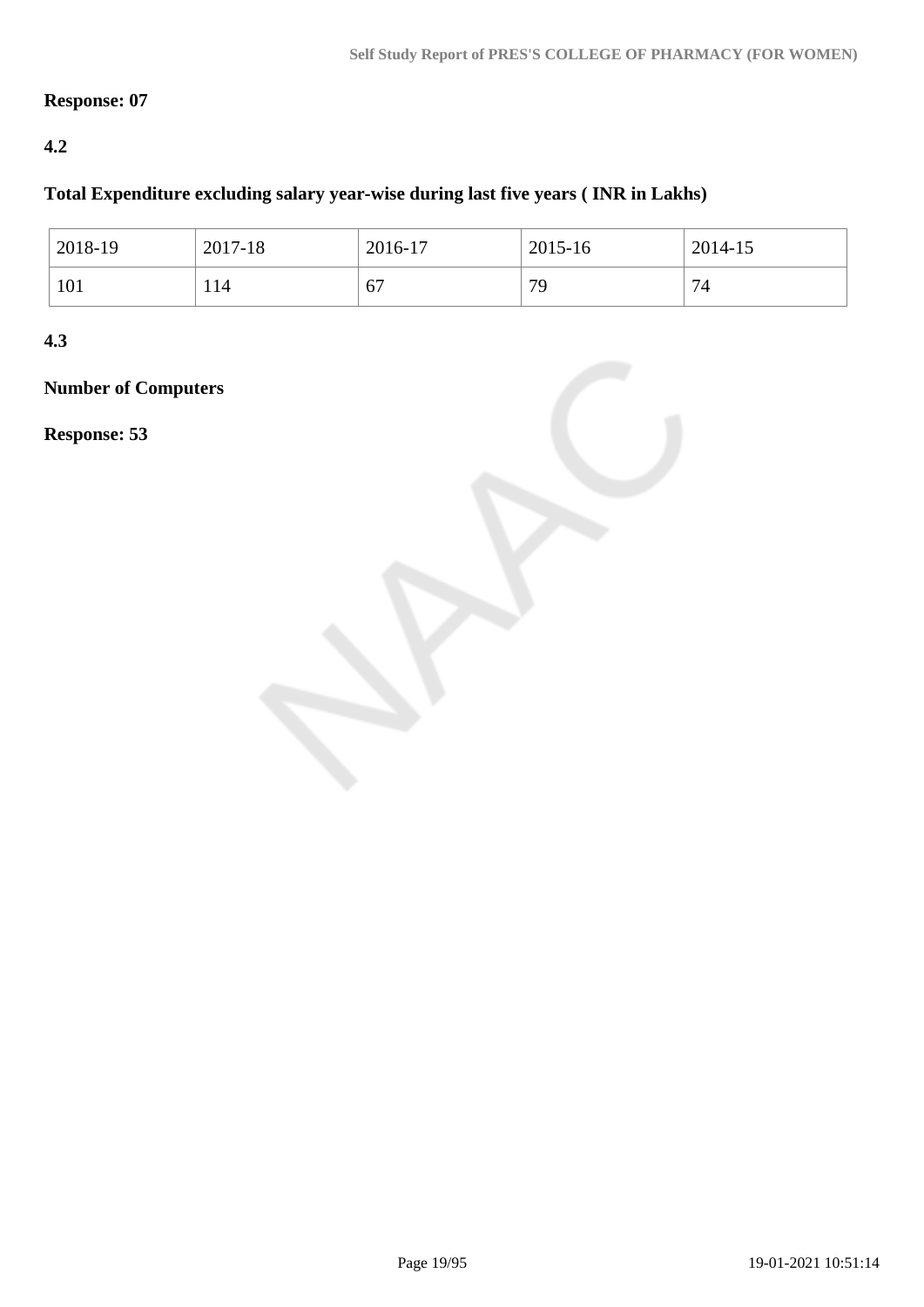**Response: 07**

**4.2**

**Total Expenditure excluding salary year-wise during last five years ( INR in Lakhs)**

| 2018-19 | 2017-18 | 2016-17 | 2015-16 | 2014-15 |
|---|---|---|---|---|
| 101 | 114 | 67 | 79 | 74 |

**4.3**

**Number of Computers**

**Response: 53**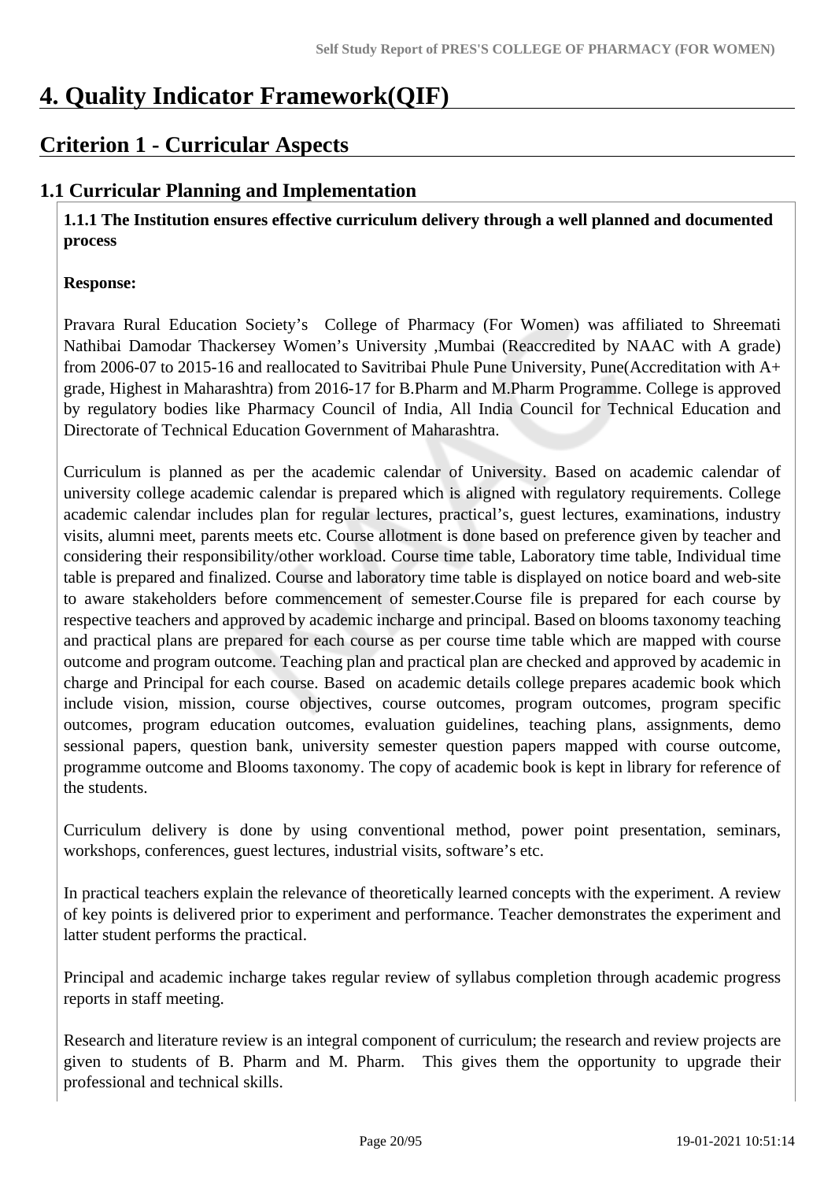# 4. Quality Indicator Framework(QIF)

## Criterion 1 - Curricular Aspects

### 1.1 Curricular Planning and Implementation

**1.1.1 The Institution ensures effective curriculum delivery through a well planned and documented process**

**Response:**

Pravara Rural Education Society's College of Pharmacy (For Women) was affiliated to Shreemati Nathibai Damodar Thackersey Women's University ,Mumbai (Reaccredited by NAAC with A grade) from 2006-07 to 2015-16 and reallocated to Savitribai Phule Pune University, Pune(Accreditation with A+ grade, Highest in Maharashtra) from 2016-17 for B.Pharm and M.Pharm Programme. College is approved by regulatory bodies like Pharmacy Council of India, All India Council for Technical Education and Directorate of Technical Education Government of Maharashtra.

Curriculum is planned as per the academic calendar of University. Based on academic calendar of university college academic calendar is prepared which is aligned with regulatory requirements. College academic calendar includes plan for regular lectures, practical's, guest lectures, examinations, industry visits, alumni meet, parents meets etc. Course allotment is done based on preference given by teacher and considering their responsibility/other workload. Course time table, Laboratory time table, Individual time table is prepared and finalized. Course and laboratory time table is displayed on notice board and web-site to aware stakeholders before commencement of semester.Course file is prepared for each course by respective teachers and approved by academic incharge and principal. Based on blooms taxonomy teaching and practical plans are prepared for each course as per course time table which are mapped with course outcome and program outcome. Teaching plan and practical plan are checked and approved by academic in charge and Principal for each course. Based on academic details college prepares academic book which include vision, mission, course objectives, course outcomes, program outcomes, program specific outcomes, program education outcomes, evaluation guidelines, teaching plans, assignments, demo sessional papers, question bank, university semester question papers mapped with course outcome, programme outcome and Blooms taxonomy. The copy of academic book is kept in library for reference of the students.

Curriculum delivery is done by using conventional method, power point presentation, seminars, workshops, conferences, guest lectures, industrial visits, software's etc.

In practical teachers explain the relevance of theoretically learned concepts with the experiment. A review of key points is delivered prior to experiment and performance. Teacher demonstrates the experiment and latter student performs the practical.

Principal and academic incharge takes regular review of syllabus completion through academic progress reports in staff meeting.

Research and literature review is an integral component of curriculum; the research and review projects are given to students of B. Pharm and M. Pharm. This gives them the opportunity to upgrade their professional and technical skills.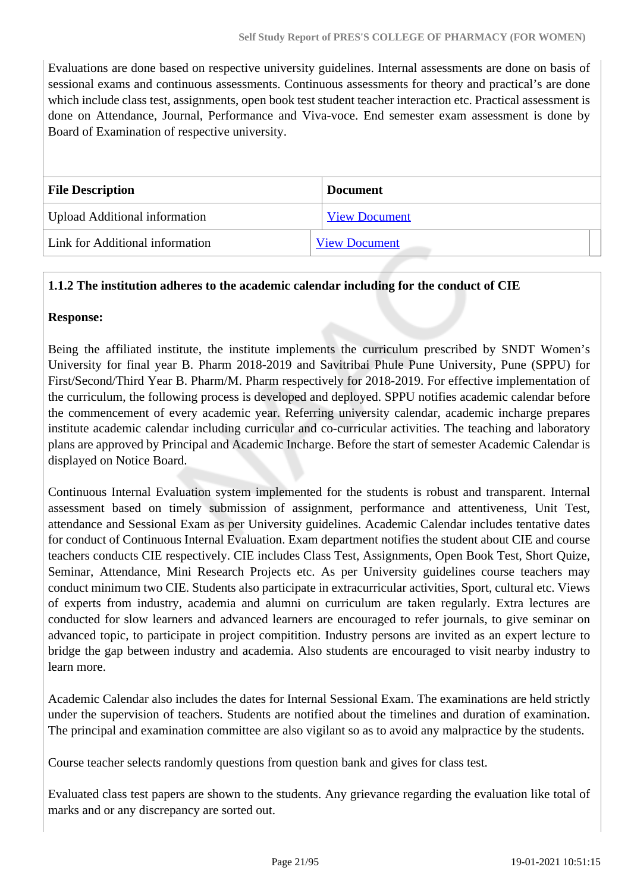Evaluations are done based on respective university guidelines. Internal assessments are done on basis of sessional exams and continuous assessments. Continuous assessments for theory and practical's are done which include class test, assignments, open book test student teacher interaction etc. Practical assessment is done on Attendance, Journal, Performance and Viva-voce. End semester exam assessment is done by Board of Examination of respective university.

| File Description | Document |
|---|---|
| Upload Additional information | View Document |
| Link for Additional information | View Document |

**1.1.2 The institution adheres to the academic calendar including for the conduct of CIE**

**Response:**

Being the affiliated institute, the institute implements the curriculum prescribed by SNDT Women's University for final year B. Pharm 2018-2019 and Savitribai Phule Pune University, Pune (SPPU) for First/Second/Third Year B. Pharm/M. Pharm respectively for 2018-2019. For effective implementation of the curriculum, the following process is developed and deployed. SPPU notifies academic calendar before the commencement of every academic year. Referring university calendar, academic incharge prepares institute academic calendar including curricular and co-curricular activities. The teaching and laboratory plans are approved by Principal and Academic Incharge. Before the start of semester Academic Calendar is displayed on Notice Board.

Continuous Internal Evaluation system implemented for the students is robust and transparent. Internal assessment based on timely submission of assignment, performance and attentiveness, Unit Test, attendance and Sessional Exam as per University guidelines. Academic Calendar includes tentative dates for conduct of Continuous Internal Evaluation. Exam department notifies the student about CIE and course teachers conducts CIE respectively. CIE includes Class Test, Assignments, Open Book Test, Short Quize, Seminar, Attendance, Mini Research Projects etc. As per University guidelines course teachers may conduct minimum two CIE. Students also participate in extracurricular activities, Sport, cultural etc. Views of experts from industry, academia and alumni on curriculum are taken regularly. Extra lectures are conducted for slow learners and advanced learners are encouraged to refer journals, to give seminar on advanced topic, to participate in project compitition. Industry persons are invited as an expert lecture to bridge the gap between industry and academia. Also students are encouraged to visit nearby industry to learn more.

Academic Calendar also includes the dates for Internal Sessional Exam. The examinations are held strictly under the supervision of teachers. Students are notified about the timelines and duration of examination. The principal and examination committee are also vigilant so as to avoid any malpractice by the students.

Course teacher selects randomly questions from question bank and gives for class test.

Evaluated class test papers are shown to the students. Any grievance regarding the evaluation like total of marks and or any discrepancy are sorted out.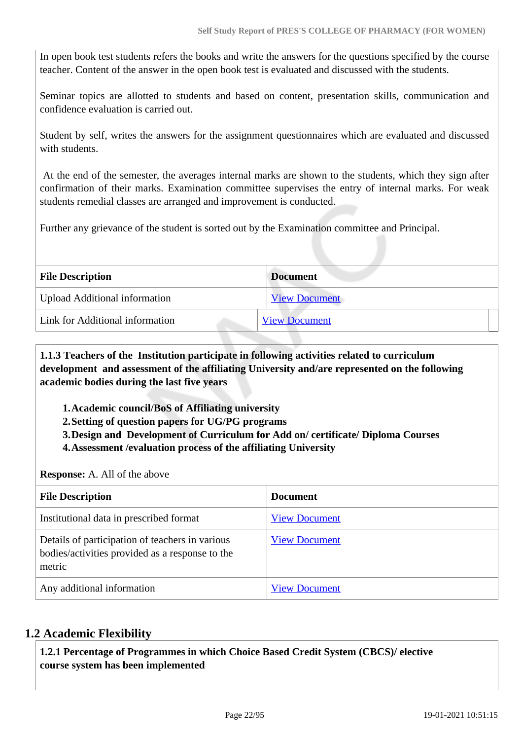In open book test students refers the books and write the answers for the questions specified by the course teacher. Content of the answer in the open book test is evaluated and discussed with the students.

Seminar topics are allotted to students and based on content, presentation skills, communication and confidence evaluation is carried out.

Student by self, writes the answers for the assignment questionnaires which are evaluated and discussed with students.

At the end of the semester, the averages internal marks are shown to the students, which they sign after confirmation of their marks. Examination committee supervises the entry of internal marks. For weak students remedial classes are arranged and improvement is conducted.

Further any grievance of the student is sorted out by the Examination committee and Principal.

| File Description | Document |
|---|---|
| Upload Additional information | View Document |
| Link for Additional information | View Document |

**1.1.3 Teachers of the Institution participate in following activities related to curriculum development and assessment of the affiliating University and/are represented on the following academic bodies during the last five years**

1. **Academic council/BoS of Affiliating university**
2. **Setting of question papers for UG/PG programs**
3. **Design and Development of Curriculum for Add on/ certificate/ Diploma Courses**
4. **Assessment /evaluation process of the affiliating University**

**Response:** A. All of the above

| File Description | Document |
|---|---|
| Institutional data in prescribed format | View Document |
| Details of participation of teachers in various bodies/activities provided as a response to the metric | View Document |
| Any additional information | View Document |

## 1.2 Academic Flexibility

**1.2.1 Percentage of Programmes in which Choice Based Credit System (CBCS)/ elective course system has been implemented**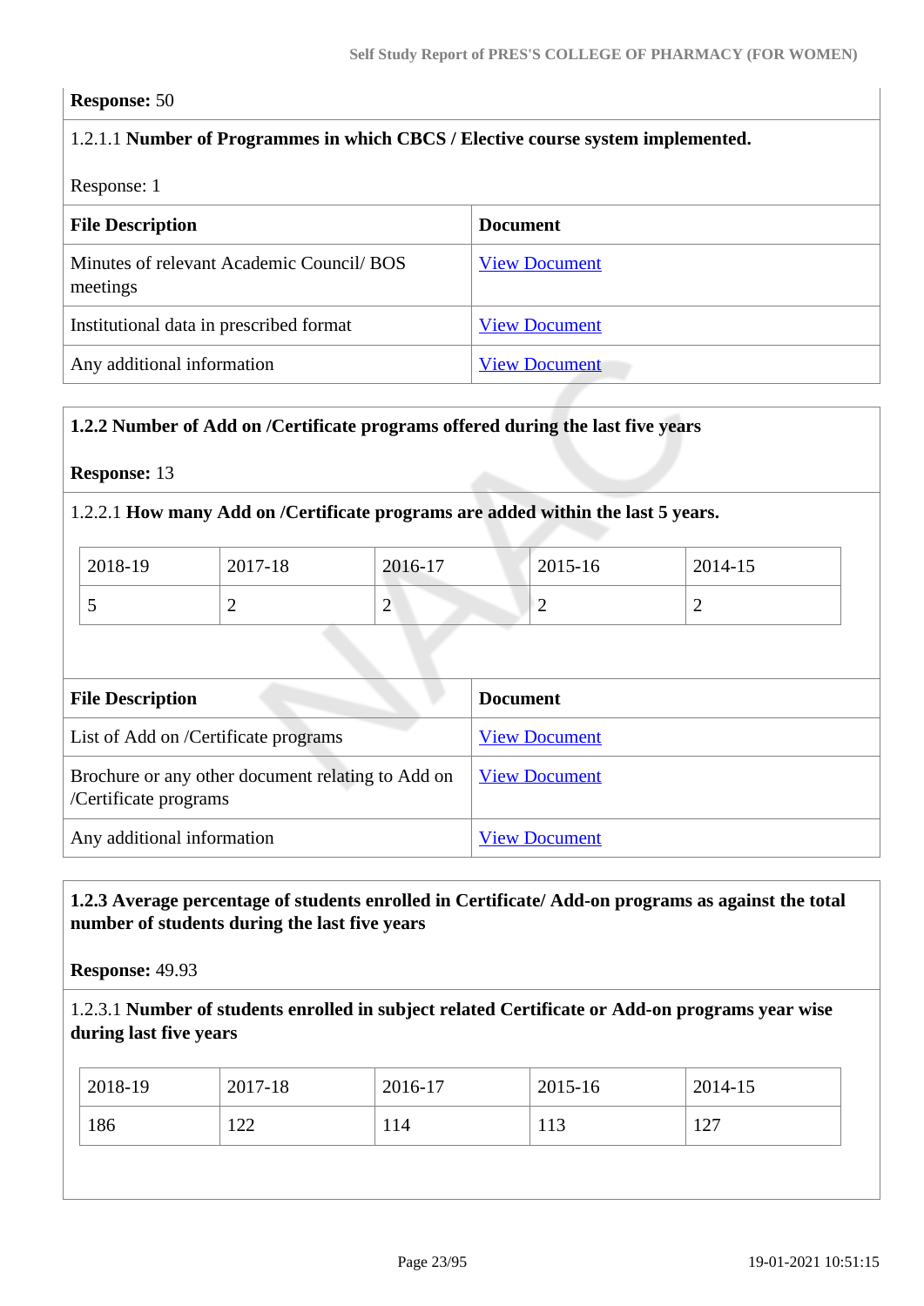**Response:** 50

1.2.1.1 **Number of Programmes in which CBCS / Elective course system implemented.**

Response: 1

| File Description | Document |
|---|---|
| Minutes of relevant Academic Council/ BOS meetings | View Document |
| Institutional data in prescribed format | View Document |
| Any additional information | View Document |

**1.2.2 Number of Add on /Certificate programs offered during the last five years**

**Response:** 13

1.2.2.1 **How many Add on /Certificate programs are added within the last 5 years.**

| 2018-19 | 2017-18 | 2016-17 | 2015-16 | 2014-15 |
|---|---|---|---|---|
| 5 | 2 | 2 | 2 | 2 |

| File Description | Document |
|---|---|
| List of Add on /Certificate programs | View Document |
| Brochure or any other document relating to Add on /Certificate programs | View Document |
| Any additional information | View Document |

**1.2.3 Average percentage of students enrolled in Certificate/ Add-on programs as against the total number of students during the last five years**

**Response:** 49.93

1.2.3.1 **Number of students enrolled in subject related Certificate or Add-on programs year wise during last five years**

| 2018-19 | 2017-18 | 2016-17 | 2015-16 | 2014-15 |
|---|---|---|---|---|
| 186 | 122 | 114 | 113 | 127 |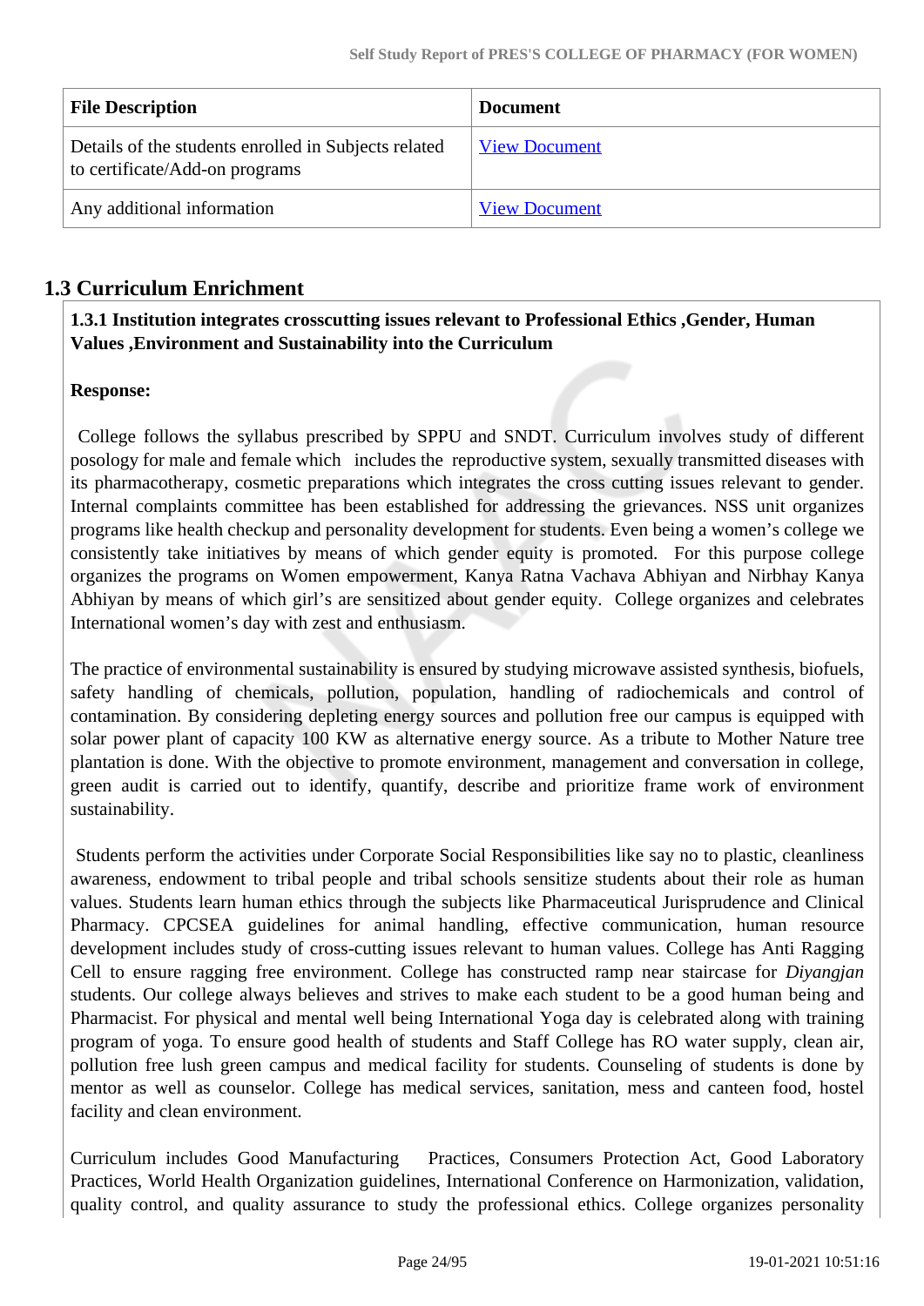| File Description | Document |
|---|---|
| Details of the students enrolled in Subjects related to certificate/Add-on programs | View Document |
| Any additional information | View Document |

## 1.3 Curriculum Enrichment

**1.3.1 Institution integrates crosscutting issues relevant to Professional Ethics ,Gender, Human Values ,Environment and Sustainability into the Curriculum**

**Response:**

College follows the syllabus prescribed by SPPU and SNDT. Curriculum involves study of different posology for male and female which includes the reproductive system, sexually transmitted diseases with its pharmacotherapy, cosmetic preparations which integrates the cross cutting issues relevant to gender. Internal complaints committee has been established for addressing the grievances. NSS unit organizes programs like health checkup and personality development for students. Even being a women's college we consistently take initiatives by means of which gender equity is promoted. For this purpose college organizes the programs on Women empowerment, Kanya Ratna Vachava Abhiyan and Nirbhay Kanya Abhiyan by means of which girl's are sensitized about gender equity. College organizes and celebrates International women's day with zest and enthusiasm.

The practice of environmental sustainability is ensured by studying microwave assisted synthesis, biofuels, safety handling of chemicals, pollution, population, handling of radiochemicals and control of contamination. By considering depleting energy sources and pollution free our campus is equipped with solar power plant of capacity 100 KW as alternative energy source. As a tribute to Mother Nature tree plantation is done. With the objective to promote environment, management and conversation in college, green audit is carried out to identify, quantify, describe and prioritize frame work of environment sustainability.

Students perform the activities under Corporate Social Responsibilities like say no to plastic, cleanliness awareness, endowment to tribal people and tribal schools sensitize students about their role as human values. Students learn human ethics through the subjects like Pharmaceutical Jurisprudence and Clinical Pharmacy. CPCSEA guidelines for animal handling, effective communication, human resource development includes study of cross-cutting issues relevant to human values. College has Anti Ragging Cell to ensure ragging free environment. College has constructed ramp near staircase for *Diyangjan* students. Our college always believes and strives to make each student to be a good human being and Pharmacist. For physical and mental well being International Yoga day is celebrated along with training program of yoga. To ensure good health of students and Staff College has RO water supply, clean air, pollution free lush green campus and medical facility for students. Counseling of students is done by mentor as well as counselor. College has medical services, sanitation, mess and canteen food, hostel facility and clean environment.

Curriculum includes Good Manufacturing Practices, Consumers Protection Act, Good Laboratory Practices, World Health Organization guidelines, International Conference on Harmonization, validation, quality control, and quality assurance to study the professional ethics. College organizes personality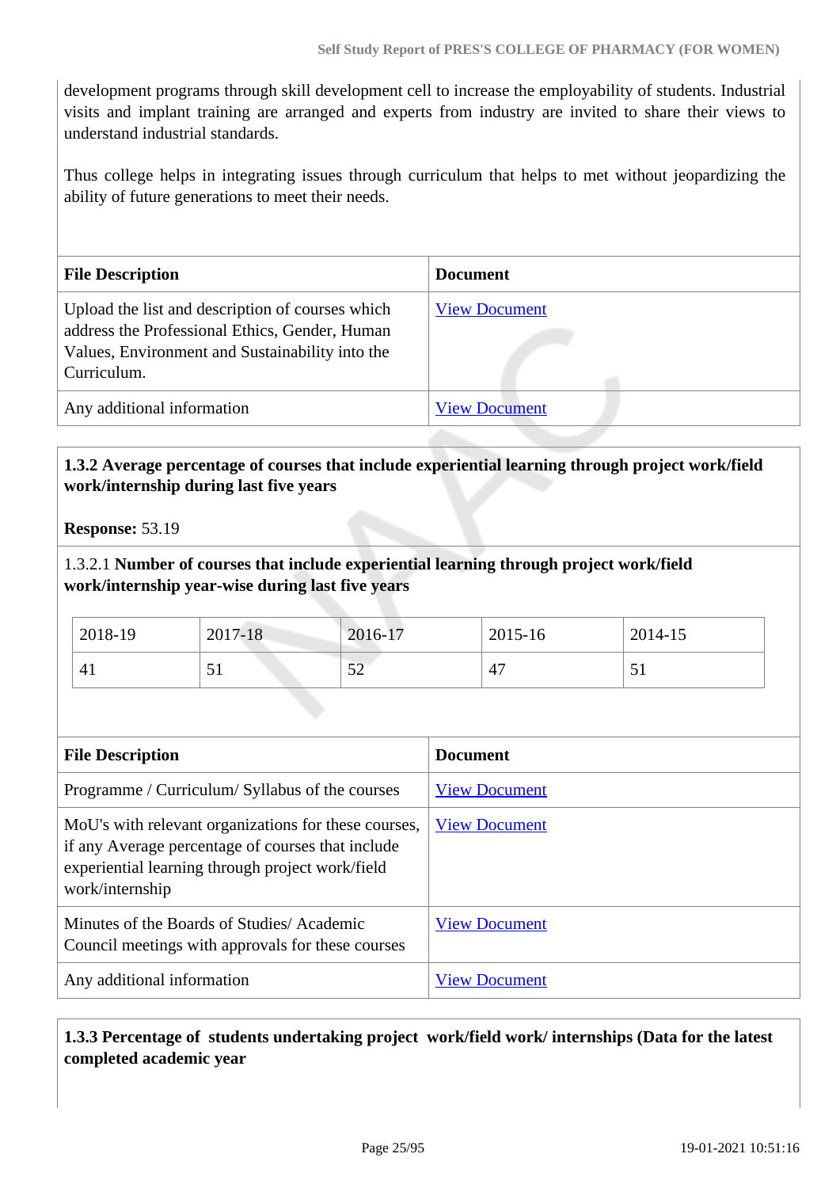development programs through skill development cell to increase the employability of students. Industrial visits and implant training are arranged and experts from industry are invited to share their views to understand industrial standards.

Thus college helps in integrating issues through curriculum that helps to met without jeopardizing the ability of future generations to meet their needs.

| File Description | Document |
|---|---|
| Upload the list and description of courses which address the Professional Ethics, Gender, Human Values, Environment and Sustainability into the Curriculum. | View Document |
| Any additional information | View Document |

**1.3.2 Average percentage of courses that include experiential learning through project work/field work/internship during last five years**

**Response:** 53.19

1.3.2.1 **Number of courses that include experiential learning through project work/field work/internship year-wise during last five years**

| 2018-19 | 2017-18 | 2016-17 | 2015-16 | 2014-15 |
|---|---|---|---|---|
| 41 | 51 | 52 | 47 | 51 |

| File Description | Document |
|---|---|
| Programme / Curriculum/ Syllabus of the courses | View Document |
| MoU's with relevant organizations for these courses, if any Average percentage of courses that include experiential learning through project work/field work/internship | View Document |
| Minutes of the Boards of Studies/ Academic Council meetings with approvals for these courses | View Document |
| Any additional information | View Document |

**1.3.3 Percentage of students undertaking project work/field work/ internships (Data for the latest completed academic year**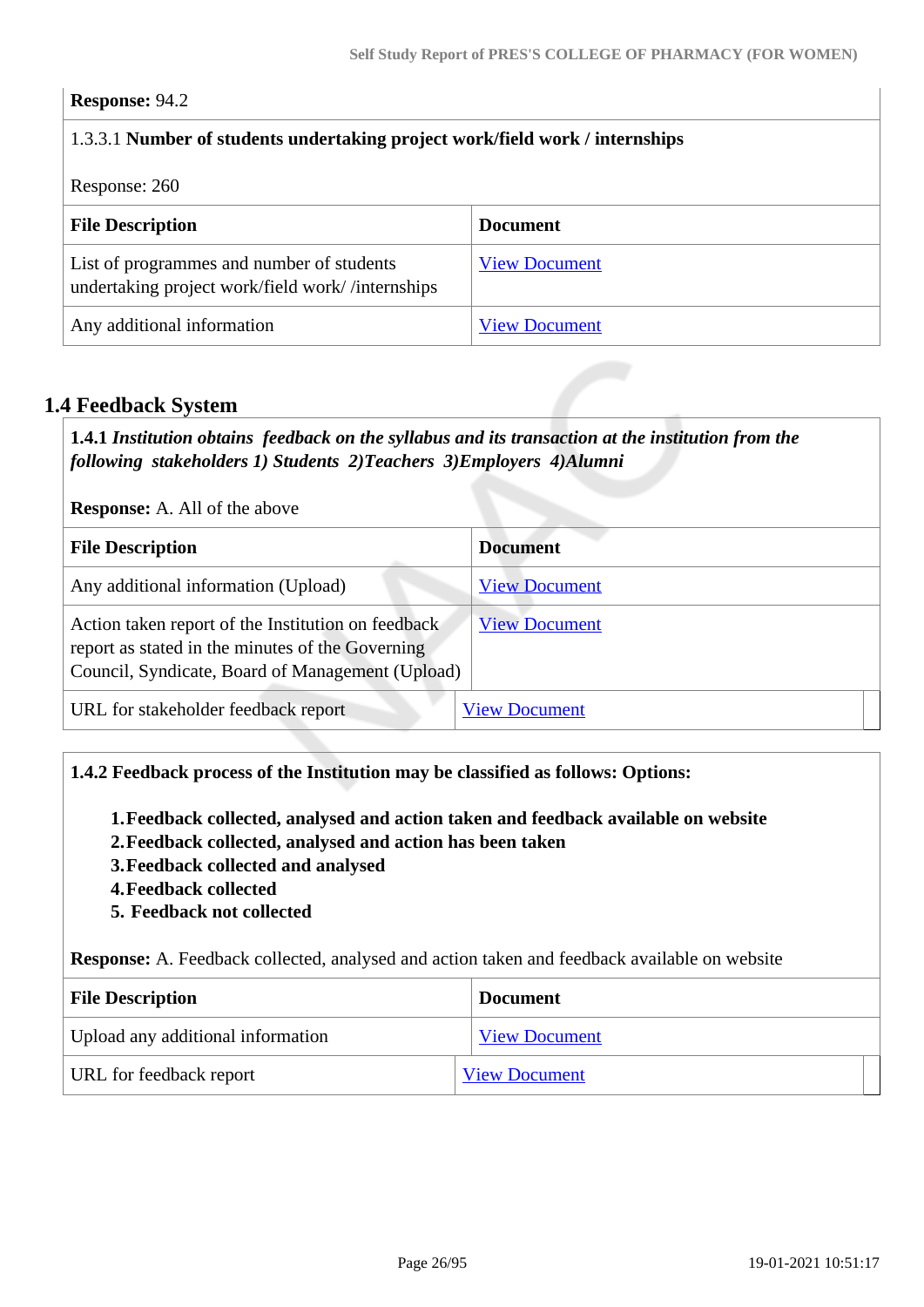**Response:** 94.2

1.3.3.1 **Number of students undertaking project work/field work / internships**

Response: 260

| File Description | Document |
| --- | --- |
| List of programmes and number of students undertaking project work/field work/ /internships | View Document |
| Any additional information | View Document |

## 1.4 Feedback System

**1.4.1** ***Institution obtains feedback on the syllabus and its transaction at the institution from the following stakeholders 1) Students 2)Teachers 3)Employers 4)Alumni***

**Response:** A. All of the above

| File Description | Document |
| --- | --- |
| Any additional information (Upload) | View Document |
| Action taken report of the Institution on feedback report as stated in the minutes of the Governing Council, Syndicate, Board of Management (Upload) | View Document |
| URL for stakeholder feedback report | View Document |

**1.4.2 Feedback process of the Institution may be classified as follows: Options:**

1. **Feedback collected, analysed and action taken and feedback available on website**
2. **Feedback collected, analysed and action has been taken**
3. **Feedback collected and analysed**
4. **Feedback collected**
5. **Feedback not collected**

**Response:** A. Feedback collected, analysed and action taken and feedback available on website

| File Description | Document |
| --- | --- |
| Upload any additional information | View Document |
| URL for feedback report | View Document |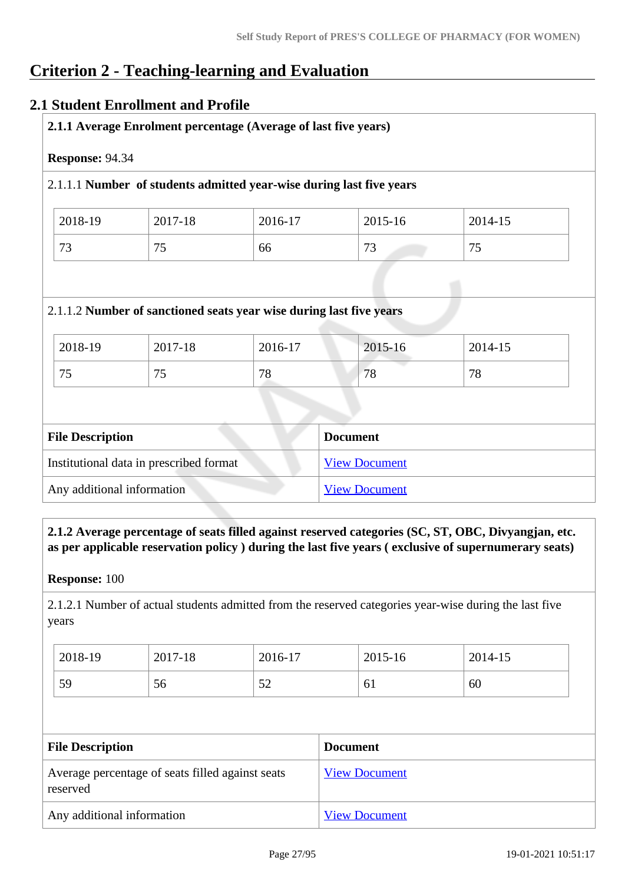# Criterion 2 - Teaching-learning and Evaluation

## 2.1 Student Enrollment and Profile

**2.1.1 Average Enrolment percentage (Average of last five years)**

**Response:** 94.34

2.1.1.1 **Number of students admitted year-wise during last five years**

| 2018-19 | 2017-18 | 2016-17 | 2015-16 | 2014-15 |
|---|---|---|---|---|
| 73 | 75 | 66 | 73 | 75 |

2.1.1.2 **Number of sanctioned seats year wise during last five years**

| 2018-19 | 2017-18 | 2016-17 | 2015-16 | 2014-15 |
|---|---|---|---|---|
| 75 | 75 | 78 | 78 | 78 |

| File Description | Document |
|---|---|
| Institutional data in prescribed format | View Document |
| Any additional information | View Document |

**2.1.2 Average percentage of seats filled against reserved categories (SC, ST, OBC, Divyangjan, etc. as per applicable reservation policy ) during the last five years ( exclusive of supernumerary seats)**

**Response:** 100

2.1.2.1 Number of actual students admitted from the reserved categories year-wise during the last five years

| 2018-19 | 2017-18 | 2016-17 | 2015-16 | 2014-15 |
|---|---|---|---|---|
| 59 | 56 | 52 | 61 | 60 |

| File Description | Document |
|---|---|
| Average percentage of seats filled against seats reserved | View Document |
| Any additional information | View Document |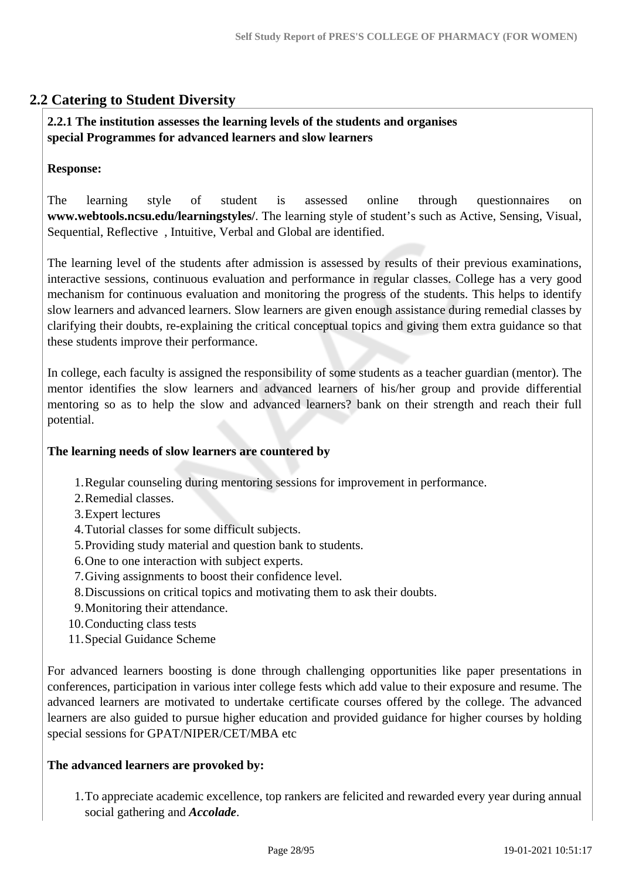## 2.2 Catering to Student Diversity

**2.2.1 The institution assesses the learning levels of the students and organises special Programmes for advanced learners and slow learners**

**Response:**

The learning style of student is assessed online through questionnaires on **www.webtools.ncsu.edu/learningstyles/**. The learning style of student's such as Active, Sensing, Visual, Sequential, Reflective , Intuitive, Verbal and Global are identified.

The learning level of the students after admission is assessed by results of their previous examinations, interactive sessions, continuous evaluation and performance in regular classes. College has a very good mechanism for continuous evaluation and monitoring the progress of the students. This helps to identify slow learners and advanced learners. Slow learners are given enough assistance during remedial classes by clarifying their doubts, re-explaining the critical conceptual topics and giving them extra guidance so that these students improve their performance.

In college, each faculty is assigned the responsibility of some students as a teacher guardian (mentor). The mentor identifies the slow learners and advanced learners of his/her group and provide differential mentoring so as to help the slow and advanced learners? bank on their strength and reach their full potential.

**The learning needs of slow learners are countered by**

1. Regular counseling during mentoring sessions for improvement in performance.
2. Remedial classes.
3. Expert lectures
4. Tutorial classes for some difficult subjects.
5. Providing study material and question bank to students.
6. One to one interaction with subject experts.
7. Giving assignments to boost their confidence level.
8. Discussions on critical topics and motivating them to ask their doubts.
9. Monitoring their attendance.
10. Conducting class tests
11. Special Guidance Scheme

For advanced learners boosting is done through challenging opportunities like paper presentations in conferences, participation in various inter college fests which add value to their exposure and resume. The advanced learners are motivated to undertake certificate courses offered by the college. The advanced learners are also guided to pursue higher education and provided guidance for higher courses by holding special sessions for GPAT/NIPER/CET/MBA etc

**The advanced learners are provoked by:**

1. To appreciate academic excellence, top rankers are felicited and rewarded every year during annual social gathering and ***Accolade***.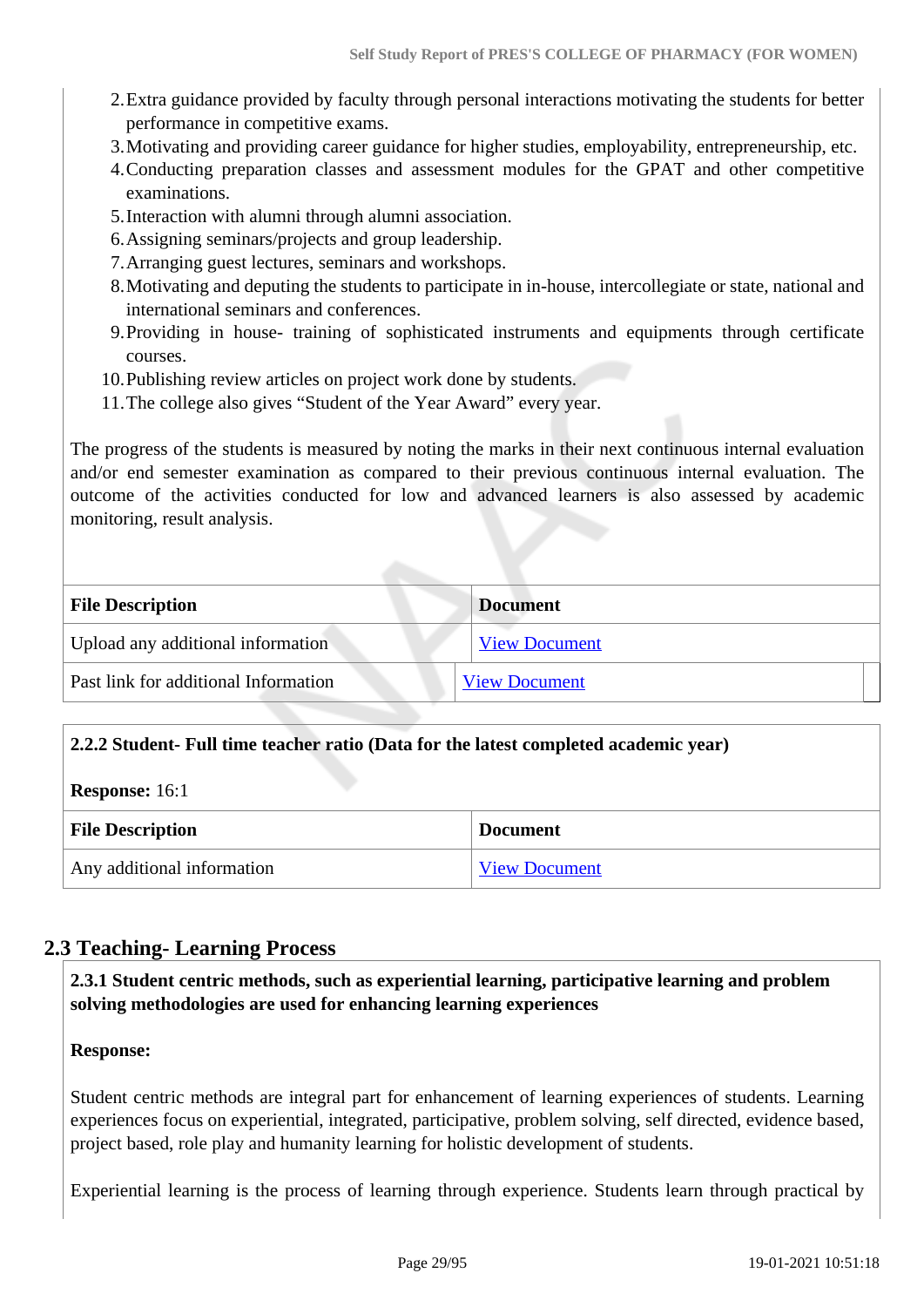2. Extra guidance provided by faculty through personal interactions motivating the students for better performance in competitive exams.
3. Motivating and providing career guidance for higher studies, employability, entrepreneurship, etc.
4. Conducting preparation classes and assessment modules for the GPAT and other competitive examinations.
5. Interaction with alumni through alumni association.
6. Assigning seminars/projects and group leadership.
7. Arranging guest lectures, seminars and workshops.
8. Motivating and deputing the students to participate in in-house, intercollegiate or state, national and international seminars and conferences.
9. Providing in house- training of sophisticated instruments and equipments through certificate courses.
10. Publishing review articles on project work done by students.
11. The college also gives "Student of the Year Award" every year.

The progress of the students is measured by noting the marks in their next continuous internal evaluation and/or end semester examination as compared to their previous continuous internal evaluation. The outcome of the activities conducted for low and advanced learners is also assessed by academic monitoring, result analysis.

| File Description | Document |
| --- | --- |
| Upload any additional information | View Document |
| Past link for additional Information | View Document |

**2.2.2 Student- Full time teacher ratio (Data for the latest completed academic year)**

**Response:** 16:1

| File Description | Document |
| --- | --- |
| Any additional information | View Document |

## 2.3 Teaching- Learning Process

**2.3.1 Student centric methods, such as experiential learning, participative learning and problem solving methodologies are used for enhancing learning experiences**

**Response:**

Student centric methods are integral part for enhancement of learning experiences of students. Learning experiences focus on experiential, integrated, participative, problem solving, self directed, evidence based, project based, role play and humanity learning for holistic development of students.

Experiential learning is the process of learning through experience. Students learn through practical by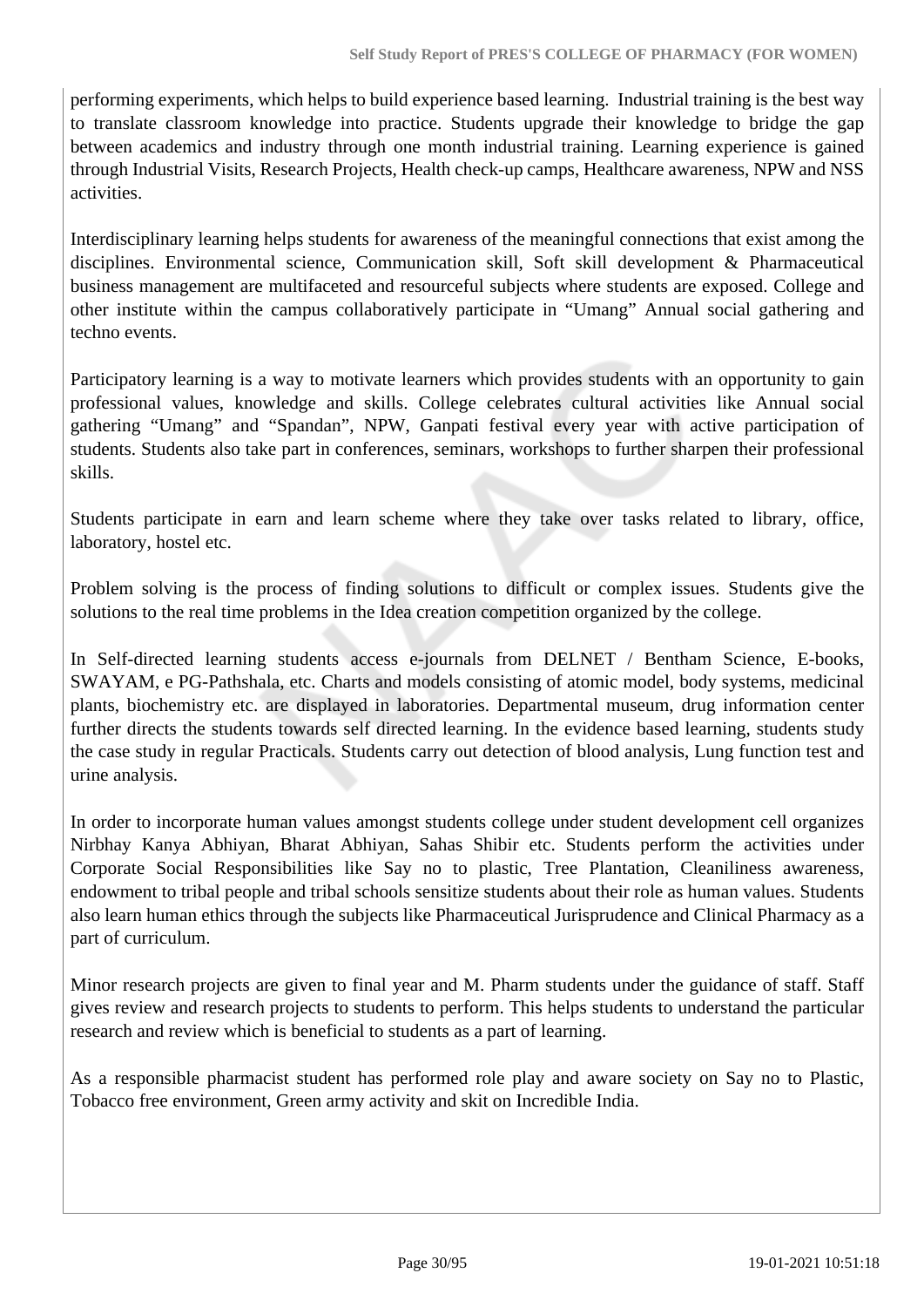performing experiments, which helps to build experience based learning. Industrial training is the best way to translate classroom knowledge into practice. Students upgrade their knowledge to bridge the gap between academics and industry through one month industrial training. Learning experience is gained through Industrial Visits, Research Projects, Health check-up camps, Healthcare awareness, NPW and NSS activities.

Interdisciplinary learning helps students for awareness of the meaningful connections that exist among the disciplines. Environmental science, Communication skill, Soft skill development & Pharmaceutical business management are multifaceted and resourceful subjects where students are exposed. College and other institute within the campus collaboratively participate in "Umang" Annual social gathering and techno events.

Participatory learning is a way to motivate learners which provides students with an opportunity to gain professional values, knowledge and skills. College celebrates cultural activities like Annual social gathering "Umang" and "Spandan", NPW, Ganpati festival every year with active participation of students. Students also take part in conferences, seminars, workshops to further sharpen their professional skills.

Students participate in earn and learn scheme where they take over tasks related to library, office, laboratory, hostel etc.

Problem solving is the process of finding solutions to difficult or complex issues. Students give the solutions to the real time problems in the Idea creation competition organized by the college.

In Self-directed learning students access e-journals from DELNET / Bentham Science, E-books, SWAYAM, e PG-Pathshala, etc. Charts and models consisting of atomic model, body systems, medicinal plants, biochemistry etc. are displayed in laboratories. Departmental museum, drug information center further directs the students towards self directed learning. In the evidence based learning, students study the case study in regular Practicals. Students carry out detection of blood analysis, Lung function test and urine analysis.

In order to incorporate human values amongst students college under student development cell organizes Nirbhay Kanya Abhiyan, Bharat Abhiyan, Sahas Shibir etc. Students perform the activities under Corporate Social Responsibilities like Say no to plastic, Tree Plantation, Cleaniliness awareness, endowment to tribal people and tribal schools sensitize students about their role as human values. Students also learn human ethics through the subjects like Pharmaceutical Jurisprudence and Clinical Pharmacy as a part of curriculum.

Minor research projects are given to final year and M. Pharm students under the guidance of staff. Staff gives review and research projects to students to perform. This helps students to understand the particular research and review which is beneficial to students as a part of learning.

As a responsible pharmacist student has performed role play and aware society on Say no to Plastic, Tobacco free environment, Green army activity and skit on Incredible India.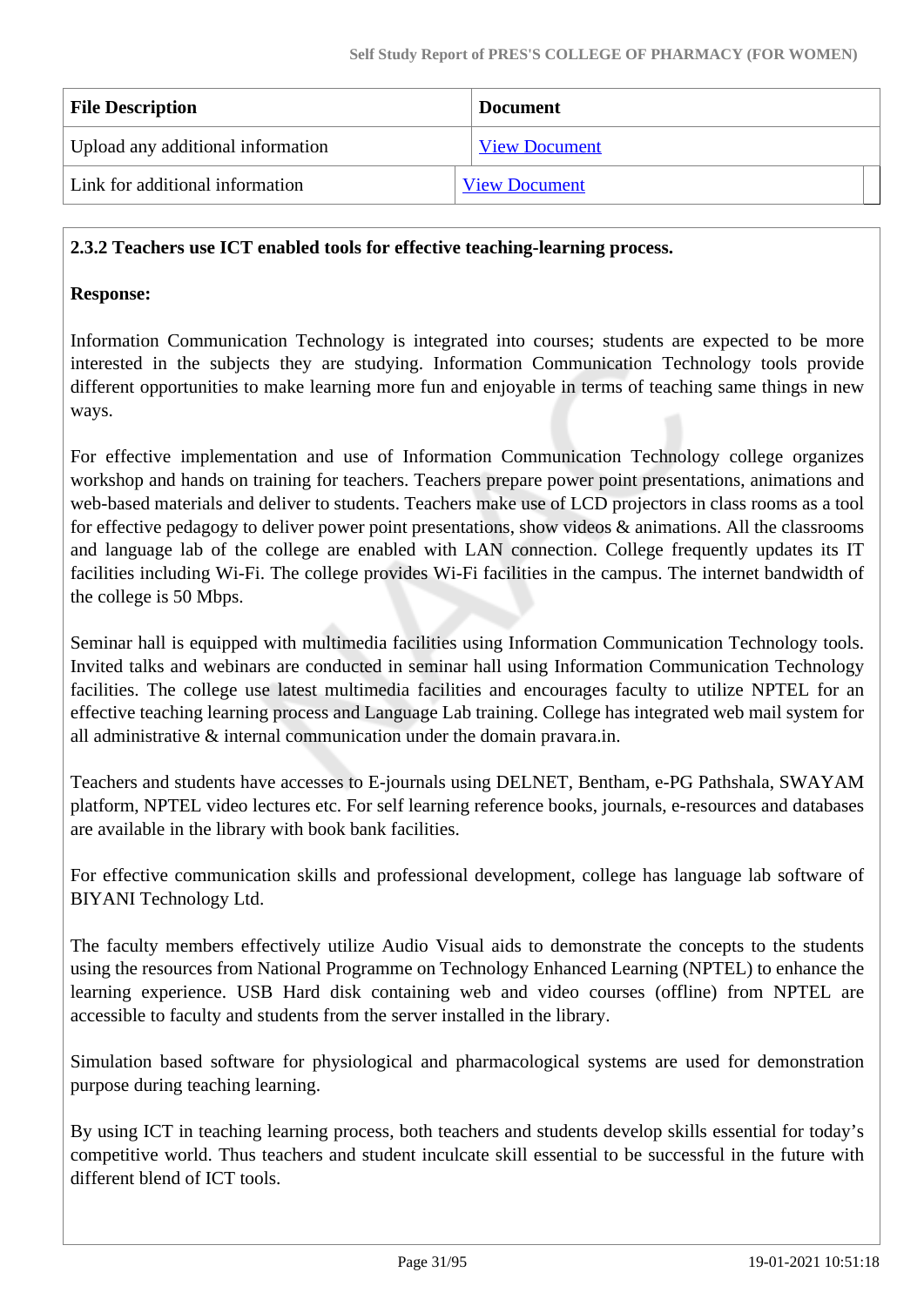| File Description | Document |
|---|---|
| Upload any additional information | View Document |
| Link for additional information | View Document |

**2.3.2 Teachers use ICT enabled tools for effective teaching-learning process.**

**Response:**

Information Communication Technology is integrated into courses; students are expected to be more interested in the subjects they are studying. Information Communication Technology tools provide different opportunities to make learning more fun and enjoyable in terms of teaching same things in new ways.

For effective implementation and use of Information Communication Technology college organizes workshop and hands on training for teachers. Teachers prepare power point presentations, animations and web-based materials and deliver to students. Teachers make use of LCD projectors in class rooms as a tool for effective pedagogy to deliver power point presentations, show videos & animations. All the classrooms and language lab of the college are enabled with LAN connection. College frequently updates its IT facilities including Wi-Fi. The college provides Wi-Fi facilities in the campus. The internet bandwidth of the college is 50 Mbps.

Seminar hall is equipped with multimedia facilities using Information Communication Technology tools. Invited talks and webinars are conducted in seminar hall using Information Communication Technology facilities. The college use latest multimedia facilities and encourages faculty to utilize NPTEL for an effective teaching learning process and Language Lab training. College has integrated web mail system for all administrative & internal communication under the domain pravara.in.

Teachers and students have accesses to E-journals using DELNET, Bentham, e-PG Pathshala, SWAYAM platform, NPTEL video lectures etc. For self learning reference books, journals, e-resources and databases are available in the library with book bank facilities.

For effective communication skills and professional development, college has language lab software of BIYANI Technology Ltd.

The faculty members effectively utilize Audio Visual aids to demonstrate the concepts to the students using the resources from National Programme on Technology Enhanced Learning (NPTEL) to enhance the learning experience. USB Hard disk containing web and video courses (offline) from NPTEL are accessible to faculty and students from the server installed in the library.

Simulation based software for physiological and pharmacological systems are used for demonstration purpose during teaching learning.

By using ICT in teaching learning process, both teachers and students develop skills essential for today's competitive world. Thus teachers and student inculcate skill essential to be successful in the future with different blend of ICT tools.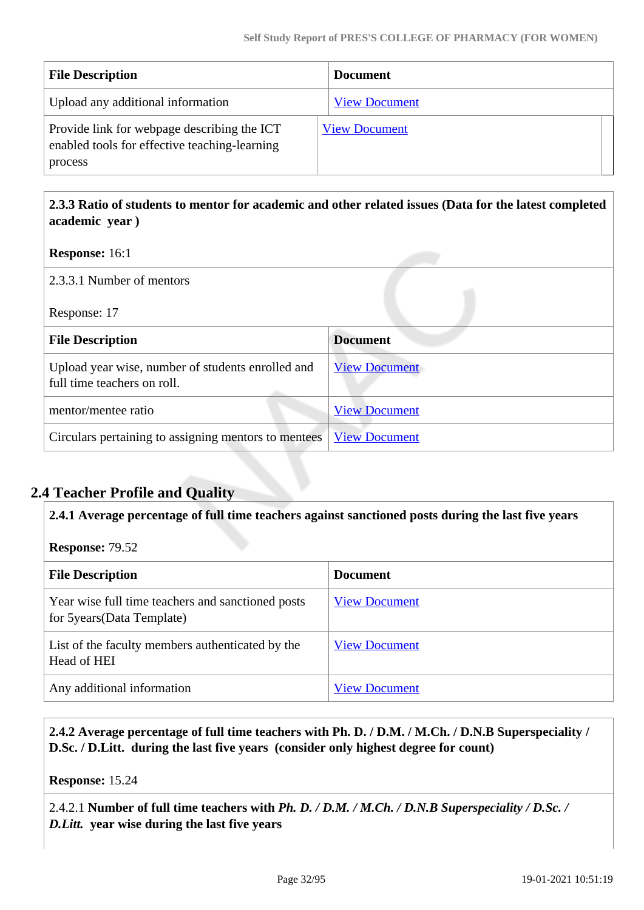| File Description | Document |
| --- | --- |
| Upload any additional information | View Document |
| Provide link for webpage describing the ICT enabled tools for effective teaching-learning process | View Document |

**2.3.3 Ratio of students to mentor for academic and other related issues (Data for the latest completed academic year )**

**Response:** 16:1

2.3.3.1 Number of mentors

Response: 17

| File Description | Document |
| --- | --- |
| Upload year wise, number of students enrolled and full time teachers on roll. | View Document |
| mentor/mentee ratio | View Document |
| Circulars pertaining to assigning mentors to mentees | View Document |

## 2.4 Teacher Profile and Quality

**2.4.1 Average percentage of full time teachers against sanctioned posts during the last five years**

**Response:** 79.52

| File Description | Document |
| --- | --- |
| Year wise full time teachers and sanctioned posts for 5years(Data Template) | View Document |
| List of the faculty members authenticated by the Head of HEI | View Document |
| Any additional information | View Document |

**2.4.2 Average percentage of full time teachers with Ph. D. / D.M. / M.Ch. / D.N.B Superspeciality / D.Sc. / D.Litt. during the last five years (consider only highest degree for count)**

**Response:** 15.24

2.4.2.1 **Number of full time teachers with *Ph. D. / D.M. / M.Ch. / D.N.B Superspeciality / D.Sc. / D.Litt.* year wise during the last five years**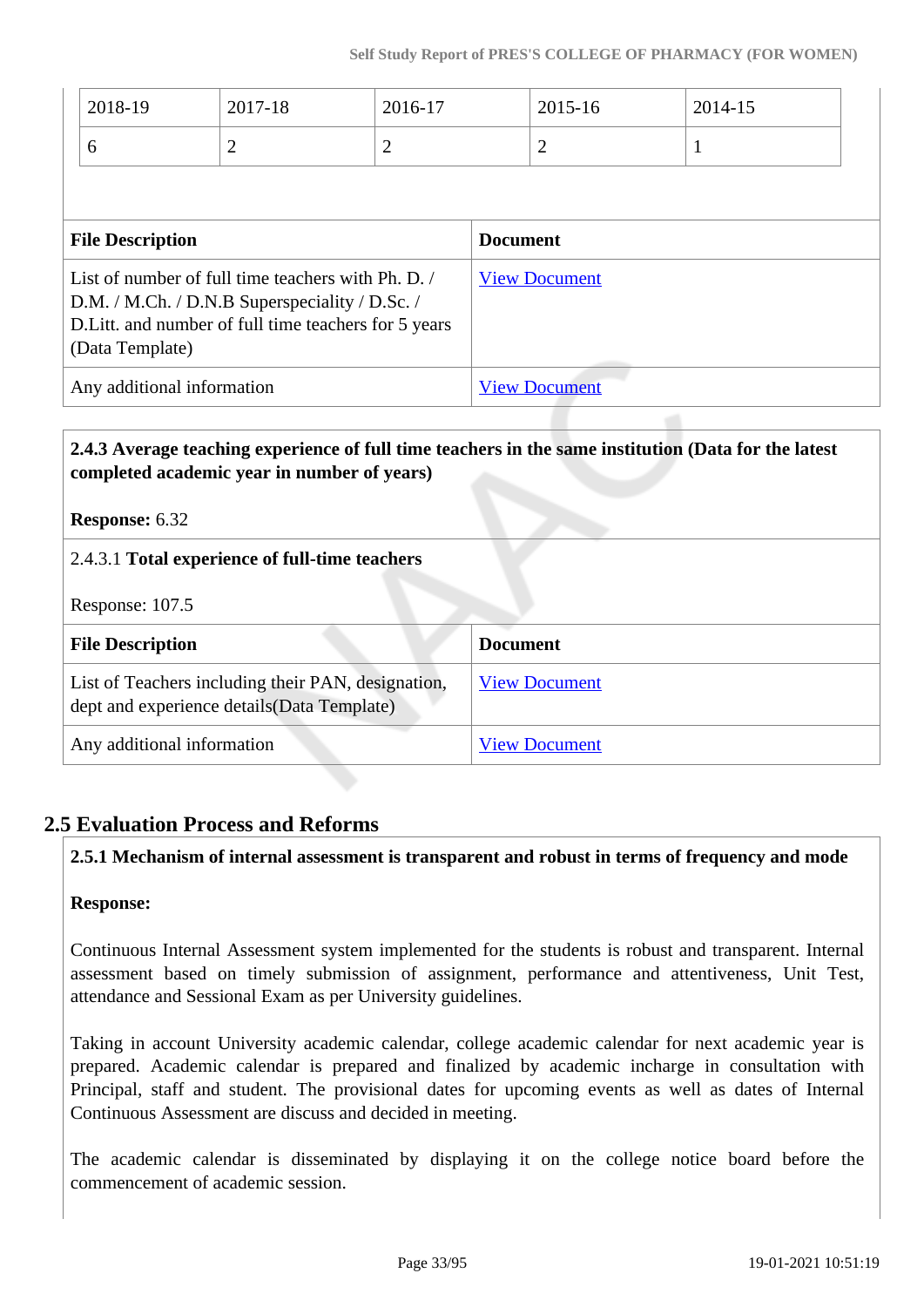| 2018-19 | 2017-18 | 2016-17 | 2015-16 | 2014-15 |
|---|---|---|---|---|
| 6 | 2 | 2 | 2 | 1 |

| File Description | Document |
|---|---|
| List of number of full time teachers with Ph. D. / D.M. / M.Ch. / D.N.B Superspeciality / D.Sc. / D.Litt. and number of full time teachers for 5 years (Data Template) | View Document |
| Any additional information | View Document |

**2.4.3 Average teaching experience of full time teachers in the same institution (Data for the latest completed academic year in number of years)**

**Response:** 6.32

2.4.3.1 **Total experience of full-time teachers**

Response: 107.5

| File Description | Document |
|---|---|
| List of Teachers including their PAN, designation, dept and experience details(Data Template) | View Document |
| Any additional information | View Document |

## 2.5 Evaluation Process and Reforms

**2.5.1 Mechanism of internal assessment is transparent and robust in terms of frequency and mode**

**Response:**

Continuous Internal Assessment system implemented for the students is robust and transparent. Internal assessment based on timely submission of assignment, performance and attentiveness, Unit Test, attendance and Sessional Exam as per University guidelines.

Taking in account University academic calendar, college academic calendar for next academic year is prepared. Academic calendar is prepared and finalized by academic incharge in consultation with Principal, staff and student. The provisional dates for upcoming events as well as dates of Internal Continuous Assessment are discuss and decided in meeting.

The academic calendar is disseminated by displaying it on the college notice board before the commencement of academic session.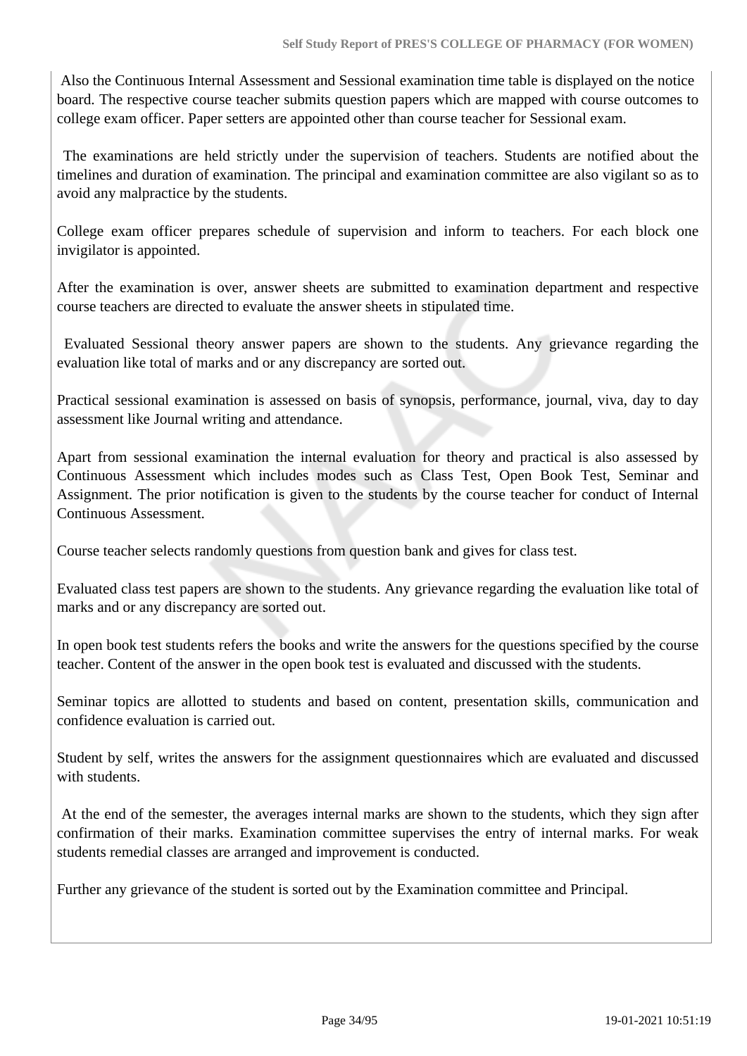Also the Continuous Internal Assessment and Sessional examination time table is displayed on the notice board. The respective course teacher submits question papers which are mapped with course outcomes to college exam officer. Paper setters are appointed other than course teacher for Sessional exam.

The examinations are held strictly under the supervision of teachers. Students are notified about the timelines and duration of examination. The principal and examination committee are also vigilant so as to avoid any malpractice by the students.

College exam officer prepares schedule of supervision and inform to teachers. For each block one invigilator is appointed.

After the examination is over, answer sheets are submitted to examination department and respective course teachers are directed to evaluate the answer sheets in stipulated time.

Evaluated Sessional theory answer papers are shown to the students. Any grievance regarding the evaluation like total of marks and or any discrepancy are sorted out.

Practical sessional examination is assessed on basis of synopsis, performance, journal, viva, day to day assessment like Journal writing and attendance.

Apart from sessional examination the internal evaluation for theory and practical is also assessed by Continuous Assessment which includes modes such as Class Test, Open Book Test, Seminar and Assignment. The prior notification is given to the students by the course teacher for conduct of Internal Continuous Assessment.

Course teacher selects randomly questions from question bank and gives for class test.

Evaluated class test papers are shown to the students. Any grievance regarding the evaluation like total of marks and or any discrepancy are sorted out.

In open book test students refers the books and write the answers for the questions specified by the course teacher. Content of the answer in the open book test is evaluated and discussed with the students.

Seminar topics are allotted to students and based on content, presentation skills, communication and confidence evaluation is carried out.

Student by self, writes the answers for the assignment questionnaires which are evaluated and discussed with students.

At the end of the semester, the averages internal marks are shown to the students, which they sign after confirmation of their marks. Examination committee supervises the entry of internal marks. For weak students remedial classes are arranged and improvement is conducted.

Further any grievance of the student is sorted out by the Examination committee and Principal.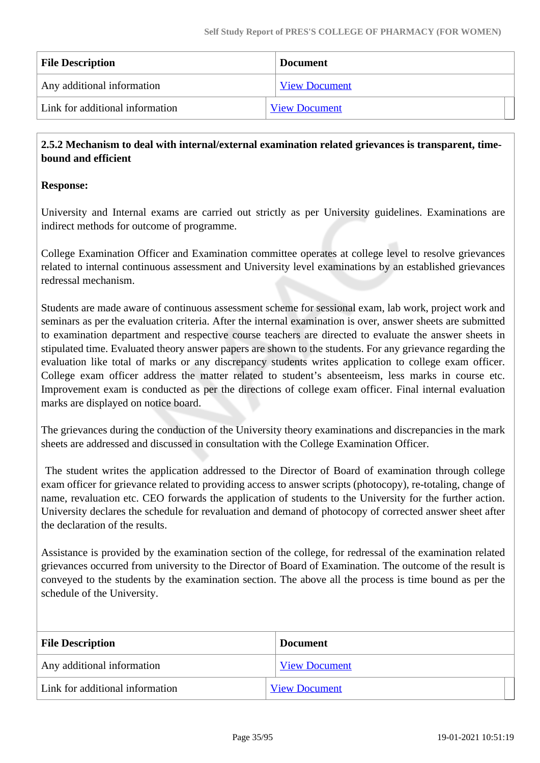| File Description | Document |
| --- | --- |
| Any additional information | View Document |
| Link for additional information | View Document |

**2.5.2 Mechanism to deal with internal/external examination related grievances is transparent, time-bound and efficient**

**Response:**

University and Internal exams are carried out strictly as per University guidelines. Examinations are indirect methods for outcome of programme.

College Examination Officer and Examination committee operates at college level to resolve grievances related to internal continuous assessment and University level examinations by an established grievances redressal mechanism.

Students are made aware of continuous assessment scheme for sessional exam, lab work, project work and seminars as per the evaluation criteria. After the internal examination is over, answer sheets are submitted to examination department and respective course teachers are directed to evaluate the answer sheets in stipulated time. Evaluated theory answer papers are shown to the students. For any grievance regarding the evaluation like total of marks or any discrepancy students writes application to college exam officer. College exam officer address the matter related to student's absenteeism, less marks in course etc. Improvement exam is conducted as per the directions of college exam officer. Final internal evaluation marks are displayed on notice board.

The grievances during the conduction of the University theory examinations and discrepancies in the mark sheets are addressed and discussed in consultation with the College Examination Officer.

The student writes the application addressed to the Director of Board of examination through college exam officer for grievance related to providing access to answer scripts (photocopy), re-totaling, change of name, revaluation etc. CEO forwards the application of students to the University for the further action. University declares the schedule for revaluation and demand of photocopy of corrected answer sheet after the declaration of the results.

Assistance is provided by the examination section of the college, for redressal of the examination related grievances occurred from university to the Director of Board of Examination. The outcome of the result is conveyed to the students by the examination section. The above all the process is time bound as per the schedule of the University.

| File Description | Document |
| --- | --- |
| Any additional information | View Document |
| Link for additional information | View Document |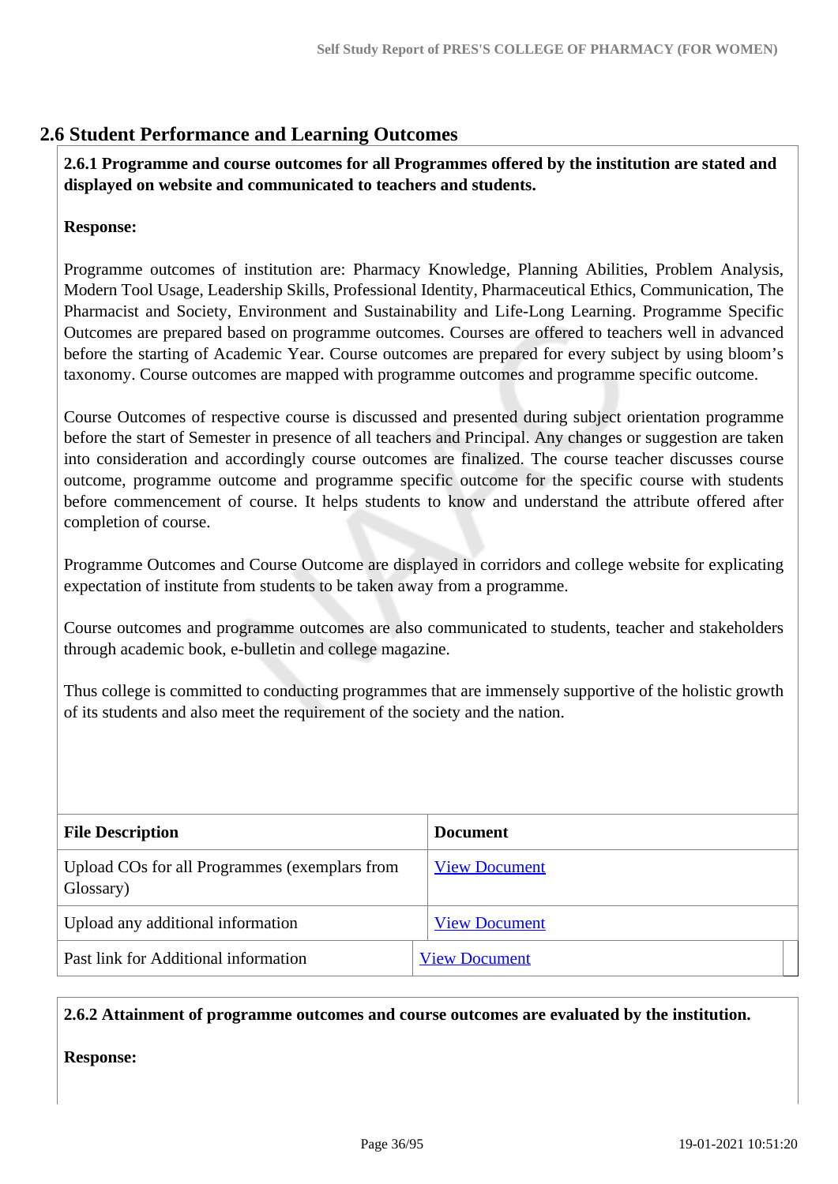## 2.6 Student Performance and Learning Outcomes

**2.6.1 Programme and course outcomes for all Programmes offered by the institution are stated and displayed on website and communicated to teachers and students.**

**Response:**

Programme outcomes of institution are: Pharmacy Knowledge, Planning Abilities, Problem Analysis, Modern Tool Usage, Leadership Skills, Professional Identity, Pharmaceutical Ethics, Communication, The Pharmacist and Society, Environment and Sustainability and Life-Long Learning. Programme Specific Outcomes are prepared based on programme outcomes. Courses are offered to teachers well in advanced before the starting of Academic Year. Course outcomes are prepared for every subject by using bloom's taxonomy. Course outcomes are mapped with programme outcomes and programme specific outcome.

Course Outcomes of respective course is discussed and presented during subject orientation programme before the start of Semester in presence of all teachers and Principal. Any changes or suggestion are taken into consideration and accordingly course outcomes are finalized. The course teacher discusses course outcome, programme outcome and programme specific outcome for the specific course with students before commencement of course. It helps students to know and understand the attribute offered after completion of course.

Programme Outcomes and Course Outcome are displayed in corridors and college website for explicating expectation of institute from students to be taken away from a programme.

Course outcomes and programme outcomes are also communicated to students, teacher and stakeholders through academic book, e-bulletin and college magazine.

Thus college is committed to conducting programmes that are immensely supportive of the holistic growth of its students and also meet the requirement of the society and the nation.

| File Description | Document |
|---|---|
| Upload COs for all Programmes (exemplars from Glossary) | View Document |
| Upload any additional information | View Document |
| Past link for Additional information | View Document |

**2.6.2 Attainment of programme outcomes and course outcomes are evaluated by the institution.**

**Response:**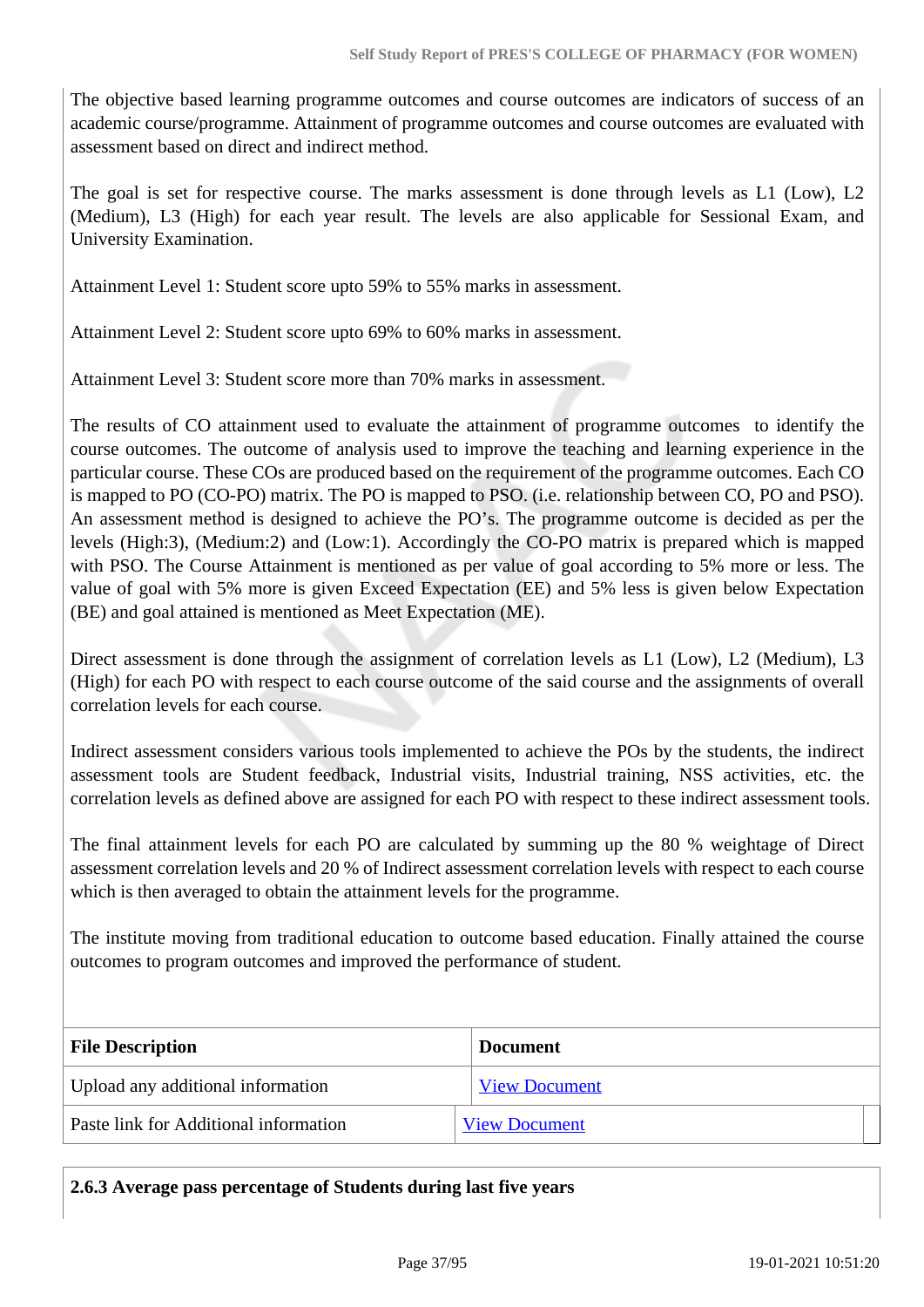The objective based learning programme outcomes and course outcomes are indicators of success of an academic course/programme. Attainment of programme outcomes and course outcomes are evaluated with assessment based on direct and indirect method.

The goal is set for respective course. The marks assessment is done through levels as L1 (Low), L2 (Medium), L3 (High) for each year result. The levels are also applicable for Sessional Exam, and University Examination.

Attainment Level 1: Student score upto 59% to 55% marks in assessment.

Attainment Level 2: Student score upto 69% to 60% marks in assessment.

Attainment Level 3: Student score more than 70% marks in assessment.

The results of CO attainment used to evaluate the attainment of programme outcomes to identify the course outcomes. The outcome of analysis used to improve the teaching and learning experience in the particular course. These COs are produced based on the requirement of the programme outcomes. Each CO is mapped to PO (CO-PO) matrix. The PO is mapped to PSO. (i.e. relationship between CO, PO and PSO). An assessment method is designed to achieve the PO's. The programme outcome is decided as per the levels (High:3), (Medium:2) and (Low:1). Accordingly the CO-PO matrix is prepared which is mapped with PSO. The Course Attainment is mentioned as per value of goal according to 5% more or less. The value of goal with 5% more is given Exceed Expectation (EE) and 5% less is given below Expectation (BE) and goal attained is mentioned as Meet Expectation (ME).

Direct assessment is done through the assignment of correlation levels as L1 (Low), L2 (Medium), L3 (High) for each PO with respect to each course outcome of the said course and the assignments of overall correlation levels for each course.

Indirect assessment considers various tools implemented to achieve the POs by the students, the indirect assessment tools are Student feedback, Industrial visits, Industrial training, NSS activities, etc. the correlation levels as defined above are assigned for each PO with respect to these indirect assessment tools.

The final attainment levels for each PO are calculated by summing up the 80 % weightage of Direct assessment correlation levels and 20 % of Indirect assessment correlation levels with respect to each course which is then averaged to obtain the attainment levels for the programme.

The institute moving from traditional education to outcome based education. Finally attained the course outcomes to program outcomes and improved the performance of student.

| File Description | Document |
|---|---|
| Upload any additional information | View Document |
| Paste link for Additional information | View Document |

**2.6.3 Average pass percentage of Students during last five years**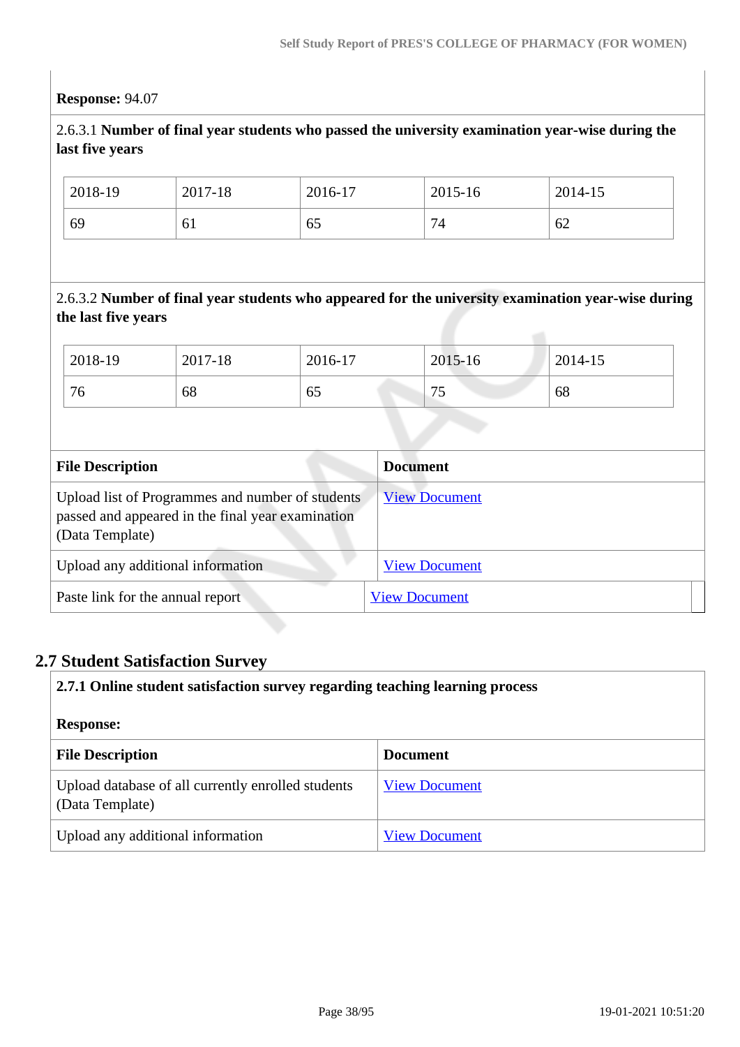**Response:** 94.07

2.6.3.1 **Number of final year students who passed the university examination year-wise during the last five years**

| 2018-19 | 2017-18 | 2016-17 | 2015-16 | 2014-15 |
|---|---|---|---|---|
| 69 | 61 | 65 | 74 | 62 |

2.6.3.2 **Number of final year students who appeared for the university examination year-wise during the last five years**

| 2018-19 | 2017-18 | 2016-17 | 2015-16 | 2014-15 |
|---|---|---|---|---|
| 76 | 68 | 65 | 75 | 68 |

| File Description | Document |
|---|---|
| Upload list of Programmes and number of students passed and appeared in the final year examination (Data Template) | View Document |
| Upload any additional information | View Document |
| Paste link for the annual report | View Document |

## 2.7 Student Satisfaction Survey

**2.7.1 Online student satisfaction survey regarding teaching learning process**

**Response:**

| File Description | Document |
|---|---|
| Upload database of all currently enrolled students (Data Template) | View Document |
| Upload any additional information | View Document |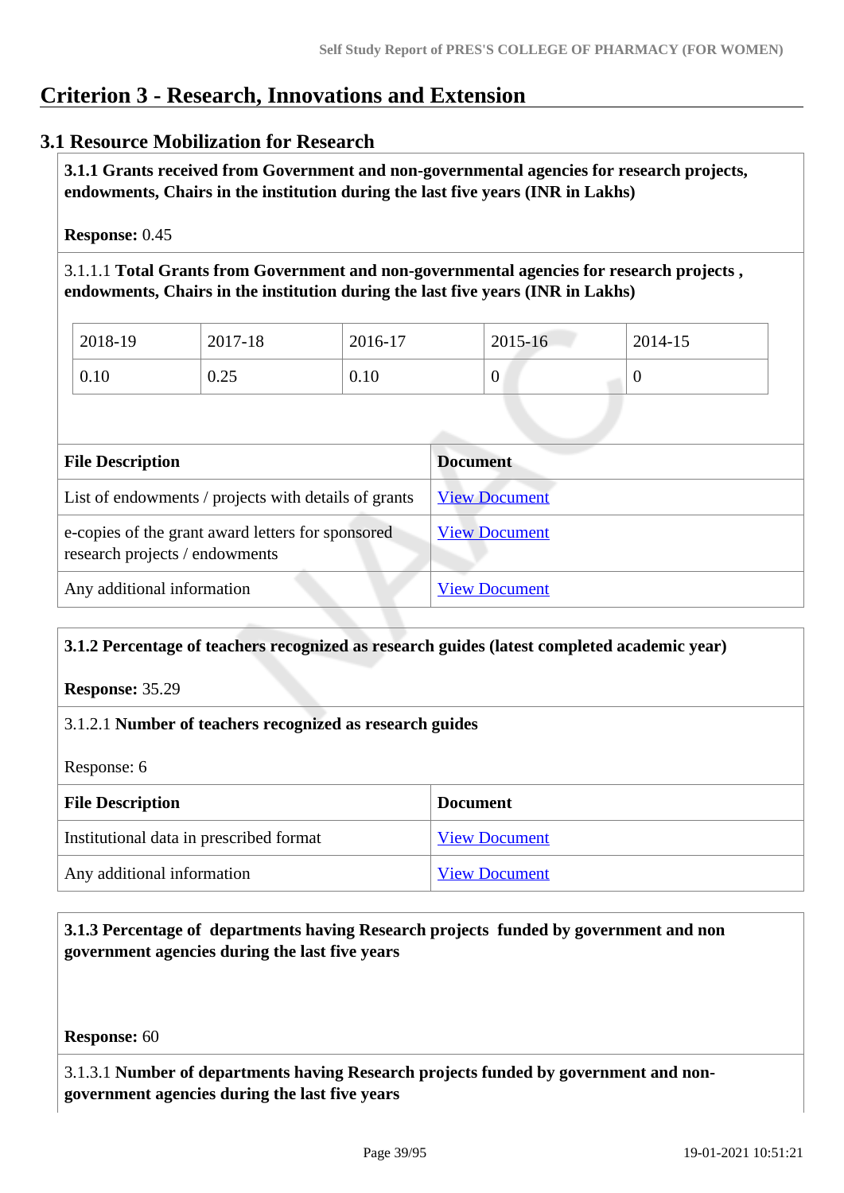# Criterion 3 - Research, Innovations and Extension

## 3.1 Resource Mobilization for Research

**3.1.1 Grants received from Government and non-governmental agencies for research projects, endowments, Chairs in the institution during the last five years (INR in Lakhs)**

**Response:** 0.45

3.1.1.1 **Total Grants from Government and non-governmental agencies for research projects , endowments, Chairs in the institution during the last five years (INR in Lakhs)**

| 2018-19 | 2017-18 | 2016-17 | 2015-16 | 2014-15 |
|---|---|---|---|---|
| 0.10 | 0.25 | 0.10 | 0 | 0 |

| File Description | Document |
|---|---|
| List of endowments / projects with details of grants | View Document |
| e-copies of the grant award letters for sponsored research projects / endowments | View Document |
| Any additional information | View Document |

**3.1.2 Percentage of teachers recognized as research guides (latest completed academic year)**

**Response:** 35.29

3.1.2.1 **Number of teachers recognized as research guides**

Response: 6

| File Description | Document |
|---|---|
| Institutional data in prescribed format | View Document |
| Any additional information | View Document |

**3.1.3 Percentage of departments having Research projects funded by government and non government agencies during the last five years**

**Response:** 60

3.1.3.1 **Number of departments having Research projects funded by government and non-government agencies during the last five years**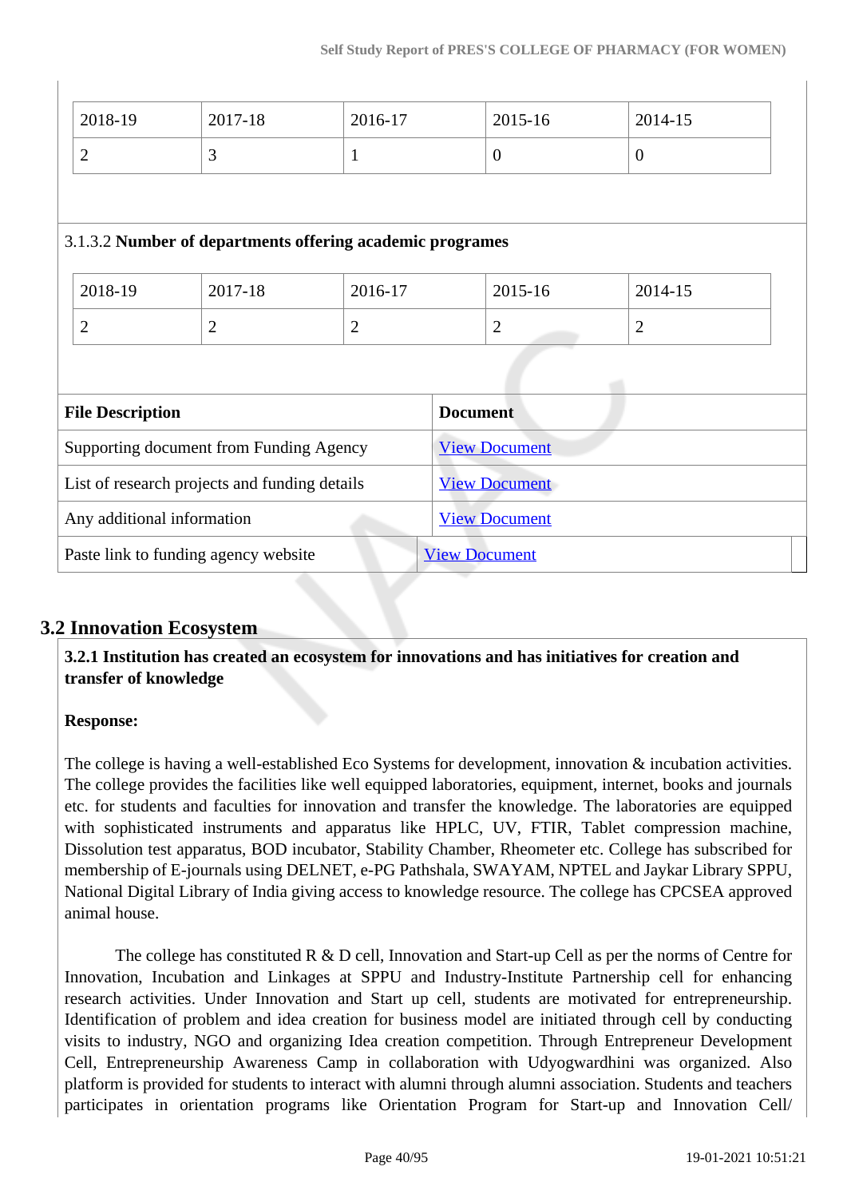| 2018-19 | 2017-18 | 2016-17 | 2015-16 | 2014-15 |
|---|---|---|---|---|
| 2 | 3 | 1 | 0 | 0 |

3.1.3.2 **Number of departments offering academic programes**

| 2018-19 | 2017-18 | 2016-17 | 2015-16 | 2014-15 |
|---|---|---|---|---|
| 2 | 2 | 2 | 2 | 2 |

| File Description | Document |
|---|---|
| Supporting document from Funding Agency | View Document |
| List of research projects and funding details | View Document |
| Any additional information | View Document |
| Paste link to funding agency website | View Document |

## 3.2 Innovation Ecosystem

**3.2.1 Institution has created an ecosystem for innovations and has initiatives for creation and transfer of knowledge**

**Response:**

The college is having a well-established Eco Systems for development, innovation & incubation activities. The college provides the facilities like well equipped laboratories, equipment, internet, books and journals etc. for students and faculties for innovation and transfer the knowledge. The laboratories are equipped with sophisticated instruments and apparatus like HPLC, UV, FTIR, Tablet compression machine, Dissolution test apparatus, BOD incubator, Stability Chamber, Rheometer etc. College has subscribed for membership of E-journals using DELNET, e-PG Pathshala, SWAYAM, NPTEL and Jaykar Library SPPU, National Digital Library of India giving access to knowledge resource. The college has CPCSEA approved animal house.

The college has constituted R & D cell, Innovation and Start-up Cell as per the norms of Centre for Innovation, Incubation and Linkages at SPPU and Industry-Institute Partnership cell for enhancing research activities. Under Innovation and Start up cell, students are motivated for entrepreneurship. Identification of problem and idea creation for business model are initiated through cell by conducting visits to industry, NGO and organizing Idea creation competition. Through Entrepreneur Development Cell, Entrepreneurship Awareness Camp in collaboration with Udyogwardhini was organized. Also platform is provided for students to interact with alumni through alumni association. Students and teachers participates in orientation programs like Orientation Program for Start-up and Innovation Cell/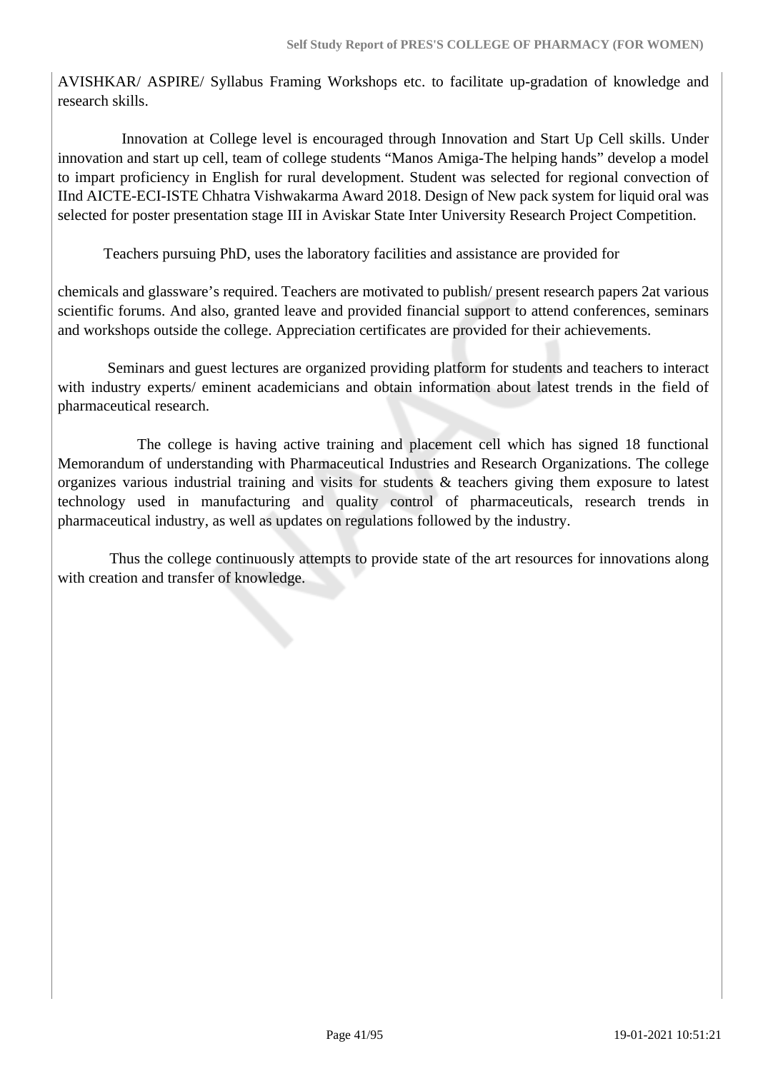AVISHKAR/ ASPIRE/ Syllabus Framing Workshops etc. to facilitate up-gradation of knowledge and research skills.

Innovation at College level is encouraged through Innovation and Start Up Cell skills. Under innovation and start up cell, team of college students "Manos Amiga-The helping hands" develop a model to impart proficiency in English for rural development. Student was selected for regional convection of IInd AICTE-ECI-ISTE Chhatra Vishwakarma Award 2018. Design of New pack system for liquid oral was selected for poster presentation stage III in Aviskar State Inter University Research Project Competition.

Teachers pursuing PhD, uses the laboratory facilities and assistance are provided for

chemicals and glassware's required. Teachers are motivated to publish/ present research papers 2at various scientific forums. And also, granted leave and provided financial support to attend conferences, seminars and workshops outside the college. Appreciation certificates are provided for their achievements.

Seminars and guest lectures are organized providing platform for students and teachers to interact with industry experts/ eminent academicians and obtain information about latest trends in the field of pharmaceutical research.

The college is having active training and placement cell which has signed 18 functional Memorandum of understanding with Pharmaceutical Industries and Research Organizations. The college organizes various industrial training and visits for students & teachers giving them exposure to latest technology used in manufacturing and quality control of pharmaceuticals, research trends in pharmaceutical industry, as well as updates on regulations followed by the industry.

Thus the college continuously attempts to provide state of the art resources for innovations along with creation and transfer of knowledge.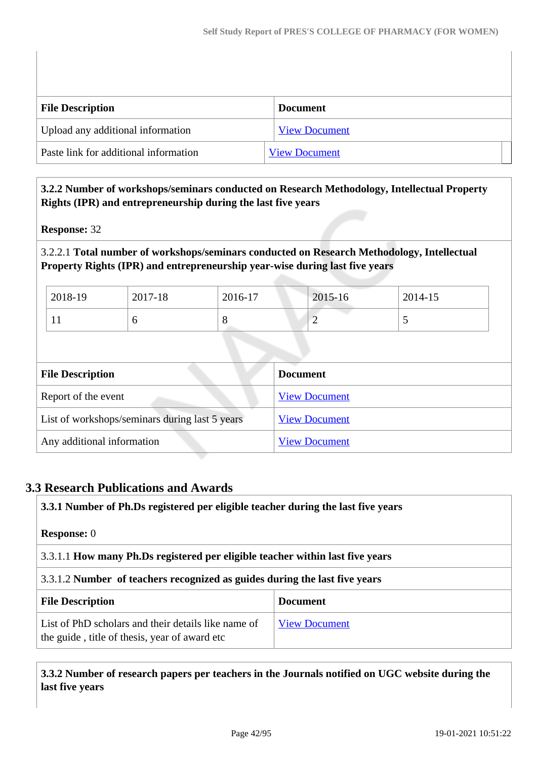| File Description | Document |
|---|---|
| Upload any additional information | View Document |
| Paste link for additional information | View Document |

**3.2.2 Number of workshops/seminars conducted on Research Methodology, Intellectual Property Rights (IPR) and entrepreneurship during the last five years**

**Response:** 32

3.2.2.1 **Total number of workshops/seminars conducted on Research Methodology, Intellectual Property Rights (IPR) and entrepreneurship year-wise during last five years**

| 2018-19 | 2017-18 | 2016-17 | 2015-16 | 2014-15 |
|---|---|---|---|---|
| 11 | 6 | 8 | 2 | 5 |

| File Description | Document |
|---|---|
| Report of the event | View Document |
| List of workshops/seminars during last 5 years | View Document |
| Any additional information | View Document |

## 3.3 Research Publications and Awards

**3.3.1 Number of Ph.Ds registered per eligible teacher during the last five years**

**Response:** 0

3.3.1.1 **How many Ph.Ds registered per eligible teacher within last five years**

3.3.1.2 **Number of teachers recognized as guides during the last five years**

| File Description | Document |
|---|---|
| List of PhD scholars and their details like name of the guide , title of thesis, year of award etc | View Document |

**3.3.2 Number of research papers per teachers in the Journals notified on UGC website during the last five years**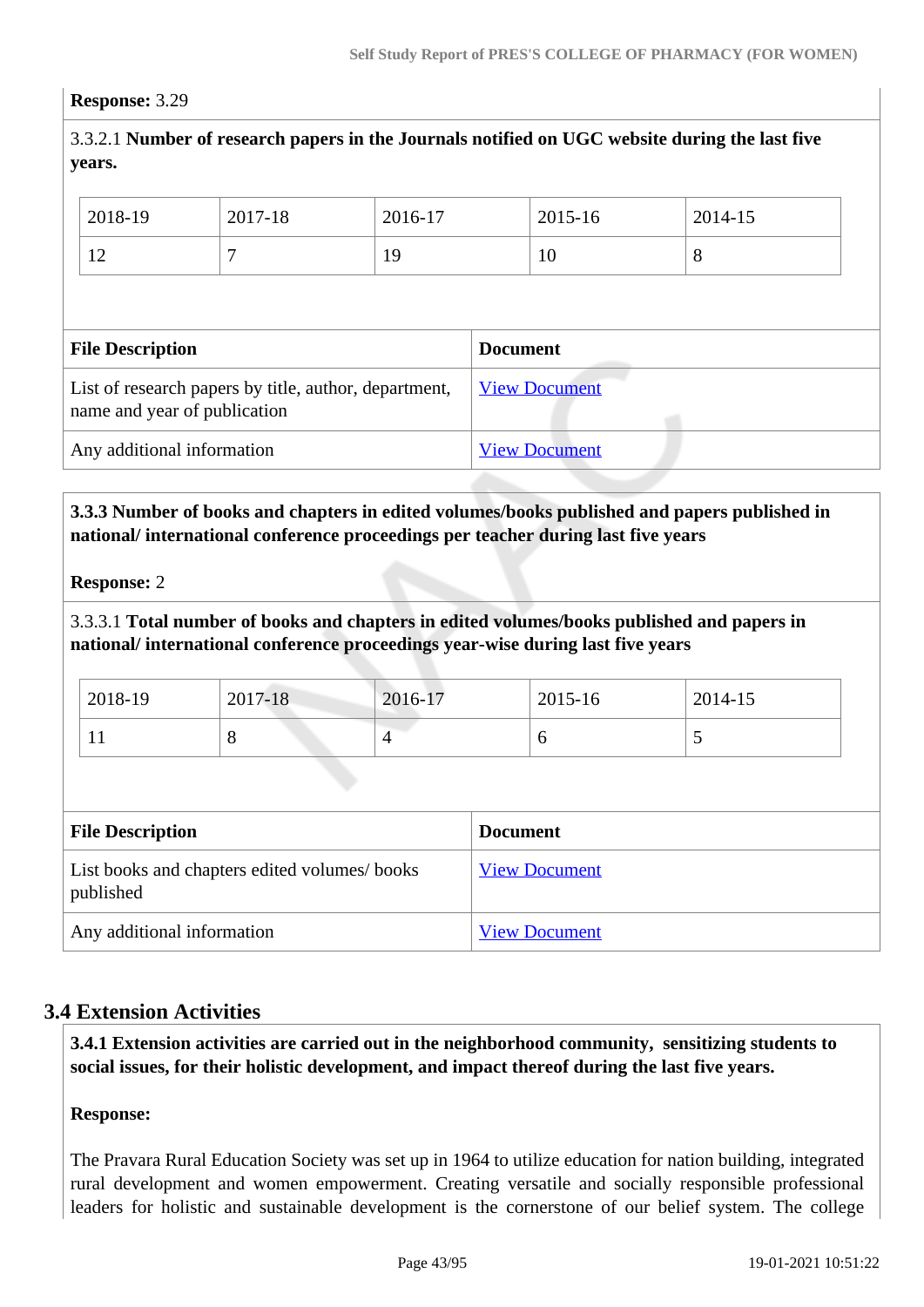**Response:** 3.29

3.3.2.1 **Number of research papers in the Journals notified on UGC website during the last five years.**

| 2018-19 | 2017-18 | 2016-17 | 2015-16 | 2014-15 |
|---|---|---|---|---|
| 12 | 7 | 19 | 10 | 8 |

| File Description | Document |
|---|---|
| List of research papers by title, author, department, name and year of publication | View Document |
| Any additional information | View Document |

**3.3.3 Number of books and chapters in edited volumes/books published and papers published in national/ international conference proceedings per teacher during last five years**

**Response:** 2

3.3.3.1 **Total number of books and chapters in edited volumes/books published and papers in national/ international conference proceedings year-wise during last five years**

| 2018-19 | 2017-18 | 2016-17 | 2015-16 | 2014-15 |
|---|---|---|---|---|
| 11 | 8 | 4 | 6 | 5 |

| File Description | Document |
|---|---|
| List books and chapters edited volumes/ books published | View Document |
| Any additional information | View Document |

## 3.4 Extension Activities

**3.4.1 Extension activities are carried out in the neighborhood community, sensitizing students to social issues, for their holistic development, and impact thereof during the last five years.**

**Response:**

The Pravara Rural Education Society was set up in 1964 to utilize education for nation building, integrated rural development and women empowerment. Creating versatile and socially responsible professional leaders for holistic and sustainable development is the cornerstone of our belief system. The college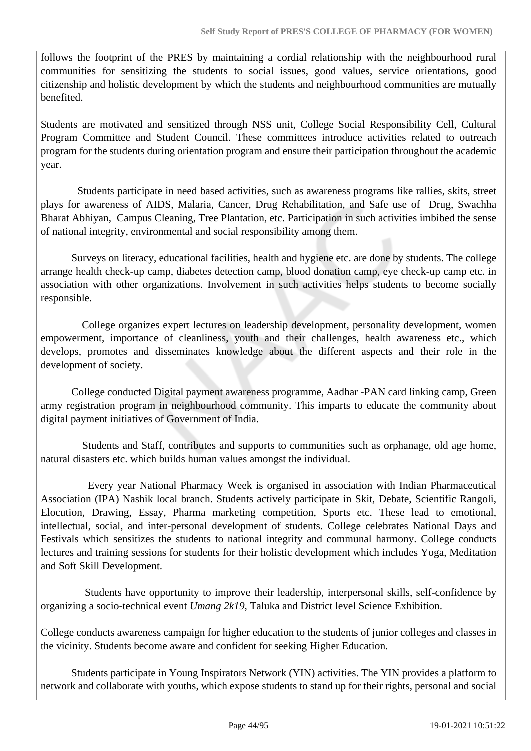follows the footprint of the PRES by maintaining a cordial relationship with the neighbourhood rural communities for sensitizing the students to social issues, good values, service orientations, good citizenship and holistic development by which the students and neighbourhood communities are mutually benefited.

Students are motivated and sensitized through NSS unit, College Social Responsibility Cell, Cultural Program Committee and Student Council. These committees introduce activities related to outreach program for the students during orientation program and ensure their participation throughout the academic year.

Students participate in need based activities, such as awareness programs like rallies, skits, street plays for awareness of AIDS, Malaria, Cancer, Drug Rehabilitation, and Safe use of Drug, Swachha Bharat Abhiyan, Campus Cleaning, Tree Plantation, etc. Participation in such activities imbibed the sense of national integrity, environmental and social responsibility among them.

Surveys on literacy, educational facilities, health and hygiene etc. are done by students. The college arrange health check-up camp, diabetes detection camp, blood donation camp, eye check-up camp etc. in association with other organizations. Involvement in such activities helps students to become socially responsible.

College organizes expert lectures on leadership development, personality development, women empowerment, importance of cleanliness, youth and their challenges, health awareness etc., which develops, promotes and disseminates knowledge about the different aspects and their role in the development of society.

College conducted Digital payment awareness programme, Aadhar -PAN card linking camp, Green army registration program in neighbourhood community. This imparts to educate the community about digital payment initiatives of Government of India.

Students and Staff, contributes and supports to communities such as orphanage, old age home, natural disasters etc. which builds human values amongst the individual.

Every year National Pharmacy Week is organised in association with Indian Pharmaceutical Association (IPA) Nashik local branch. Students actively participate in Skit, Debate, Scientific Rangoli, Elocution, Drawing, Essay, Pharma marketing competition, Sports etc. These lead to emotional, intellectual, social, and inter-personal development of students. College celebrates National Days and Festivals which sensitizes the students to national integrity and communal harmony. College conducts lectures and training sessions for students for their holistic development which includes Yoga, Meditation and Soft Skill Development.

Students have opportunity to improve their leadership, interpersonal skills, self-confidence by organizing a socio-technical event *Umang 2k19*, Taluka and District level Science Exhibition.

College conducts awareness campaign for higher education to the students of junior colleges and classes in the vicinity. Students become aware and confident for seeking Higher Education.

Students participate in Young Inspirators Network (YIN) activities. The YIN provides a platform to network and collaborate with youths, which expose students to stand up for their rights, personal and social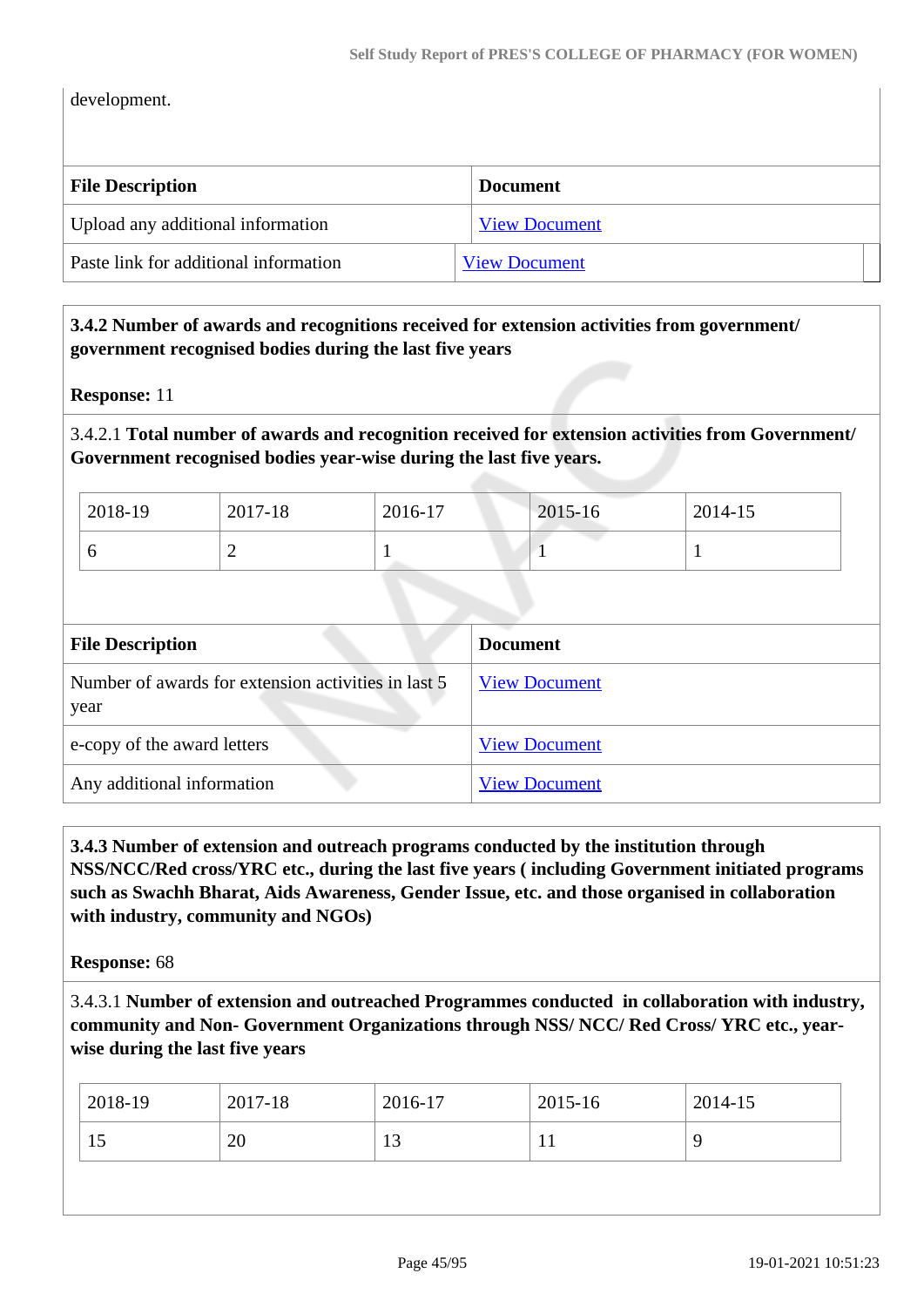development.

| File Description | Document |
|---|---|
| Upload any additional information | View Document |
| Paste link for additional information | View Document |

**3.4.2 Number of awards and recognitions received for extension activities from government/ government recognised bodies during the last five years**

**Response:** 11

3.4.2.1 **Total number of awards and recognition received for extension activities from Government/ Government recognised bodies year-wise during the last five years.**

| 2018-19 | 2017-18 | 2016-17 | 2015-16 | 2014-15 |
|---|---|---|---|---|
| 6 | 2 | 1 | 1 | 1 |

| File Description | Document |
|---|---|
| Number of awards for extension activities in last 5 year | View Document |
| e-copy of the award letters | View Document |
| Any additional information | View Document |

**3.4.3 Number of extension and outreach programs conducted by the institution through NSS/NCC/Red cross/YRC etc., during the last five years ( including Government initiated programs such as Swachh Bharat, Aids Awareness, Gender Issue, etc. and those organised in collaboration with industry, community and NGOs)**

**Response:** 68

3.4.3.1 **Number of extension and outreached Programmes conducted in collaboration with industry, community and Non- Government Organizations through NSS/ NCC/ Red Cross/ YRC etc., year-wise during the last five years**

| 2018-19 | 2017-18 | 2016-17 | 2015-16 | 2014-15 |
|---|---|---|---|---|
| 15 | 20 | 13 | 11 | 9 |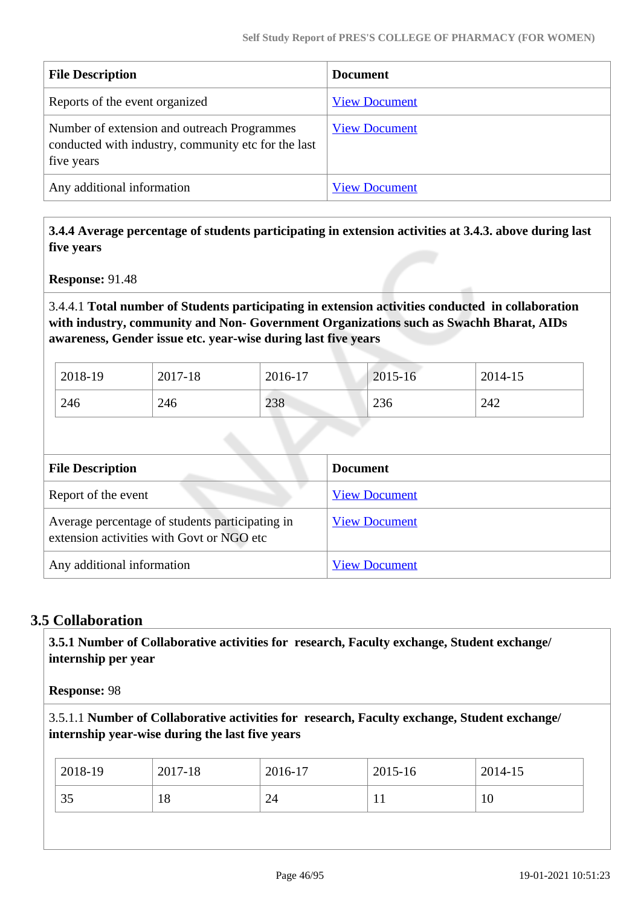| File Description | Document |
|---|---|
| Reports of the event organized | View Document |
| Number of extension and outreach Programmes conducted with industry, community etc for the last five years | View Document |
| Any additional information | View Document |

**3.4.4 Average percentage of students participating in extension activities at 3.4.3. above during last five years**

**Response:** 91.48

3.4.4.1 **Total number of Students participating in extension activities conducted in collaboration with industry, community and Non- Government Organizations such as Swachh Bharat, AIDs awareness, Gender issue etc. year-wise during last five years**

| 2018-19 | 2017-18 | 2016-17 | 2015-16 | 2014-15 |
|---|---|---|---|---|
| 246 | 246 | 238 | 236 | 242 |

| File Description | Document |
|---|---|
| Report of the event | View Document |
| Average percentage of students participating in extension activities with Govt or NGO etc | View Document |
| Any additional information | View Document |

## 3.5 Collaboration

**3.5.1 Number of Collaborative activities for research, Faculty exchange, Student exchange/ internship per year**

**Response:** 98

3.5.1.1 **Number of Collaborative activities for research, Faculty exchange, Student exchange/ internship year-wise during the last five years**

| 2018-19 | 2017-18 | 2016-17 | 2015-16 | 2014-15 |
|---|---|---|---|---|
| 35 | 18 | 24 | 11 | 10 |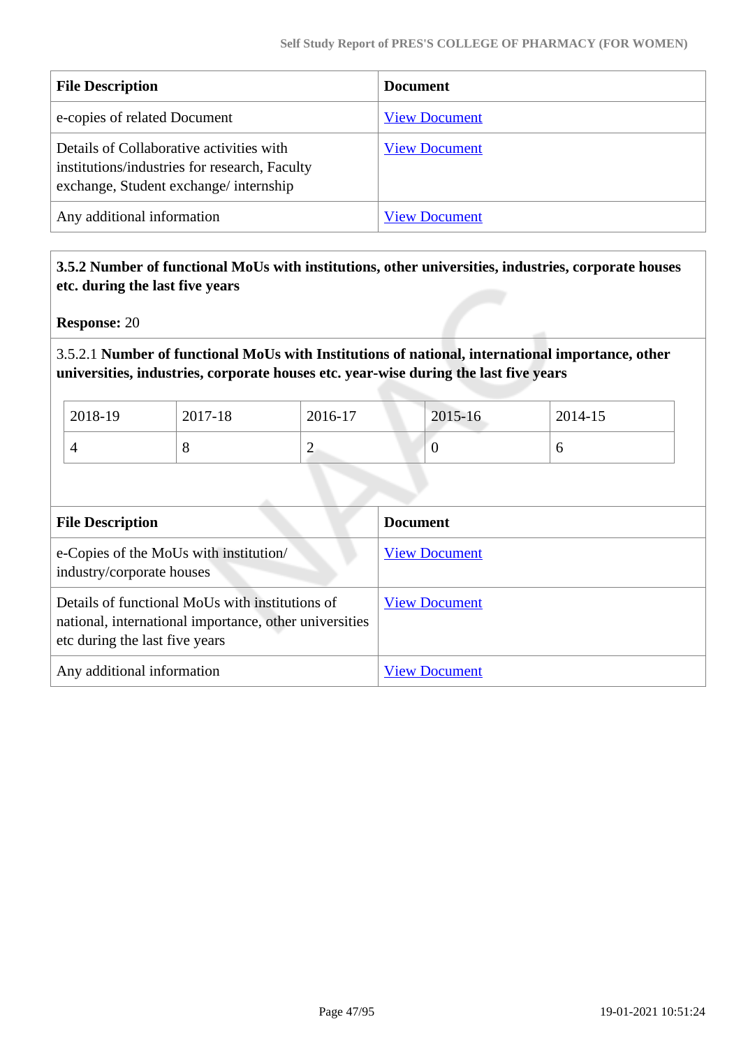| File Description | Document |
|---|---|
| e-copies of related Document | View Document |
| Details of Collaborative activities with institutions/industries for research, Faculty exchange, Student exchange/ internship | View Document |
| Any additional information | View Document |

**3.5.2 Number of functional MoUs with institutions, other universities, industries, corporate houses etc. during the last five years**

**Response:** 20

3.5.2.1 **Number of functional MoUs with Institutions of national, international importance, other universities, industries, corporate houses etc. year-wise during the last five years**

| 2018-19 | 2017-18 | 2016-17 | 2015-16 | 2014-15 |
|---|---|---|---|---|
| 4 | 8 | 2 | 0 | 6 |

| File Description | Document |
|---|---|
| e-Copies of the MoUs with institution/ industry/corporate houses | View Document |
| Details of functional MoUs with institutions of national, international importance, other universities etc during the last five years | View Document |
| Any additional information | View Document |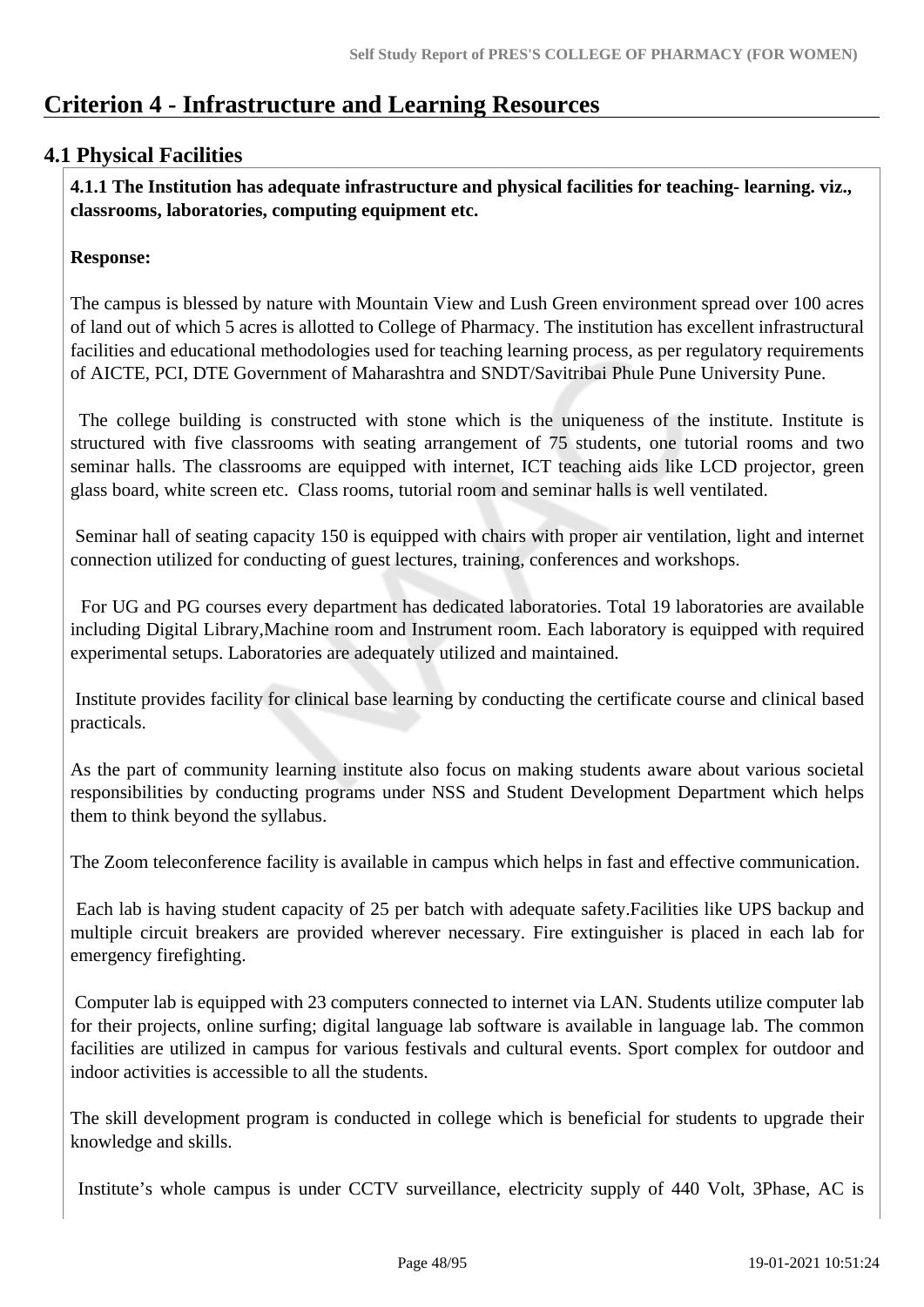# Criterion 4 - Infrastructure and Learning Resources

## 4.1 Physical Facilities

**4.1.1 The Institution has adequate infrastructure and physical facilities for teaching- learning. viz., classrooms, laboratories, computing equipment etc.**

**Response:**

The campus is blessed by nature with Mountain View and Lush Green environment spread over 100 acres of land out of which 5 acres is allotted to College of Pharmacy. The institution has excellent infrastructural facilities and educational methodologies used for teaching learning process, as per regulatory requirements of AICTE, PCI, DTE Government of Maharashtra and SNDT/Savitribai Phule Pune University Pune.

The college building is constructed with stone which is the uniqueness of the institute. Institute is structured with five classrooms with seating arrangement of 75 students, one tutorial rooms and two seminar halls. The classrooms are equipped with internet, ICT teaching aids like LCD projector, green glass board, white screen etc. Class rooms, tutorial room and seminar halls is well ventilated.

Seminar hall of seating capacity 150 is equipped with chairs with proper air ventilation, light and internet connection utilized for conducting of guest lectures, training, conferences and workshops.

For UG and PG courses every department has dedicated laboratories. Total 19 laboratories are available including Digital Library,Machine room and Instrument room. Each laboratory is equipped with required experimental setups. Laboratories are adequately utilized and maintained.

Institute provides facility for clinical base learning by conducting the certificate course and clinical based practicals.

As the part of community learning institute also focus on making students aware about various societal responsibilities by conducting programs under NSS and Student Development Department which helps them to think beyond the syllabus.

The Zoom teleconference facility is available in campus which helps in fast and effective communication.

Each lab is having student capacity of 25 per batch with adequate safety.Facilities like UPS backup and multiple circuit breakers are provided wherever necessary. Fire extinguisher is placed in each lab for emergency firefighting.

Computer lab is equipped with 23 computers connected to internet via LAN. Students utilize computer lab for their projects, online surfing; digital language lab software is available in language lab. The common facilities are utilized in campus for various festivals and cultural events. Sport complex for outdoor and indoor activities is accessible to all the students.

The skill development program is conducted in college which is beneficial for students to upgrade their knowledge and skills.

Institute's whole campus is under CCTV surveillance, electricity supply of 440 Volt, 3Phase, AC is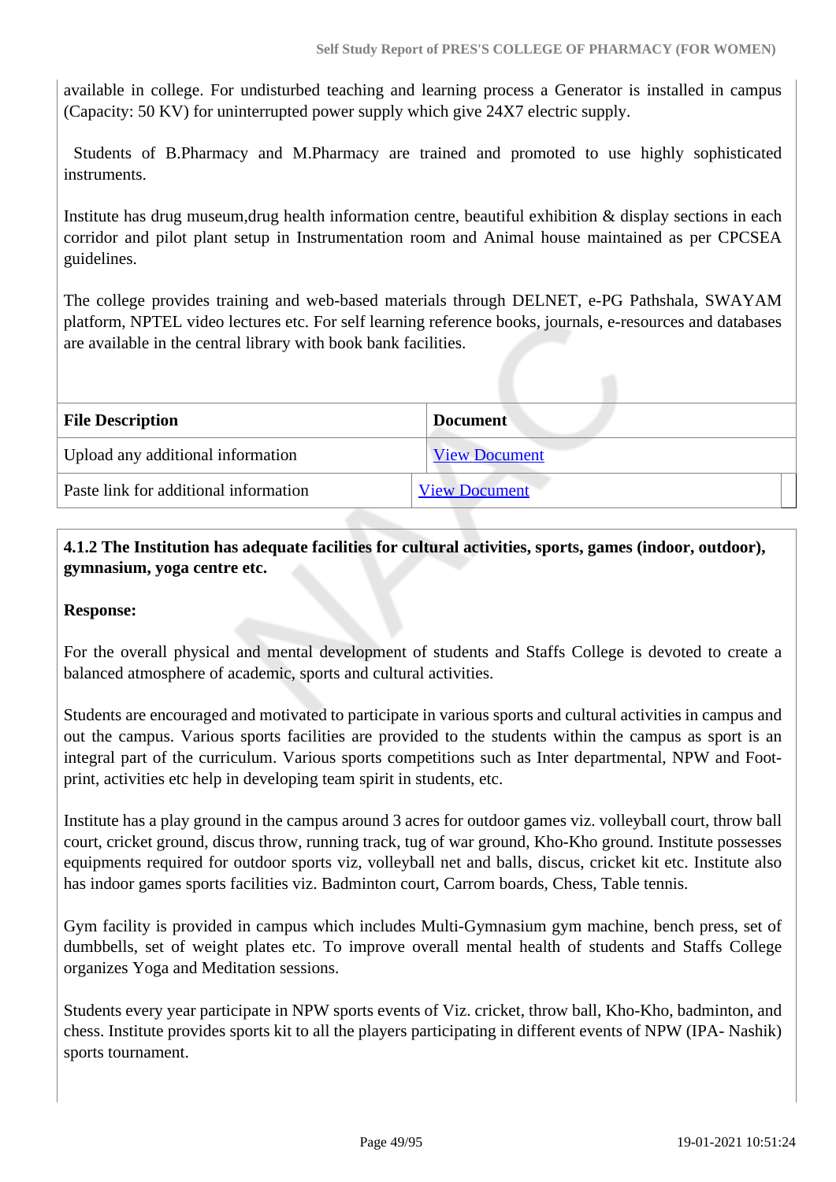available in college. For undisturbed teaching and learning process a Generator is installed in campus (Capacity: 50 KV) for uninterrupted power supply which give 24X7 electric supply.

Students of B.Pharmacy and M.Pharmacy are trained and promoted to use highly sophisticated instruments.

Institute has drug museum,drug health information centre, beautiful exhibition & display sections in each corridor and pilot plant setup in Instrumentation room and Animal house maintained as per CPCSEA guidelines.

The college provides training and web-based materials through DELNET, e-PG Pathshala, SWAYAM platform, NPTEL video lectures etc. For self learning reference books, journals, e-resources and databases are available in the central library with book bank facilities.

| File Description | Document |
|---|---|
| Upload any additional information | View Document |
| Paste link for additional information | View Document |

**4.1.2 The Institution has adequate facilities for cultural activities, sports, games (indoor, outdoor), gymnasium, yoga centre etc.**

**Response:**

For the overall physical and mental development of students and Staffs College is devoted to create a balanced atmosphere of academic, sports and cultural activities.

Students are encouraged and motivated to participate in various sports and cultural activities in campus and out the campus. Various sports facilities are provided to the students within the campus as sport is an integral part of the curriculum. Various sports competitions such as Inter departmental, NPW and Foot-print, activities etc help in developing team spirit in students, etc.

Institute has a play ground in the campus around 3 acres for outdoor games viz. volleyball court, throw ball court, cricket ground, discus throw, running track, tug of war ground, Kho-Kho ground. Institute possesses equipments required for outdoor sports viz, volleyball net and balls, discus, cricket kit etc. Institute also has indoor games sports facilities viz. Badminton court, Carrom boards, Chess, Table tennis.

Gym facility is provided in campus which includes Multi-Gymnasium gym machine, bench press, set of dumbbells, set of weight plates etc. To improve overall mental health of students and Staffs College organizes Yoga and Meditation sessions.

Students every year participate in NPW sports events of Viz. cricket, throw ball, Kho-Kho, badminton, and chess. Institute provides sports kit to all the players participating in different events of NPW (IPA- Nashik) sports tournament.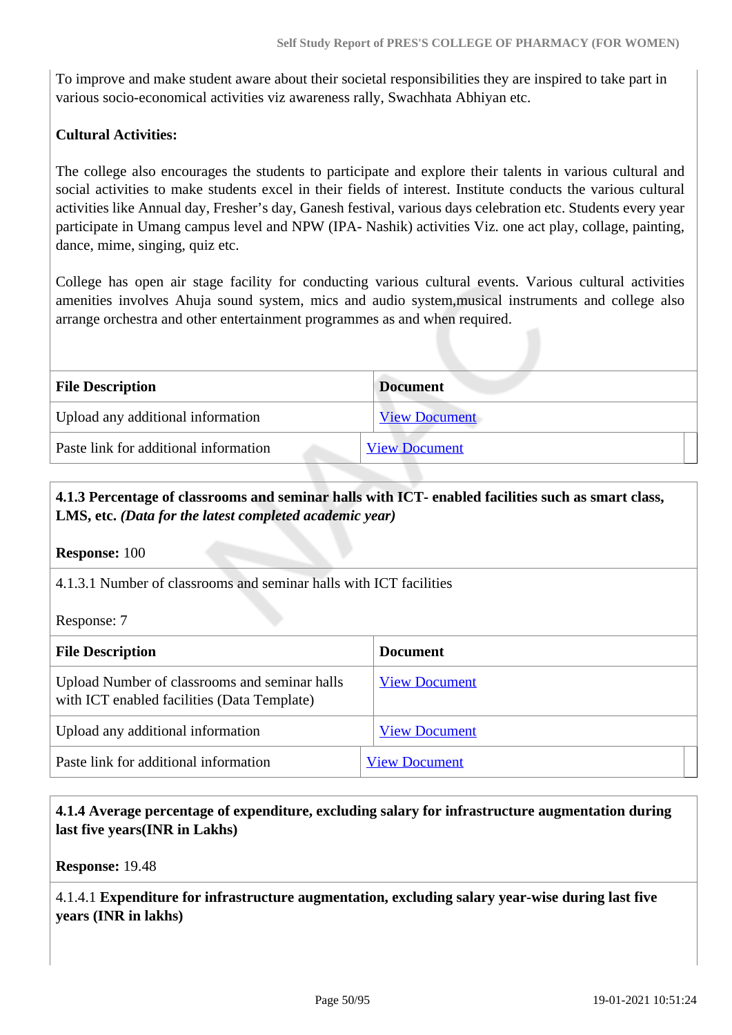To improve and make student aware about their societal responsibilities they are inspired to take part in various socio-economical activities viz awareness rally, Swachhata Abhiyan etc.

**Cultural Activities:**

The college also encourages the students to participate and explore their talents in various cultural and social activities to make students excel in their fields of interest. Institute conducts the various cultural activities like Annual day, Fresher's day, Ganesh festival, various days celebration etc. Students every year participate in Umang campus level and NPW (IPA- Nashik) activities Viz. one act play, collage, painting, dance, mime, singing, quiz etc.

College has open air stage facility for conducting various cultural events. Various cultural activities amenities involves Ahuja sound system, mics and audio system,musical instruments and college also arrange orchestra and other entertainment programmes as and when required.

| File Description | Document |
|---|---|
| Upload any additional information | View Document |
| Paste link for additional information | View Document |

**4.1.3 Percentage of classrooms and seminar halls with ICT- enabled facilities such as smart class, LMS, etc.** ***(Data for the latest completed academic year)***

**Response:** 100

4.1.3.1 Number of classrooms and seminar halls with ICT facilities

Response: 7

| File Description | Document |
|---|---|
| Upload Number of classrooms and seminar halls with ICT enabled facilities (Data Template) | View Document |
| Upload any additional information | View Document |
| Paste link for additional information | View Document |

**4.1.4 Average percentage of expenditure, excluding salary for infrastructure augmentation during last five years(INR in Lakhs)**

**Response:** 19.48

4.1.4.1 **Expenditure for infrastructure augmentation, excluding salary year-wise during last five years (INR in lakhs)**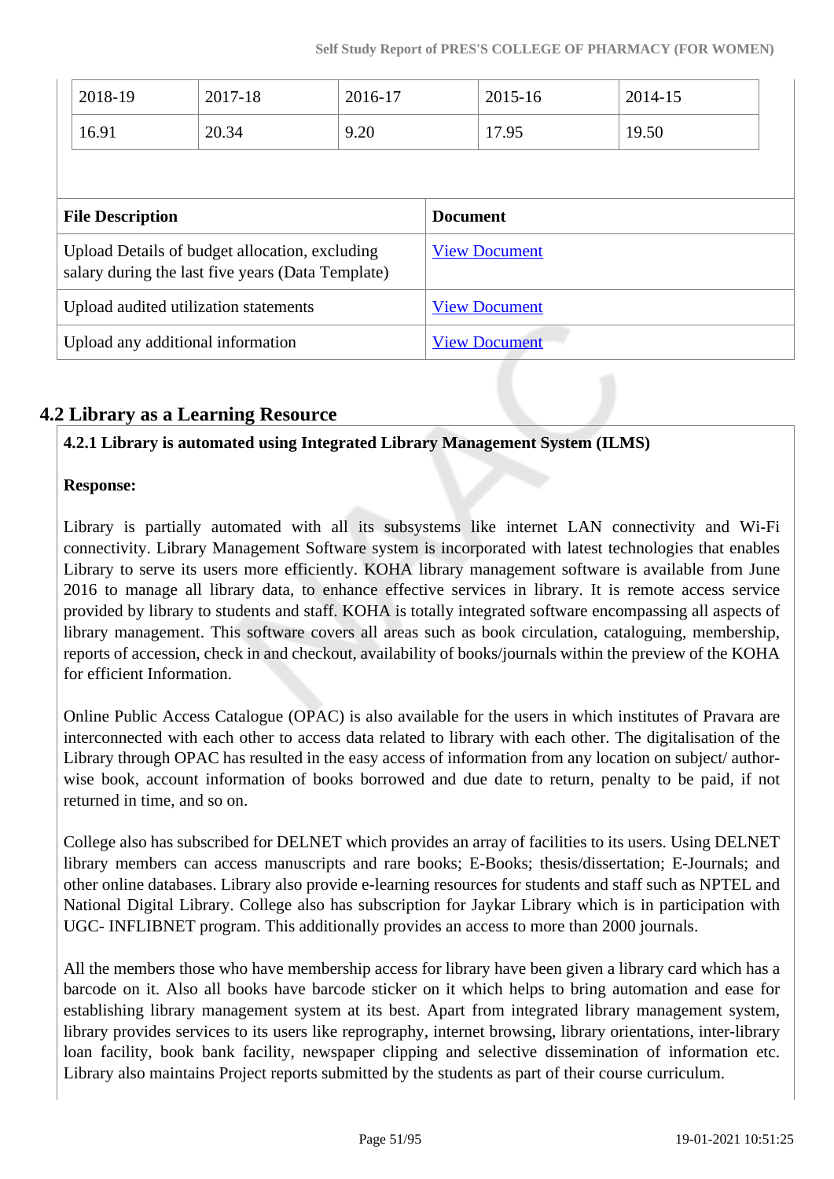| 2018-19 | 2017-18 | 2016-17 | 2015-16 | 2014-15 |
|---|---|---|---|---|
| 16.91 | 20.34 | 9.20 | 17.95 | 19.50 |

| File Description | Document |
|---|---|
| Upload Details of budget allocation, excluding salary during the last five years (Data Template) | View Document |
| Upload audited utilization statements | View Document |
| Upload any additional information | View Document |

## 4.2 Library as a Learning Resource

**4.2.1 Library is automated using Integrated Library Management System (ILMS)**

**Response:**

Library is partially automated with all its subsystems like internet LAN connectivity and Wi-Fi connectivity. Library Management Software system is incorporated with latest technologies that enables Library to serve its users more efficiently. KOHA library management software is available from June 2016 to manage all library data, to enhance effective services in library. It is remote access service provided by library to students and staff. KOHA is totally integrated software encompassing all aspects of library management. This software covers all areas such as book circulation, cataloguing, membership, reports of accession, check in and checkout, availability of books/journals within the preview of the KOHA for efficient Information.

Online Public Access Catalogue (OPAC) is also available for the users in which institutes of Pravara are interconnected with each other to access data related to library with each other. The digitalisation of the Library through OPAC has resulted in the easy access of information from any location on subject/ author-wise book, account information of books borrowed and due date to return, penalty to be paid, if not returned in time, and so on.

College also has subscribed for DELNET which provides an array of facilities to its users. Using DELNET library members can access manuscripts and rare books; E-Books; thesis/dissertation; E-Journals; and other online databases. Library also provide e-learning resources for students and staff such as NPTEL and National Digital Library. College also has subscription for Jaykar Library which is in participation with UGC- INFLIBNET program. This additionally provides an access to more than 2000 journals.

All the members those who have membership access for library have been given a library card which has a barcode on it. Also all books have barcode sticker on it which helps to bring automation and ease for establishing library management system at its best. Apart from integrated library management system, library provides services to its users like reprography, internet browsing, library orientations, inter-library loan facility, book bank facility, newspaper clipping and selective dissemination of information etc. Library also maintains Project reports submitted by the students as part of their course curriculum.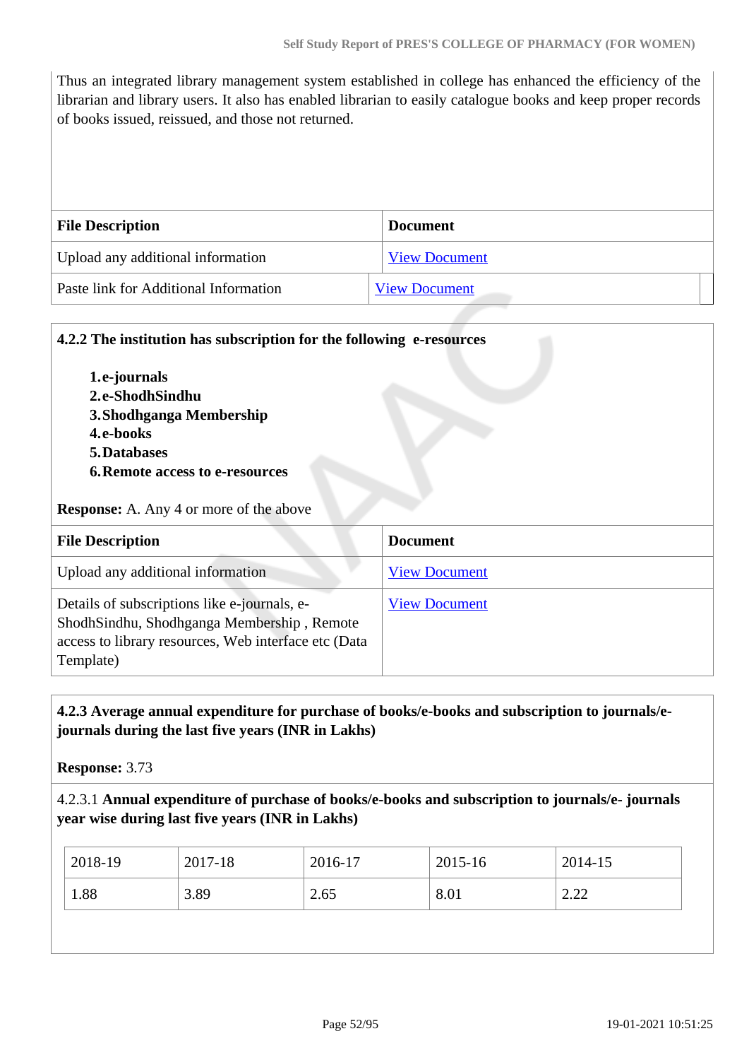Thus an integrated library management system established in college has enhanced the efficiency of the librarian and library users. It also has enabled librarian to easily catalogue books and keep proper records of books issued, reissued, and those not returned.

| File Description | Document |
|---|---|
| Upload any additional information | View Document |
| Paste link for Additional Information | View Document |

**4.2.2 The institution has subscription for the following e-resources**

1. **e-journals**
2. **e-ShodhSindhu**
3. **Shodhganga Membership**
4. **e-books**
5. **Databases**
6. **Remote access to e-resources**

**Response:** A. Any 4 or more of the above

| File Description | Document |
|---|---|
| Upload any additional information | View Document |
| Details of subscriptions like e-journals, e-ShodhSindhu, Shodhganga Membership , Remote access to library resources, Web interface etc (Data Template) | View Document |

**4.2.3 Average annual expenditure for purchase of books/e-books and subscription to journals/e-journals during the last five years (INR in Lakhs)**

**Response:** 3.73

4.2.3.1 **Annual expenditure of purchase of books/e-books and subscription to journals/e- journals year wise during last five years (INR in Lakhs)**

| 2018-19 | 2017-18 | 2016-17 | 2015-16 | 2014-15 |
|---|---|---|---|---|
| 1.88 | 3.89 | 2.65 | 8.01 | 2.22 |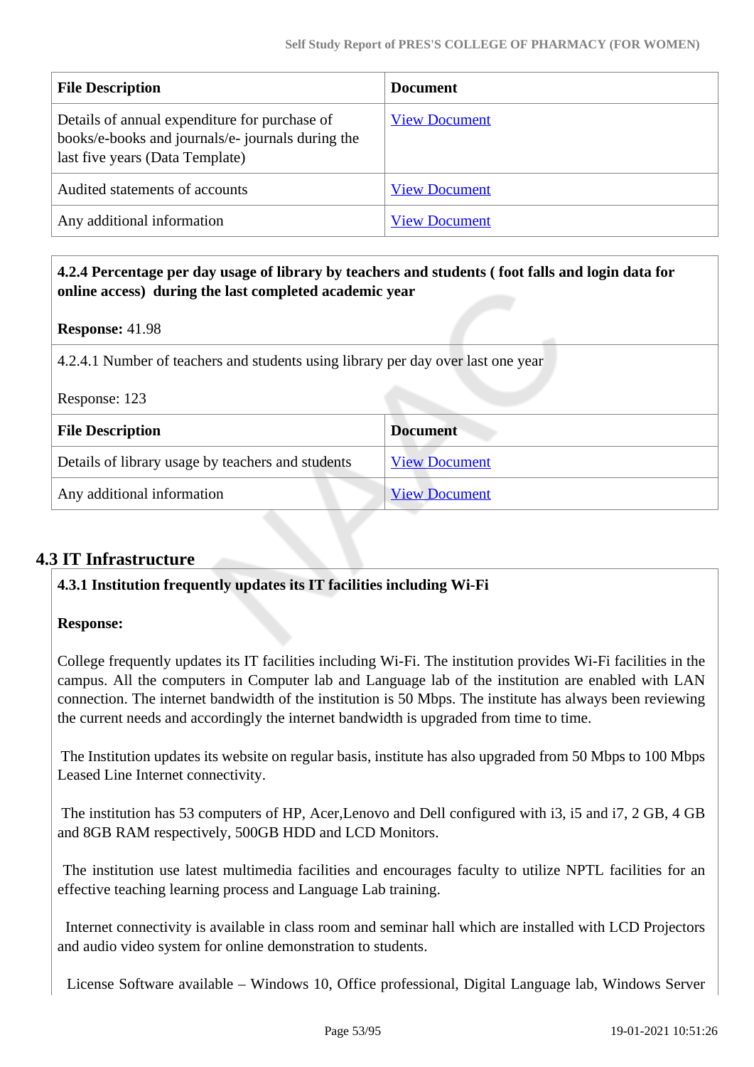| File Description | Document |
| --- | --- |
| Details of annual expenditure for purchase of books/e-books and journals/e- journals during the last five years (Data Template) | View Document |
| Audited statements of accounts | View Document |
| Any additional information | View Document |

**4.2.4 Percentage per day usage of library by teachers and students ( foot falls and login data for online access) during the last completed academic year**

**Response:** 41.98

4.2.4.1 Number of teachers and students using library per day over last one year

Response: 123

| File Description | Document |
| --- | --- |
| Details of library usage by teachers and students | View Document |
| Any additional information | View Document |

## 4.3 IT Infrastructure

**4.3.1 Institution frequently updates its IT facilities including Wi-Fi**

**Response:**

College frequently updates its IT facilities including Wi-Fi. The institution provides Wi-Fi facilities in the campus. All the computers in Computer lab and Language lab of the institution are enabled with LAN connection. The internet bandwidth of the institution is 50 Mbps. The institute has always been reviewing the current needs and accordingly the internet bandwidth is upgraded from time to time.

The Institution updates its website on regular basis, institute has also upgraded from 50 Mbps to 100 Mbps Leased Line Internet connectivity.

The institution has 53 computers of HP, Acer,Lenovo and Dell configured with i3, i5 and i7, 2 GB, 4 GB and 8GB RAM respectively, 500GB HDD and LCD Monitors.

The institution use latest multimedia facilities and encourages faculty to utilize NPTL facilities for an effective teaching learning process and Language Lab training.

Internet connectivity is available in class room and seminar hall which are installed with LCD Projectors and audio video system for online demonstration to students.

License Software available – Windows 10, Office professional, Digital Language lab, Windows Server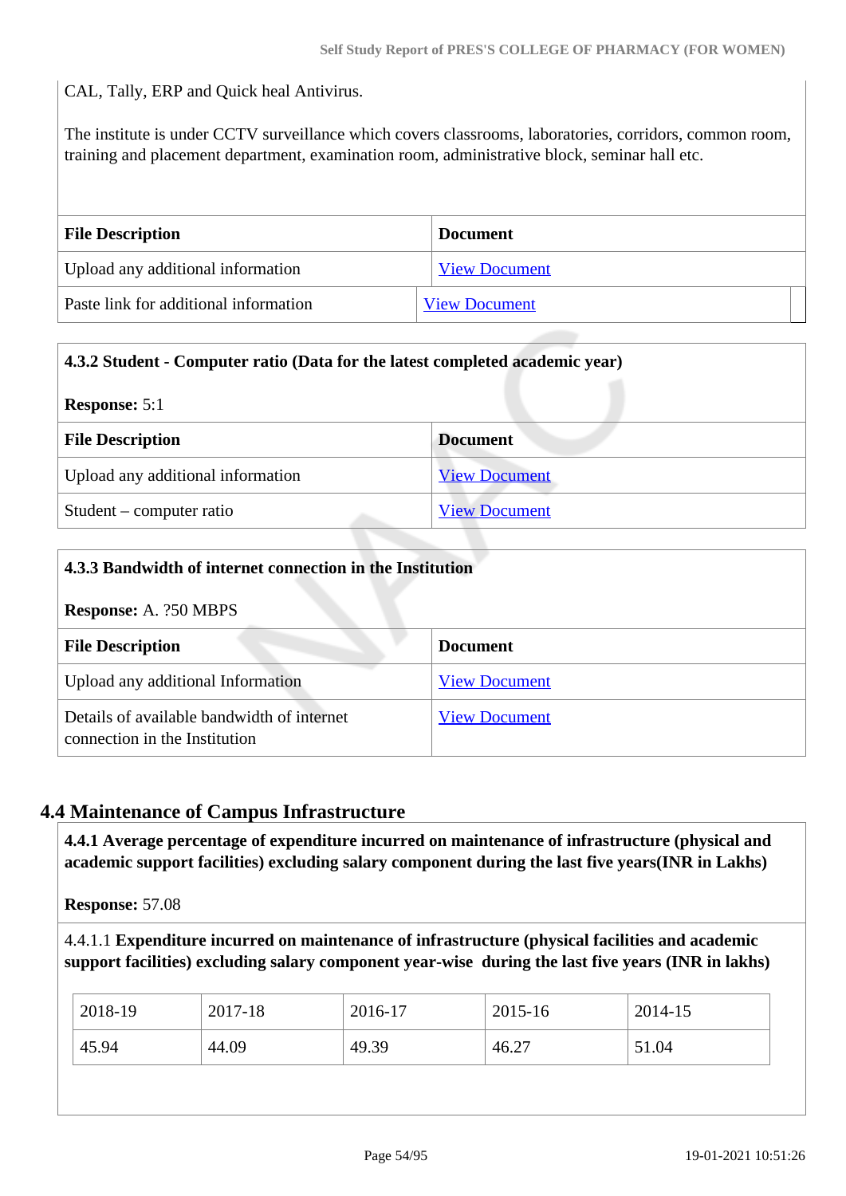CAL, Tally, ERP and Quick heal Antivirus.

The institute is under CCTV surveillance which covers classrooms, laboratories, corridors, common room, training and placement department, examination room, administrative block, seminar hall etc.

| File Description | Document |
|---|---|
| Upload any additional information | View Document |
| Paste link for additional information | View Document |

**4.3.2 Student - Computer ratio (Data for the latest completed academic year)**

**Response:** 5:1

| File Description | Document |
|---|---|
| Upload any additional information | View Document |
| Student – computer ratio | View Document |

**4.3.3 Bandwidth of internet connection in the Institution**

**Response:** A. ?50 MBPS

| File Description | Document |
|---|---|
| Upload any additional Information | View Document |
| Details of available bandwidth of internet connection in the Institution | View Document |

## 4.4 Maintenance of Campus Infrastructure

**4.4.1 Average percentage of expenditure incurred on maintenance of infrastructure (physical and academic support facilities) excluding salary component during the last five years(INR in Lakhs)**

**Response:** 57.08

4.4.1.1 **Expenditure incurred on maintenance of infrastructure (physical facilities and academic support facilities) excluding salary component year-wise during the last five years (INR in lakhs)**

| 2018-19 | 2017-18 | 2016-17 | 2015-16 | 2014-15 |
|---|---|---|---|---|
| 45.94 | 44.09 | 49.39 | 46.27 | 51.04 |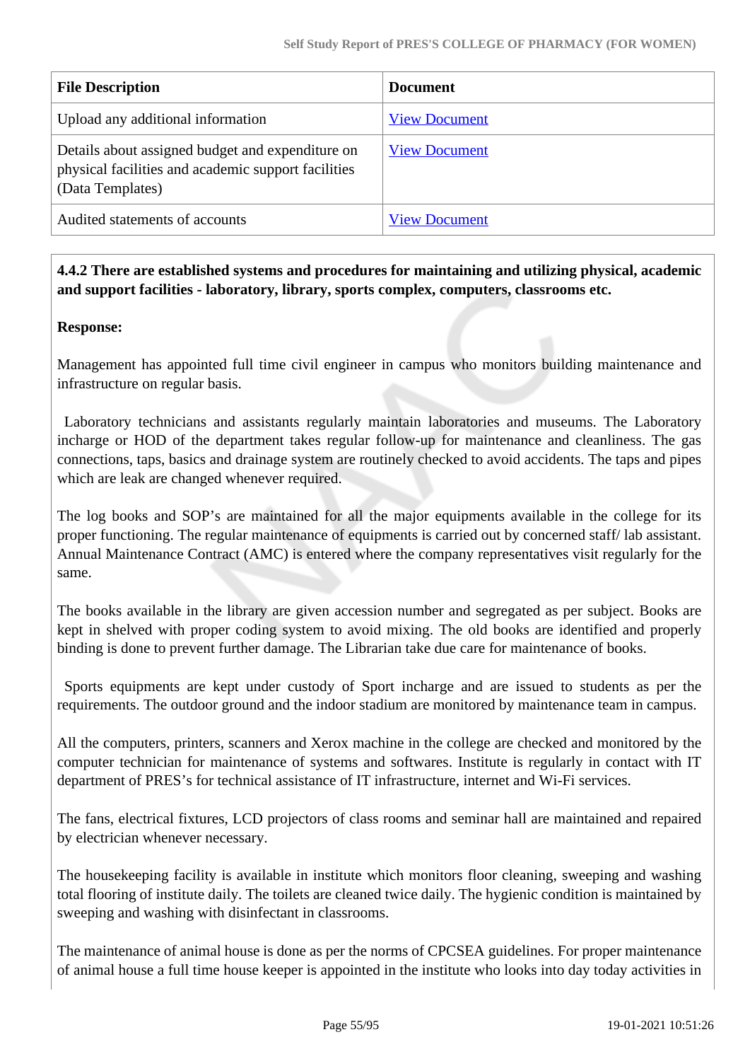| File Description | Document |
|---|---|
| Upload any additional information | View Document |
| Details about assigned budget and expenditure on physical facilities and academic support facilities (Data Templates) | View Document |
| Audited statements of accounts | View Document |

**4.4.2 There are established systems and procedures for maintaining and utilizing physical, academic and support facilities - laboratory, library, sports complex, computers, classrooms etc.**

**Response:**

Management has appointed full time civil engineer in campus who monitors building maintenance and infrastructure on regular basis.

Laboratory technicians and assistants regularly maintain laboratories and museums. The Laboratory incharge or HOD of the department takes regular follow-up for maintenance and cleanliness. The gas connections, taps, basics and drainage system are routinely checked to avoid accidents. The taps and pipes which are leak are changed whenever required.

The log books and SOP's are maintained for all the major equipments available in the college for its proper functioning. The regular maintenance of equipments is carried out by concerned staff/ lab assistant. Annual Maintenance Contract (AMC) is entered where the company representatives visit regularly for the same.

The books available in the library are given accession number and segregated as per subject. Books are kept in shelved with proper coding system to avoid mixing. The old books are identified and properly binding is done to prevent further damage. The Librarian take due care for maintenance of books.

Sports equipments are kept under custody of Sport incharge and are issued to students as per the requirements. The outdoor ground and the indoor stadium are monitored by maintenance team in campus.

All the computers, printers, scanners and Xerox machine in the college are checked and monitored by the computer technician for maintenance of systems and softwares. Institute is regularly in contact with IT department of PRES's for technical assistance of IT infrastructure, internet and Wi-Fi services.

The fans, electrical fixtures, LCD projectors of class rooms and seminar hall are maintained and repaired by electrician whenever necessary.

The housekeeping facility is available in institute which monitors floor cleaning, sweeping and washing total flooring of institute daily. The toilets are cleaned twice daily. The hygienic condition is maintained by sweeping and washing with disinfectant in classrooms.

The maintenance of animal house is done as per the norms of CPCSEA guidelines. For proper maintenance of animal house a full time house keeper is appointed in the institute who looks into day today activities in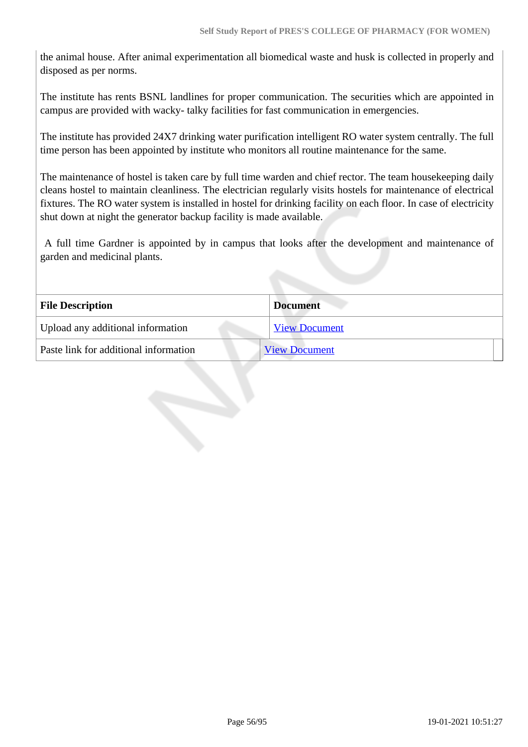the animal house. After animal experimentation all biomedical waste and husk is collected in properly and disposed as per norms.

The institute has rents BSNL landlines for proper communication. The securities which are appointed in campus are provided with wacky- talky facilities for fast communication in emergencies.

The institute has provided 24X7 drinking water purification intelligent RO water system centrally. The full time person has been appointed by institute who monitors all routine maintenance for the same.

The maintenance of hostel is taken care by full time warden and chief rector. The team housekeeping daily cleans hostel to maintain cleanliness. The electrician regularly visits hostels for maintenance of electrical fixtures. The RO water system is installed in hostel for drinking facility on each floor. In case of electricity shut down at night the generator backup facility is made available.

A full time Gardner is appointed by in campus that looks after the development and maintenance of garden and medicinal plants.

| File Description | Document |
|---|---|
| Upload any additional information | View Document |
| Paste link for additional information | View Document |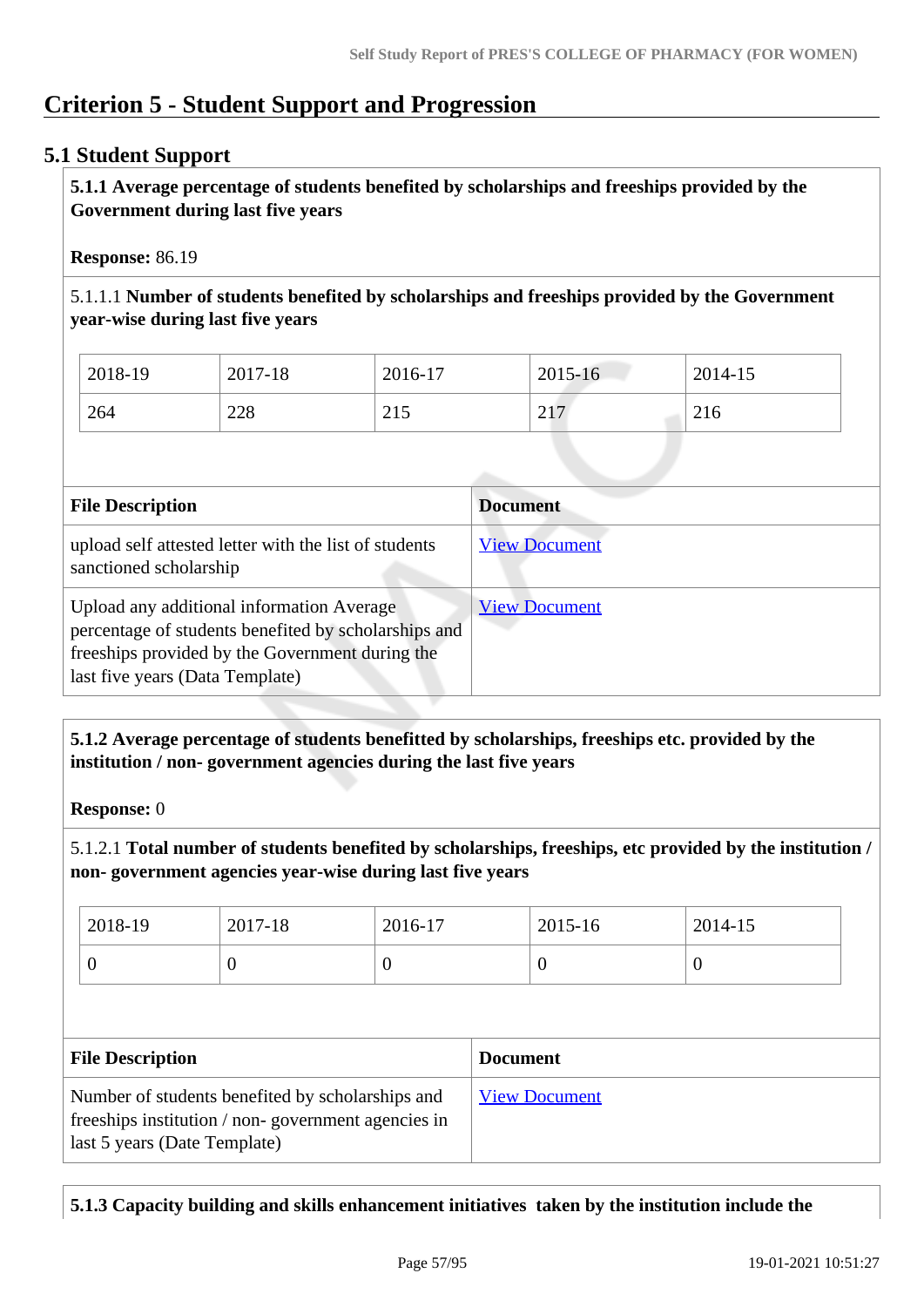# Criterion 5 - Student Support and Progression

## 5.1 Student Support

**5.1.1 Average percentage of students benefited by scholarships and freeships provided by the Government during last five years**

**Response:** 86.19

5.1.1.1 **Number of students benefited by scholarships and freeships provided by the Government year-wise during last five years**

| 2018-19 | 2017-18 | 2016-17 | 2015-16 | 2014-15 |
|---|---|---|---|---|
| 264 | 228 | 215 | 217 | 216 |

| File Description | Document |
|---|---|
| upload self attested letter with the list of students sanctioned scholarship | View Document |
| Upload any additional information Average percentage of students benefited by scholarships and freeships provided by the Government during the last five years (Data Template) | View Document |

**5.1.2 Average percentage of students benefitted by scholarships, freeships etc. provided by the institution / non- government agencies during the last five years**

**Response:** 0

5.1.2.1 **Total number of students benefited by scholarships, freeships, etc provided by the institution / non- government agencies year-wise during last five years**

| 2018-19 | 2017-18 | 2016-17 | 2015-16 | 2014-15 |
|---|---|---|---|---|
| 0 | 0 | 0 | 0 | 0 |

| File Description | Document |
|---|---|
| Number of students benefited by scholarships and freeships institution / non- government agencies in last 5 years (Date Template) | View Document |

**5.1.3 Capacity building and skills enhancement initiatives taken by the institution include the**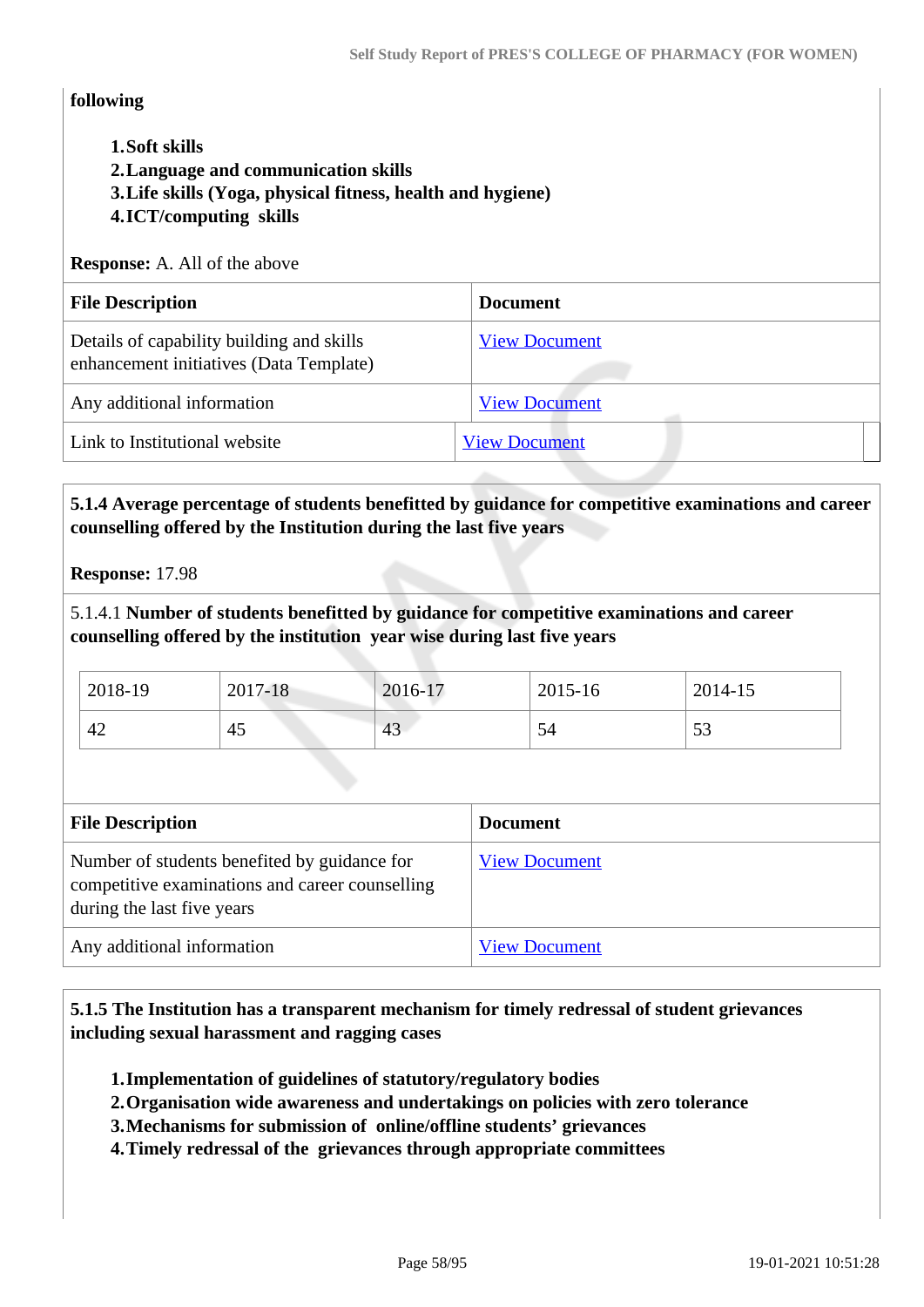**following**

1. **Soft skills**
2. **Language and communication skills**
3. **Life skills (Yoga, physical fitness, health and hygiene)**
4. **ICT/computing skills**

**Response:** A. All of the above

| File Description | Document |
|---|---|
| Details of capability building and skills enhancement initiatives (Data Template) | View Document |
| Any additional information | View Document |
| Link to Institutional website | View Document |

**5.1.4 Average percentage of students benefitted by guidance for competitive examinations and career counselling offered by the Institution during the last five years**

**Response:** 17.98

5.1.4.1 **Number of students benefitted by guidance for competitive examinations and career counselling offered by the institution year wise during last five years**

| 2018-19 | 2017-18 | 2016-17 | 2015-16 | 2014-15 |
|---|---|---|---|---|
| 42 | 45 | 43 | 54 | 53 |

| File Description | Document |
|---|---|
| Number of students benefited by guidance for competitive examinations and career counselling during the last five years | View Document |
| Any additional information | View Document |

**5.1.5 The Institution has a transparent mechanism for timely redressal of student grievances including sexual harassment and ragging cases**

1. **Implementation of guidelines of statutory/regulatory bodies**
2. **Organisation wide awareness and undertakings on policies with zero tolerance**
3. **Mechanisms for submission of online/offline students' grievances**
4. **Timely redressal of the grievances through appropriate committees**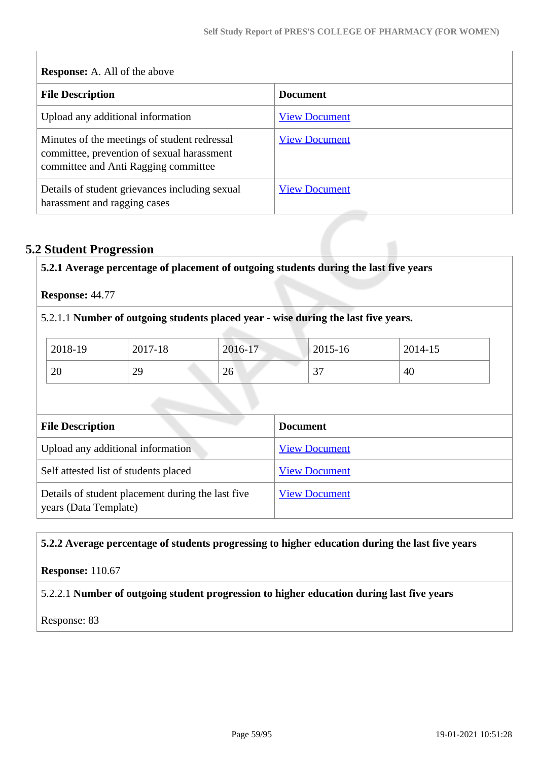**Response:** A. All of the above

| File Description | Document |
|---|---|
| Upload any additional information | View Document |
| Minutes of the meetings of student redressal committee, prevention of sexual harassment committee and Anti Ragging committee | View Document |
| Details of student grievances including sexual harassment and ragging cases | View Document |

## 5.2 Student Progression

**5.2.1 Average percentage of placement of outgoing students during the last five years**

**Response:** 44.77

5.2.1.1 **Number of outgoing students placed year - wise during the last five years.**

| 2018-19 | 2017-18 | 2016-17 | 2015-16 | 2014-15 |
|---|---|---|---|---|
| 20 | 29 | 26 | 37 | 40 |

| File Description | Document |
|---|---|
| Upload any additional information | View Document |
| Self attested list of students placed | View Document |
| Details of student placement during the last five years (Data Template) | View Document |

**5.2.2 Average percentage of students progressing to higher education during the last five years**

**Response:** 110.67

5.2.2.1 **Number of outgoing student progression to higher education during last five years**

Response: 83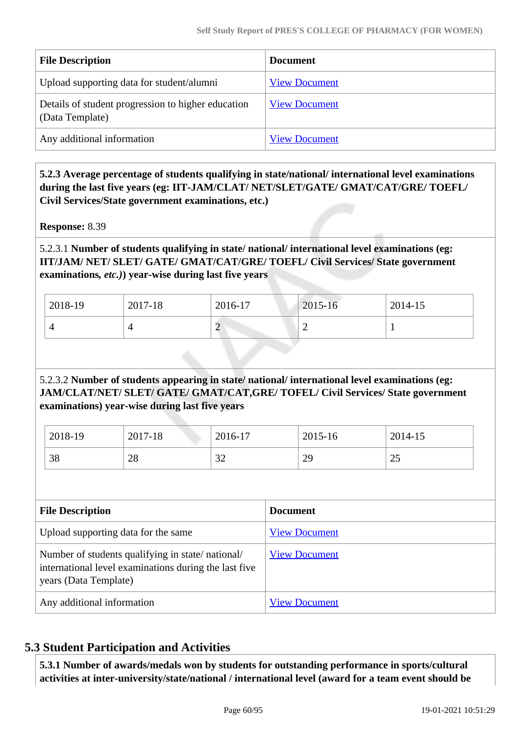| File Description | Document |
|---|---|
| Upload supporting data for student/alumni | View Document |
| Details of student progression to higher education (Data Template) | View Document |
| Any additional information | View Document |

**5.2.3 Average percentage of students qualifying in state/national/ international level examinations during the last five years (eg: IIT-JAM/CLAT/ NET/SLET/GATE/ GMAT/CAT/GRE/ TOEFL/ Civil Services/State government examinations, etc.)**

**Response:** 8.39

5.2.3.1 **Number of students qualifying in state/ national/ international level examinations (eg: IIT/JAM/ NET/ SLET/ GATE/ GMAT/CAT/GRE/ TOEFL/ Civil Services/ State government examinations, *etc.)*) year-wise during last five years**

| 2018-19 | 2017-18 | 2016-17 | 2015-16 | 2014-15 |
|---|---|---|---|---|
| 4 | 4 | 2 | 2 | 1 |

5.2.3.2 **Number of students appearing in state/ national/ international level examinations (eg: JAM/CLAT/NET/ SLET/ GATE/ GMAT/CAT,GRE/ TOFEL/ Civil Services/ State government examinations) year-wise during last five years**

| 2018-19 | 2017-18 | 2016-17 | 2015-16 | 2014-15 |
|---|---|---|---|---|
| 38 | 28 | 32 | 29 | 25 |

| File Description | Document |
|---|---|
| Upload supporting data for the same | View Document |
| Number of students qualifying in state/ national/ international level examinations during the last five years (Data Template) | View Document |
| Any additional information | View Document |

## 5.3 Student Participation and Activities

**5.3.1 Number of awards/medals won by students for outstanding performance in sports/cultural activities at inter-university/state/national / international level (award for a team event should be**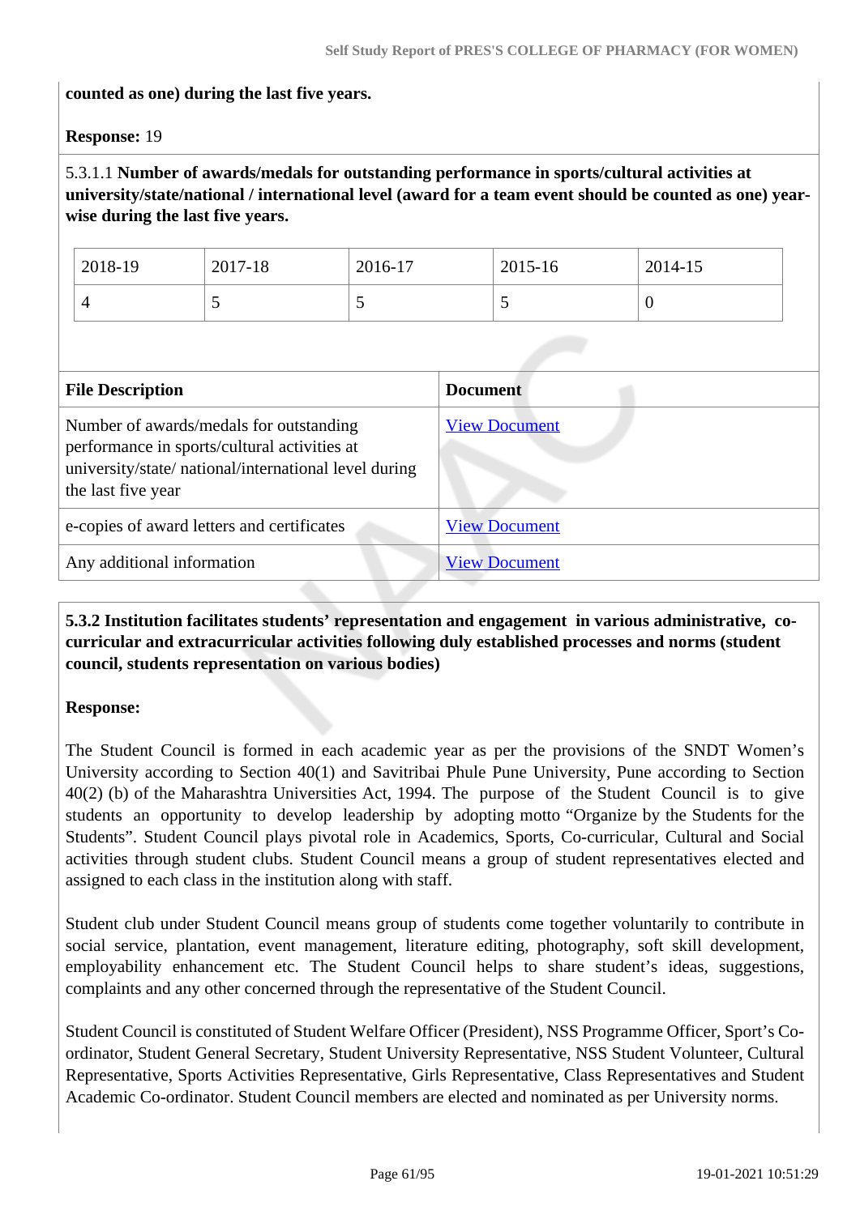**counted as one) during the last five years.**

**Response:** 19

5.3.1.1 **Number of awards/medals for outstanding performance in sports/cultural activities at university/state/national / international level (award for a team event should be counted as one) year-wise during the last five years.**

| 2018-19 | 2017-18 | 2016-17 | 2015-16 | 2014-15 |
|---|---|---|---|---|
| 4 | 5 | 5 | 5 | 0 |

| File Description | Document |
|---|---|
| Number of awards/medals for outstanding performance in sports/cultural activities at university/state/ national/international level during the last five year | View Document |
| e-copies of award letters and certificates | View Document |
| Any additional information | View Document |

**5.3.2 Institution facilitates students' representation and engagement in various administrative, co-curricular and extracurricular activities following duly established processes and norms (student council, students representation on various bodies)**

**Response:**

The Student Council is formed in each academic year as per the provisions of the SNDT Women's University according to Section 40(1) and Savitribai Phule Pune University, Pune according to Section 40(2) (b) of the Maharashtra Universities Act, 1994. The purpose of the Student Council is to give students an opportunity to develop leadership by adopting motto "Organize by the Students for the Students". Student Council plays pivotal role in Academics, Sports, Co-curricular, Cultural and Social activities through student clubs. Student Council means a group of student representatives elected and assigned to each class in the institution along with staff.

Student club under Student Council means group of students come together voluntarily to contribute in social service, plantation, event management, literature editing, photography, soft skill development, employability enhancement etc. The Student Council helps to share student's ideas, suggestions, complaints and any other concerned through the representative of the Student Council.

Student Council is constituted of Student Welfare Officer (President), NSS Programme Officer, Sport's Co-ordinator, Student General Secretary, Student University Representative, NSS Student Volunteer, Cultural Representative, Sports Activities Representative, Girls Representative, Class Representatives and Student Academic Co-ordinator. Student Council members are elected and nominated as per University norms.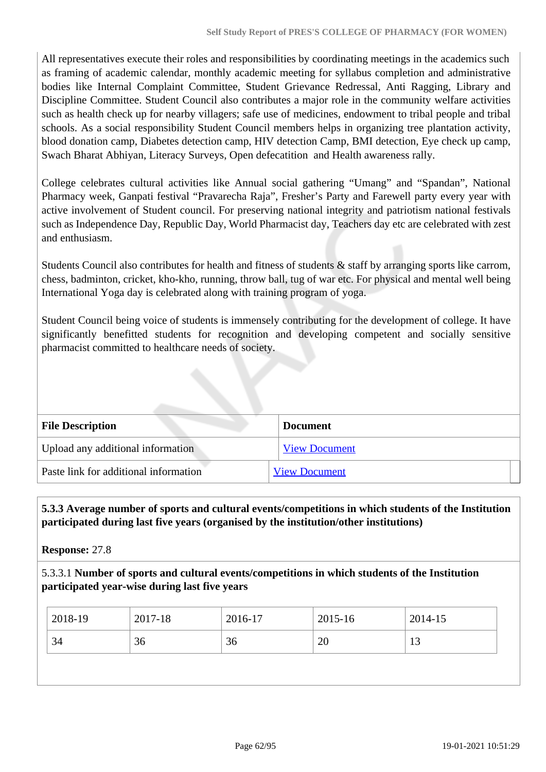All representatives execute their roles and responsibilities by coordinating meetings in the academics such as framing of academic calendar, monthly academic meeting for syllabus completion and administrative bodies like Internal Complaint Committee, Student Grievance Redressal, Anti Ragging, Library and Discipline Committee. Student Council also contributes a major role in the community welfare activities such as health check up for nearby villagers; safe use of medicines, endowment to tribal people and tribal schools. As a social responsibility Student Council members helps in organizing tree plantation activity, blood donation camp, Diabetes detection camp, HIV detection Camp, BMI detection, Eye check up camp, Swach Bharat Abhiyan, Literacy Surveys, Open defecatition and Health awareness rally.

College celebrates cultural activities like Annual social gathering “Umang” and “Spandan”, National Pharmacy week, Ganpati festival “Pravarecha Raja”, Fresher’s Party and Farewell party every year with active involvement of Student council. For preserving national integrity and patriotism national festivals such as Independence Day, Republic Day, World Pharmacist day, Teachers day etc are celebrated with zest and enthusiasm.

Students Council also contributes for health and fitness of students & staff by arranging sports like carrom, chess, badminton, cricket, kho-kho, running, throw ball, tug of war etc. For physical and mental well being International Yoga day is celebrated along with training program of yoga.

Student Council being voice of students is immensely contributing for the development of college. It have significantly benefitted students for recognition and developing competent and socially sensitive pharmacist committed to healthcare needs of society.

| File Description | Document |
|---|---|
| Upload any additional information | View Document |
| Paste link for additional information | View Document |

**5.3.3 Average number of sports and cultural events/competitions in which students of the Institution participated during last five years (organised by the institution/other institutions)**

**Response:** 27.8

5.3.3.1 **Number of sports and cultural events/competitions in which students of the Institution participated year-wise during last five years**

| 2018-19 | 2017-18 | 2016-17 | 2015-16 | 2014-15 |
|---|---|---|---|---|
| 34 | 36 | 36 | 20 | 13 |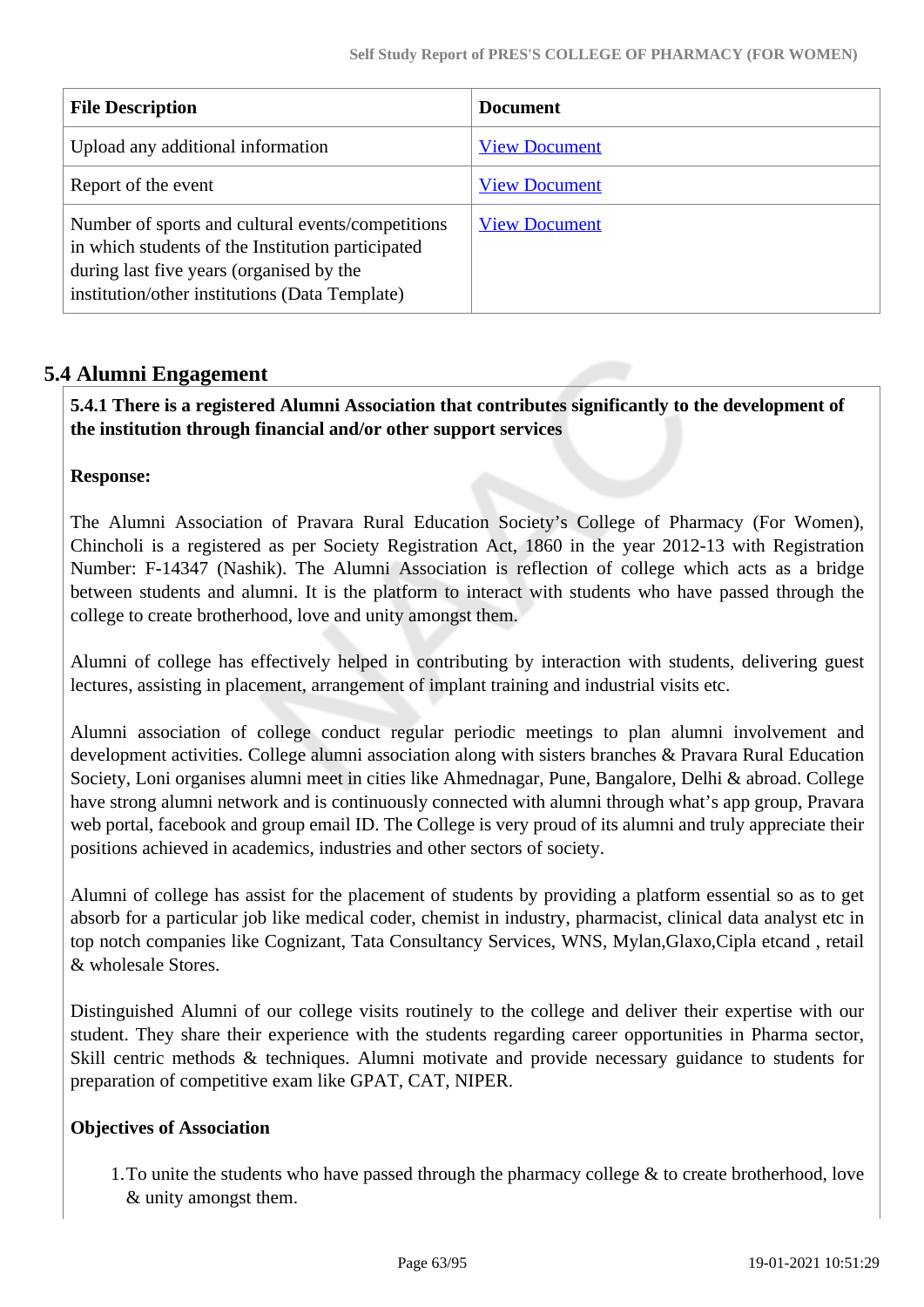| File Description | Document |
|---|---|
| Upload any additional information | View Document |
| Report of the event | View Document |
| Number of sports and cultural events/competitions in which students of the Institution participated during last five years (organised by the institution/other institutions (Data Template) | View Document |

## 5.4 Alumni Engagement

**5.4.1 There is a registered Alumni Association that contributes significantly to the development of the institution through financial and/or other support services**

**Response:**

The Alumni Association of Pravara Rural Education Society's College of Pharmacy (For Women), Chincholi is a registered as per Society Registration Act, 1860 in the year 2012-13 with Registration Number: F-14347 (Nashik). The Alumni Association is reflection of college which acts as a bridge between students and alumni. It is the platform to interact with students who have passed through the college to create brotherhood, love and unity amongst them.

Alumni of college has effectively helped in contributing by interaction with students, delivering guest lectures, assisting in placement, arrangement of implant training and industrial visits etc.

Alumni association of college conduct regular periodic meetings to plan alumni involvement and development activities. College alumni association along with sisters branches & Pravara Rural Education Society, Loni organises alumni meet in cities like Ahmednagar, Pune, Bangalore, Delhi & abroad. College have strong alumni network and is continuously connected with alumni through what's app group, Pravara web portal, facebook and group email ID. The College is very proud of its alumni and truly appreciate their positions achieved in academics, industries and other sectors of society.

Alumni of college has assist for the placement of students by providing a platform essential so as to get absorb for a particular job like medical coder, chemist in industry, pharmacist, clinical data analyst etc in top notch companies like Cognizant, Tata Consultancy Services, WNS, Mylan,Glaxo,Cipla etcand , retail & wholesale Stores.

Distinguished Alumni of our college visits routinely to the college and deliver their expertise with our student. They share their experience with the students regarding career opportunities in Pharma sector, Skill centric methods & techniques. Alumni motivate and provide necessary guidance to students for preparation of competitive exam like GPAT, CAT, NIPER.

**Objectives of Association**

1. To unite the students who have passed through the pharmacy college & to create brotherhood, love & unity amongst them.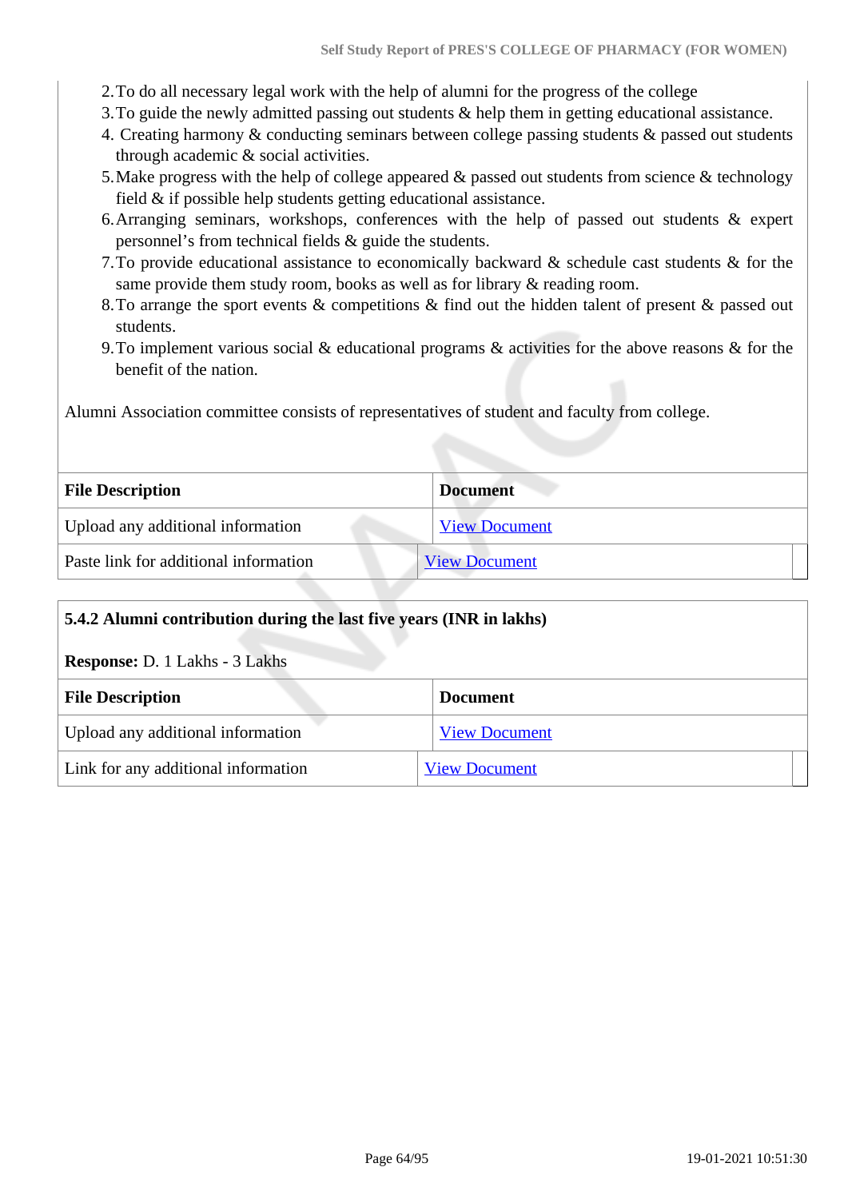2. To do all necessary legal work with the help of alumni for the progress of the college
3. To guide the newly admitted passing out students & help them in getting educational assistance.
4. Creating harmony & conducting seminars between college passing students & passed out students through academic & social activities.
5. Make progress with the help of college appeared & passed out students from science & technology field & if possible help students getting educational assistance.
6. Arranging seminars, workshops, conferences with the help of passed out students & expert personnel's from technical fields & guide the students.
7. To provide educational assistance to economically backward & schedule cast students & for the same provide them study room, books as well as for library & reading room.
8. To arrange the sport events & competitions & find out the hidden talent of present & passed out students.
9. To implement various social & educational programs & activities for the above reasons & for the benefit of the nation.

Alumni Association committee consists of representatives of student and faculty from college.

| File Description | Document |
|---|---|
| Upload any additional information | View Document |
| Paste link for additional information | View Document |

**5.4.2 Alumni contribution during the last five years (INR in lakhs)**

**Response:** D. 1 Lakhs - 3 Lakhs

| File Description | Document |
|---|---|
| Upload any additional information | View Document |
| Link for any additional information | View Document |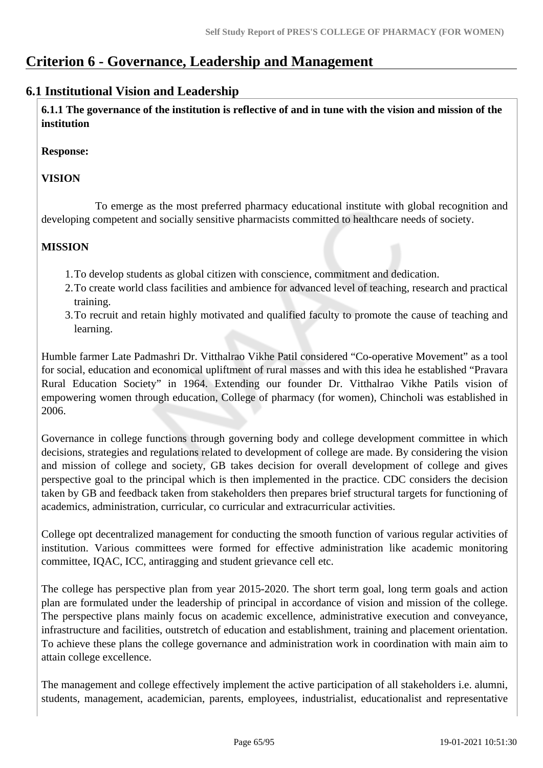# Criterion 6 - Governance, Leadership and Management

## 6.1 Institutional Vision and Leadership

**6.1.1 The governance of the institution is reflective of and in tune with the vision and mission of the institution**

**Response:**

**VISION**

To emerge as the most preferred pharmacy educational institute with global recognition and developing competent and socially sensitive pharmacists committed to healthcare needs of society.

**MISSION**

1. To develop students as global citizen with conscience, commitment and dedication.
2. To create world class facilities and ambience for advanced level of teaching, research and practical training.
3. To recruit and retain highly motivated and qualified faculty to promote the cause of teaching and learning.

Humble farmer Late Padmashri Dr. Vitthalrao Vikhe Patil considered "Co-operative Movement" as a tool for social, education and economical upliftment of rural masses and with this idea he established "Pravara Rural Education Society" in 1964. Extending our founder Dr. Vitthalrao Vikhe Patils vision of empowering women through education, College of pharmacy (for women), Chincholi was established in 2006.

Governance in college functions through governing body and college development committee in which decisions, strategies and regulations related to development of college are made. By considering the vision and mission of college and society, GB takes decision for overall development of college and gives perspective goal to the principal which is then implemented in the practice. CDC considers the decision taken by GB and feedback taken from stakeholders then prepares brief structural targets for functioning of academics, administration, curricular, co curricular and extracurricular activities.

College opt decentralized management for conducting the smooth function of various regular activities of institution. Various committees were formed for effective administration like academic monitoring committee, IQAC, ICC, antiragging and student grievance cell etc.

The college has perspective plan from year 2015-2020. The short term goal, long term goals and action plan are formulated under the leadership of principal in accordance of vision and mission of the college. The perspective plans mainly focus on academic excellence, administrative execution and conveyance, infrastructure and facilities, outstretch of education and establishment, training and placement orientation. To achieve these plans the college governance and administration work in coordination with main aim to attain college excellence.

The management and college effectively implement the active participation of all stakeholders i.e. alumni, students, management, academician, parents, employees, industrialist, educationalist and representative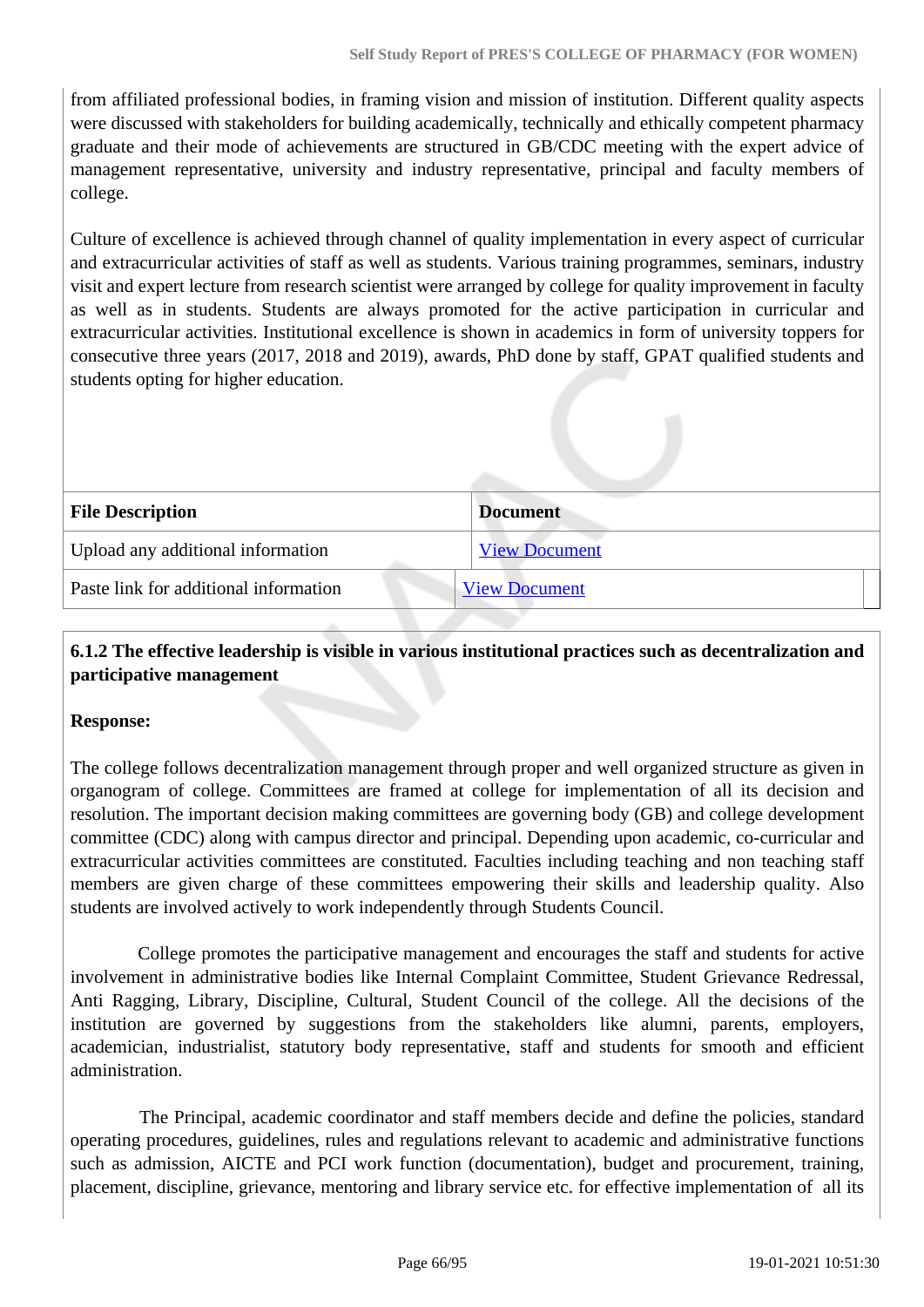from affiliated professional bodies, in framing vision and mission of institution. Different quality aspects were discussed with stakeholders for building academically, technically and ethically competent pharmacy graduate and their mode of achievements are structured in GB/CDC meeting with the expert advice of management representative, university and industry representative, principal and faculty members of college.

Culture of excellence is achieved through channel of quality implementation in every aspect of curricular and extracurricular activities of staff as well as students. Various training programmes, seminars, industry visit and expert lecture from research scientist were arranged by college for quality improvement in faculty as well as in students. Students are always promoted for the active participation in curricular and extracurricular activities. Institutional excellence is shown in academics in form of university toppers for consecutive three years (2017, 2018 and 2019), awards, PhD done by staff, GPAT qualified students and students opting for higher education.

| File Description | Document |
| --- | --- |
| Upload any additional information | View Document |
| Paste link for additional information | View Document |

**6.1.2 The effective leadership is visible in various institutional practices such as decentralization and participative management**

**Response:**

The college follows decentralization management through proper and well organized structure as given in organogram of college. Committees are framed at college for implementation of all its decision and resolution. The important decision making committees are governing body (GB) and college development committee (CDC) along with campus director and principal. Depending upon academic, co-curricular and extracurricular activities committees are constituted. Faculties including teaching and non teaching staff members are given charge of these committees empowering their skills and leadership quality. Also students are involved actively to work independently through Students Council.

College promotes the participative management and encourages the staff and students for active involvement in administrative bodies like Internal Complaint Committee, Student Grievance Redressal, Anti Ragging, Library, Discipline, Cultural, Student Council of the college. All the decisions of the institution are governed by suggestions from the stakeholders like alumni, parents, employers, academician, industrialist, statutory body representative, staff and students for smooth and efficient administration.

The Principal, academic coordinator and staff members decide and define the policies, standard operating procedures, guidelines, rules and regulations relevant to academic and administrative functions such as admission, AICTE and PCI work function (documentation), budget and procurement, training, placement, discipline, grievance, mentoring and library service etc. for effective implementation of all its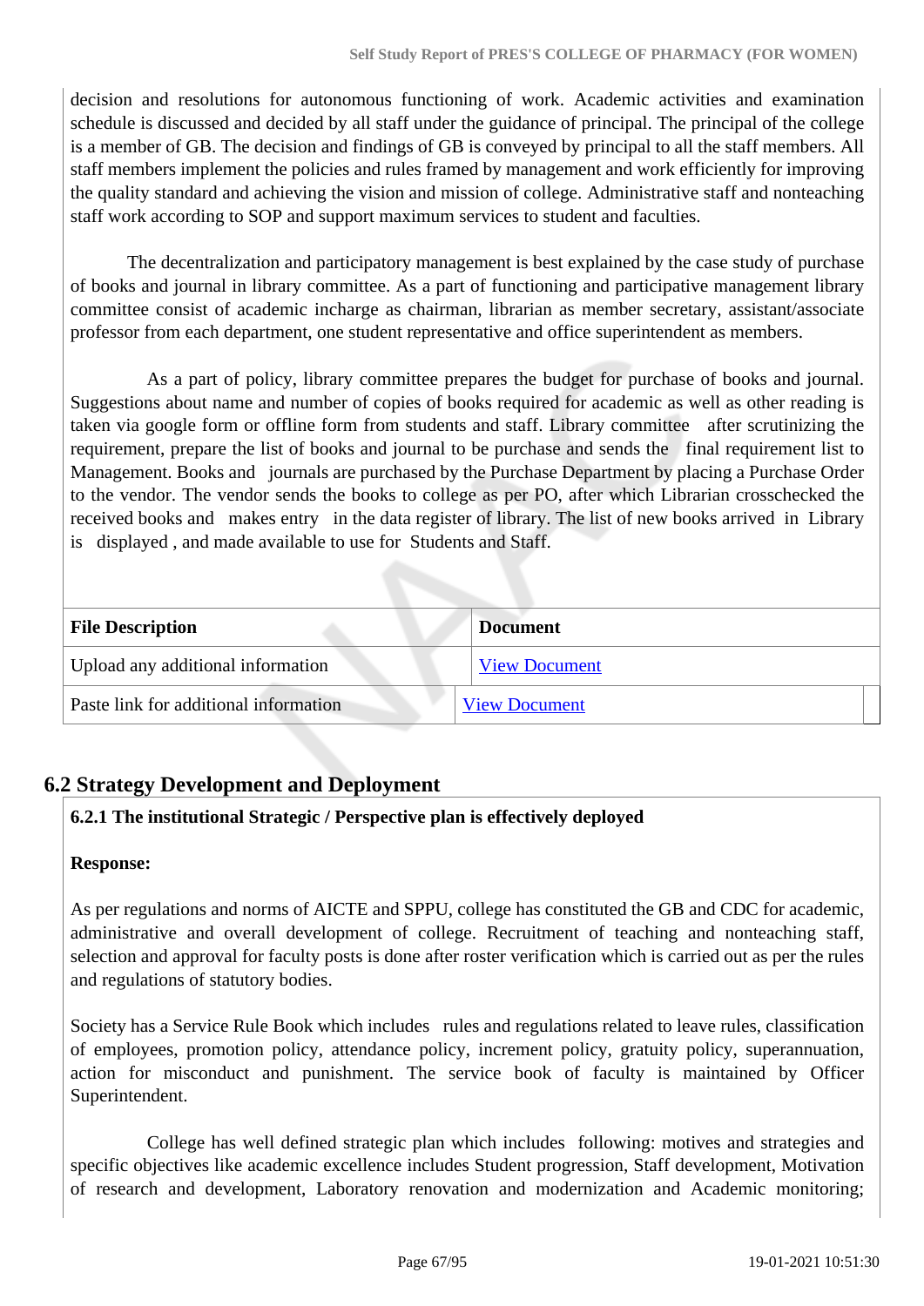decision and resolutions for autonomous functioning of work. Academic activities and examination schedule is discussed and decided by all staff under the guidance of principal. The principal of the college is a member of GB. The decision and findings of GB is conveyed by principal to all the staff members. All staff members implement the policies and rules framed by management and work efficiently for improving the quality standard and achieving the vision and mission of college. Administrative staff and nonteaching staff work according to SOP and support maximum services to student and faculties.

The decentralization and participatory management is best explained by the case study of purchase of books and journal in library committee. As a part of functioning and participative management library committee consist of academic incharge as chairman, librarian as member secretary, assistant/associate professor from each department, one student representative and office superintendent as members.

As a part of policy, library committee prepares the budget for purchase of books and journal. Suggestions about name and number of copies of books required for academic as well as other reading is taken via google form or offline form from students and staff. Library committee after scrutinizing the requirement, prepare the list of books and journal to be purchase and sends the final requirement list to Management. Books and journals are purchased by the Purchase Department by placing a Purchase Order to the vendor. The vendor sends the books to college as per PO, after which Librarian crosschecked the received books and makes entry in the data register of library. The list of new books arrived in Library is displayed , and made available to use for Students and Staff.

| File Description | Document |
|---|---|
| Upload any additional information | View Document |
| Paste link for additional information | View Document |

## 6.2 Strategy Development and Deployment

**6.2.1 The institutional Strategic / Perspective plan is effectively deployed**

**Response:**

As per regulations and norms of AICTE and SPPU, college has constituted the GB and CDC for academic, administrative and overall development of college. Recruitment of teaching and nonteaching staff, selection and approval for faculty posts is done after roster verification which is carried out as per the rules and regulations of statutory bodies.

Society has a Service Rule Book which includes rules and regulations related to leave rules, classification of employees, promotion policy, attendance policy, increment policy, gratuity policy, superannuation, action for misconduct and punishment. The service book of faculty is maintained by Officer Superintendent.

College has well defined strategic plan which includes following: motives and strategies and specific objectives like academic excellence includes Student progression, Staff development, Motivation of research and development, Laboratory renovation and modernization and Academic monitoring;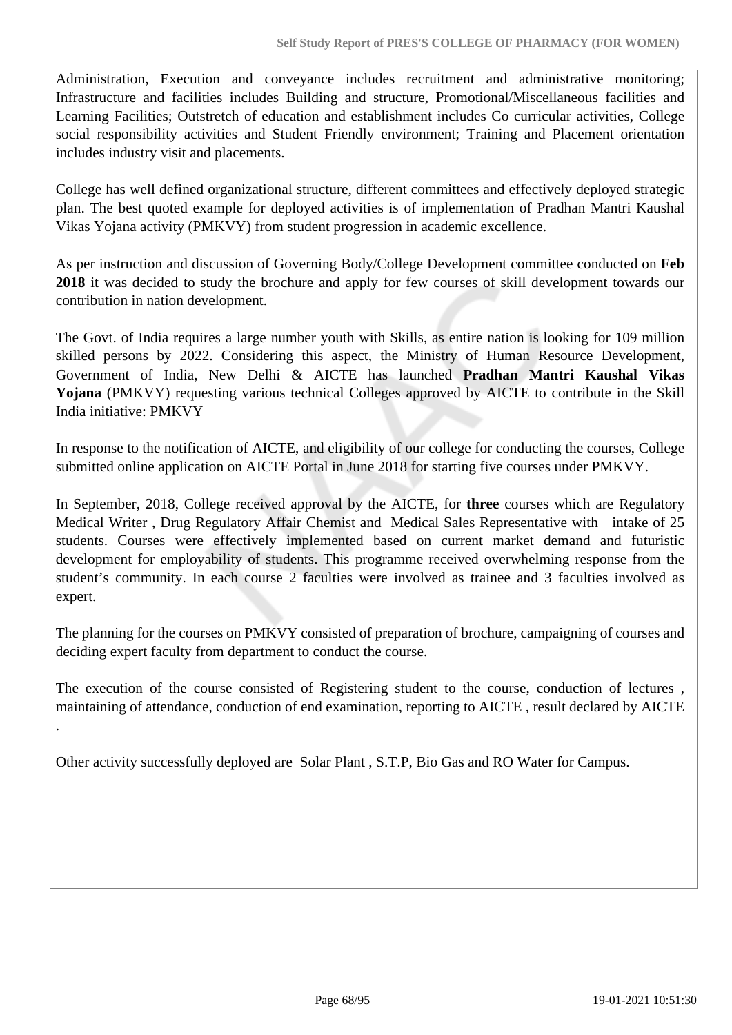Administration, Execution and conveyance includes recruitment and administrative monitoring; Infrastructure and facilities includes Building and structure, Promotional/Miscellaneous facilities and Learning Facilities; Outstretch of education and establishment includes Co curricular activities, College social responsibility activities and Student Friendly environment; Training and Placement orientation includes industry visit and placements.

College has well defined organizational structure, different committees and effectively deployed strategic plan. The best quoted example for deployed activities is of implementation of Pradhan Mantri Kaushal Vikas Yojana activity (PMKVY) from student progression in academic excellence.

As per instruction and discussion of Governing Body/College Development committee conducted on **Feb 2018** it was decided to study the brochure and apply for few courses of skill development towards our contribution in nation development.

The Govt. of India requires a large number youth with Skills, as entire nation is looking for 109 million skilled persons by 2022. Considering this aspect, the Ministry of Human Resource Development, Government of India, New Delhi & AICTE has launched **Pradhan Mantri Kaushal Vikas Yojana** (PMKVY) requesting various technical Colleges approved by AICTE to contribute in the Skill India initiative: PMKVY

In response to the notification of AICTE, and eligibility of our college for conducting the courses, College submitted online application on AICTE Portal in June 2018 for starting five courses under PMKVY.

In September, 2018, College received approval by the AICTE, for **three** courses which are Regulatory Medical Writer , Drug Regulatory Affair Chemist and Medical Sales Representative with intake of 25 students. Courses were effectively implemented based on current market demand and futuristic development for employability of students. This programme received overwhelming response from the student's community. In each course 2 faculties were involved as trainee and 3 faculties involved as expert.

The planning for the courses on PMKVY consisted of preparation of brochure, campaigning of courses and deciding expert faculty from department to conduct the course.

The execution of the course consisted of Registering student to the course, conduction of lectures , maintaining of attendance, conduction of end examination, reporting to AICTE , result declared by AICTE .

Other activity successfully deployed are Solar Plant , S.T.P, Bio Gas and RO Water for Campus.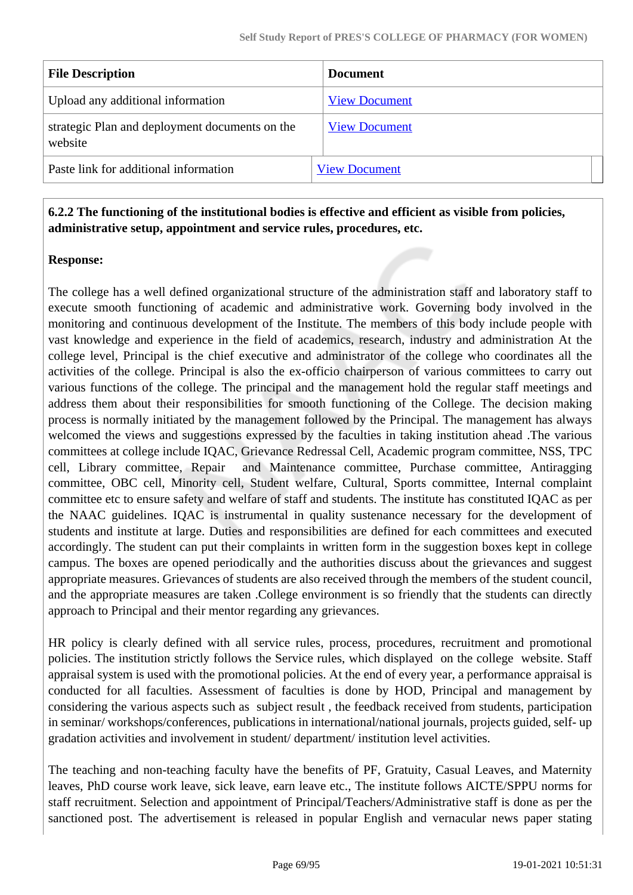| File Description | Document |
| --- | --- |
| Upload any additional information | View Document |
| strategic Plan and deployment documents on the website | View Document |
| Paste link for additional information | View Document |

**6.2.2 The functioning of the institutional bodies is effective and efficient as visible from policies, administrative setup, appointment and service rules, procedures, etc.**

**Response:**

The college has a well defined organizational structure of the administration staff and laboratory staff to execute smooth functioning of academic and administrative work. Governing body involved in the monitoring and continuous development of the Institute. The members of this body include people with vast knowledge and experience in the field of academics, research, industry and administration At the college level, Principal is the chief executive and administrator of the college who coordinates all the activities of the college. Principal is also the ex-officio chairperson of various committees to carry out various functions of the college. The principal and the management hold the regular staff meetings and address them about their responsibilities for smooth functioning of the College. The decision making process is normally initiated by the management followed by the Principal. The management has always welcomed the views and suggestions expressed by the faculties in taking institution ahead .The various committees at college include IQAC, Grievance Redressal Cell, Academic program committee, NSS, TPC cell, Library committee, Repair and Maintenance committee, Purchase committee, Antiragging committee, OBC cell, Minority cell, Student welfare, Cultural, Sports committee, Internal complaint committee etc to ensure safety and welfare of staff and students. The institute has constituted IQAC as per the NAAC guidelines. IQAC is instrumental in quality sustenance necessary for the development of students and institute at large. Duties and responsibilities are defined for each committees and executed accordingly. The student can put their complaints in written form in the suggestion boxes kept in college campus. The boxes are opened periodically and the authorities discuss about the grievances and suggest appropriate measures. Grievances of students are also received through the members of the student council, and the appropriate measures are taken .College environment is so friendly that the students can directly approach to Principal and their mentor regarding any grievances.

HR policy is clearly defined with all service rules, process, procedures, recruitment and promotional policies. The institution strictly follows the Service rules, which displayed on the college website. Staff appraisal system is used with the promotional policies. At the end of every year, a performance appraisal is conducted for all faculties. Assessment of faculties is done by HOD, Principal and management by considering the various aspects such as subject result , the feedback received from students, participation in seminar/ workshops/conferences, publications in international/national journals, projects guided, self- up gradation activities and involvement in student/ department/ institution level activities.

The teaching and non-teaching faculty have the benefits of PF, Gratuity, Casual Leaves, and Maternity leaves, PhD course work leave, sick leave, earn leave etc., The institute follows AICTE/SPPU norms for staff recruitment. Selection and appointment of Principal/Teachers/Administrative staff is done as per the sanctioned post. The advertisement is released in popular English and vernacular news paper stating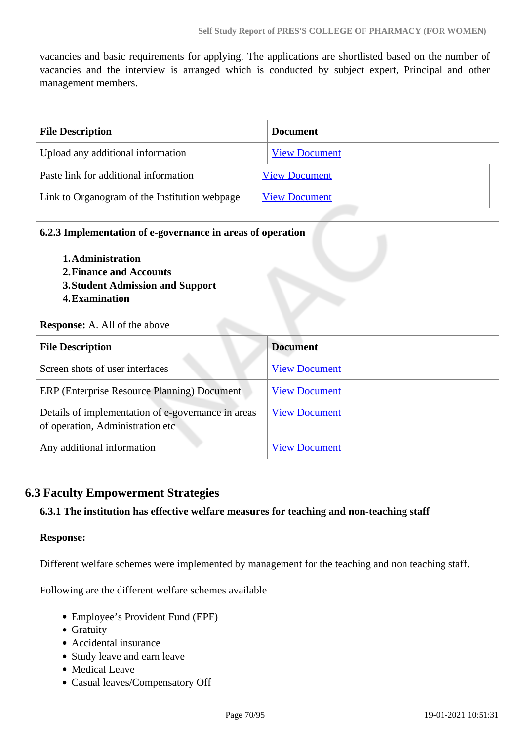vacancies and basic requirements for applying. The applications are shortlisted based on the number of vacancies and the interview is arranged which is conducted by subject expert, Principal and other management members.

| File Description | Document |
|---|---|
| Upload any additional information | View Document |
| Paste link for additional information | View Document |
| Link to Organogram of the Institution webpage | View Document |

**6.2.3 Implementation of e-governance in areas of operation**

1. **Administration**
2. **Finance and Accounts**
3. **Student Admission and Support**
4. **Examination**

**Response:** A. All of the above

| File Description | Document |
|---|---|
| Screen shots of user interfaces | View Document |
| ERP (Enterprise Resource Planning) Document | View Document |
| Details of implementation of e-governance in areas of operation, Administration etc | View Document |
| Any additional information | View Document |

## 6.3 Faculty Empowerment Strategies

**6.3.1 The institution has effective welfare measures for teaching and non-teaching staff**

**Response:**

Different welfare schemes were implemented by management for the teaching and non teaching staff.

Following are the different welfare schemes available

- Employee's Provident Fund (EPF)
- Gratuity
- Accidental insurance
- Study leave and earn leave
- Medical Leave
- Casual leaves/Compensatory Off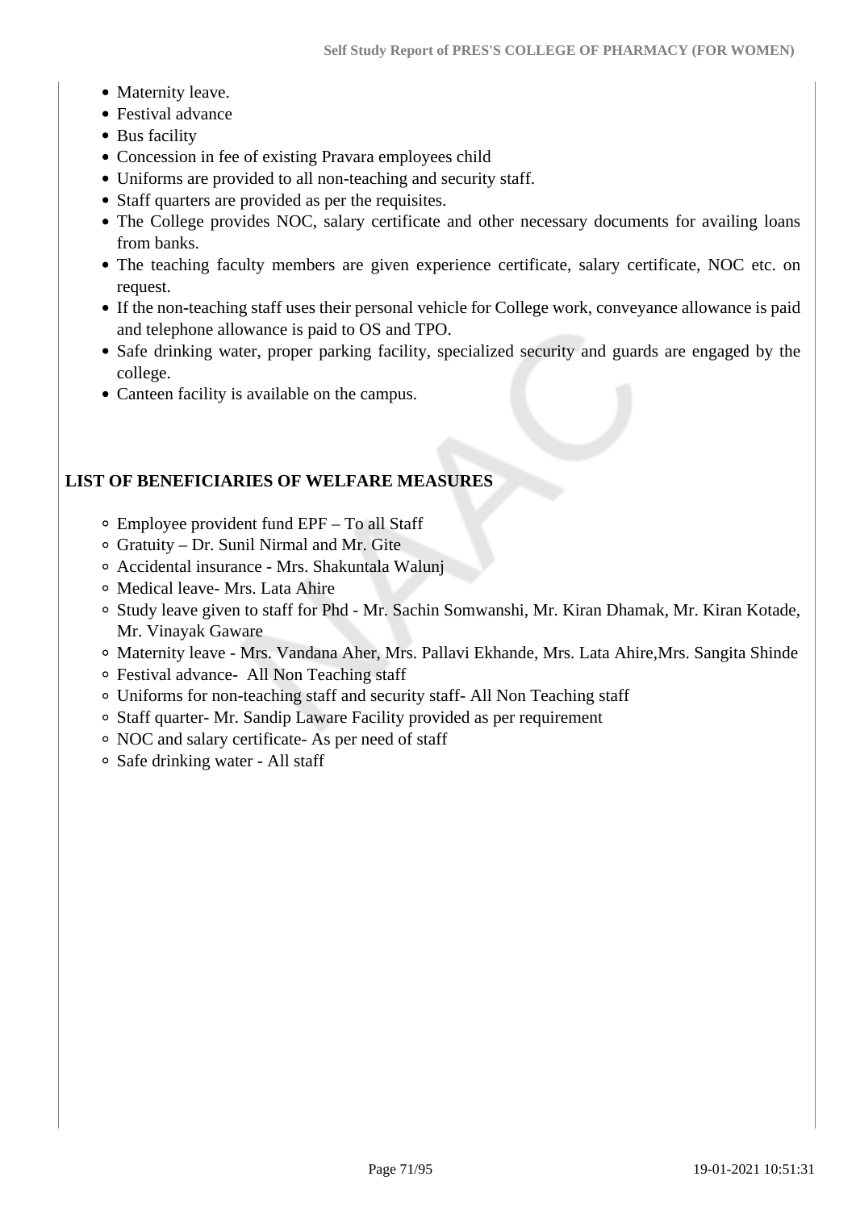- Maternity leave.
- Festival advance
- Bus facility
- Concession in fee of existing Pravara employees child
- Uniforms are provided to all non-teaching and security staff.
- Staff quarters are provided as per the requisites.
- The College provides NOC, salary certificate and other necessary documents for availing loans from banks.
- The teaching faculty members are given experience certificate, salary certificate, NOC etc. on request.
- If the non-teaching staff uses their personal vehicle for College work, conveyance allowance is paid and telephone allowance is paid to OS and TPO.
- Safe drinking water, proper parking facility, specialized security and guards are engaged by the college.
- Canteen facility is available on the campus.

**LIST OF BENEFICIARIES OF WELFARE MEASURES**

- Employee provident fund EPF – To all Staff
- Gratuity – Dr. Sunil Nirmal and Mr. Gite
- Accidental insurance - Mrs. Shakuntala Walunj
- Medical leave- Mrs. Lata Ahire
- Study leave given to staff for Phd - Mr. Sachin Somwanshi, Mr. Kiran Dhamak, Mr. Kiran Kotade, Mr. Vinayak Gaware
- Maternity leave - Mrs. Vandana Aher, Mrs. Pallavi Ekhande, Mrs. Lata Ahire,Mrs. Sangita Shinde
- Festival advance- All Non Teaching staff
- Uniforms for non-teaching staff and security staff- All Non Teaching staff
- Staff quarter- Mr. Sandip Laware Facility provided as per requirement
- NOC and salary certificate- As per need of staff
- Safe drinking water - All staff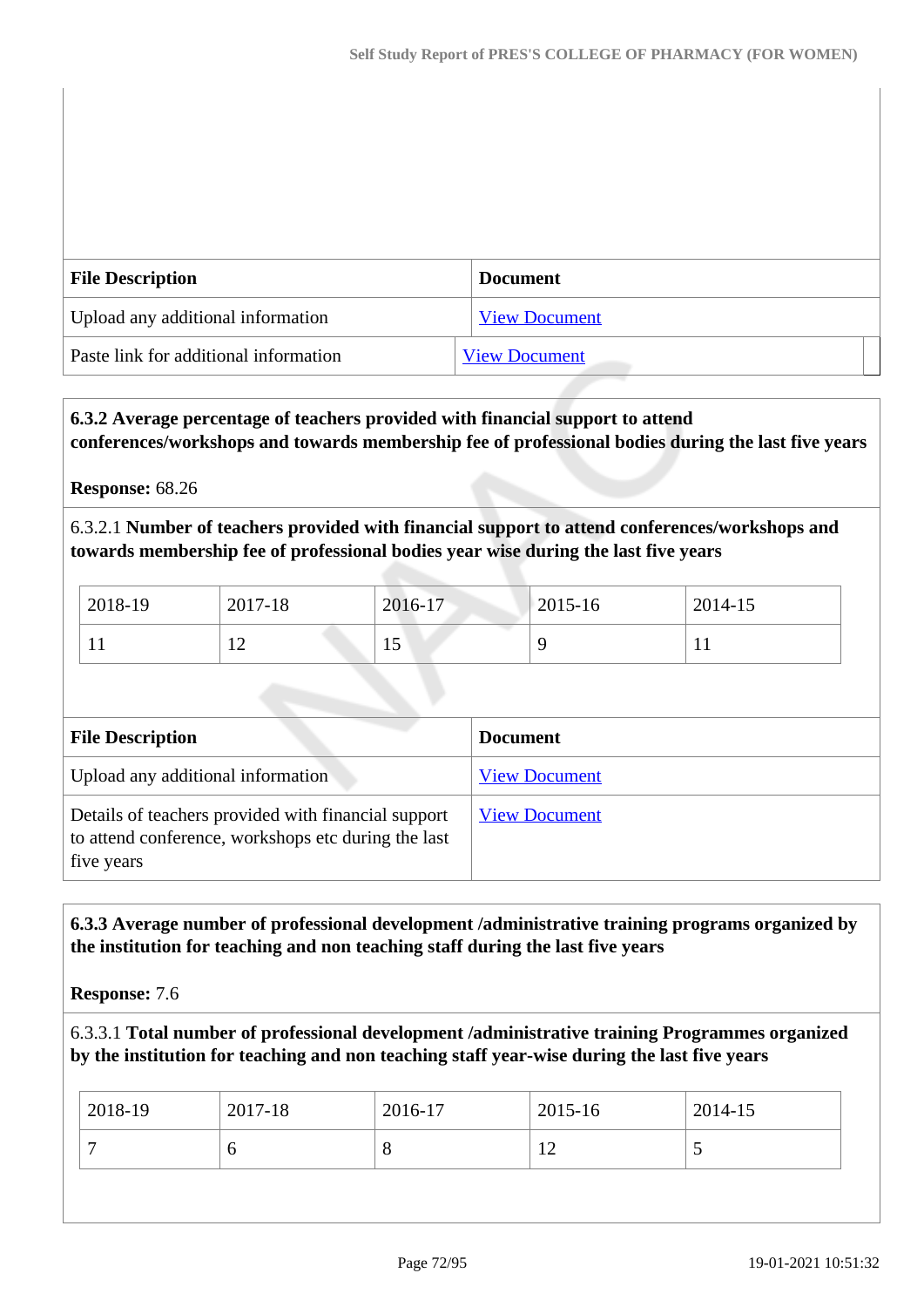| File Description | Document |
|---|---|
| Upload any additional information | View Document |
| Paste link for additional information | View Document |

**6.3.2 Average percentage of teachers provided with financial support to attend conferences/workshops and towards membership fee of professional bodies during the last five years**

**Response:** 68.26

6.3.2.1 **Number of teachers provided with financial support to attend conferences/workshops and towards membership fee of professional bodies year wise during the last five years**

| 2018-19 | 2017-18 | 2016-17 | 2015-16 | 2014-15 |
|---|---|---|---|---|
| 11 | 12 | 15 | 9 | 11 |

| File Description | Document |
|---|---|
| Upload any additional information | View Document |
| Details of teachers provided with financial support to attend conference, workshops etc during the last five years | View Document |

**6.3.3 Average number of professional development /administrative training programs organized by the institution for teaching and non teaching staff during the last five years**

**Response:** 7.6

6.3.3.1 **Total number of professional development /administrative training Programmes organized by the institution for teaching and non teaching staff year-wise during the last five years**

| 2018-19 | 2017-18 | 2016-17 | 2015-16 | 2014-15 |
|---|---|---|---|---|
| 7 | 6 | 8 | 12 | 5 |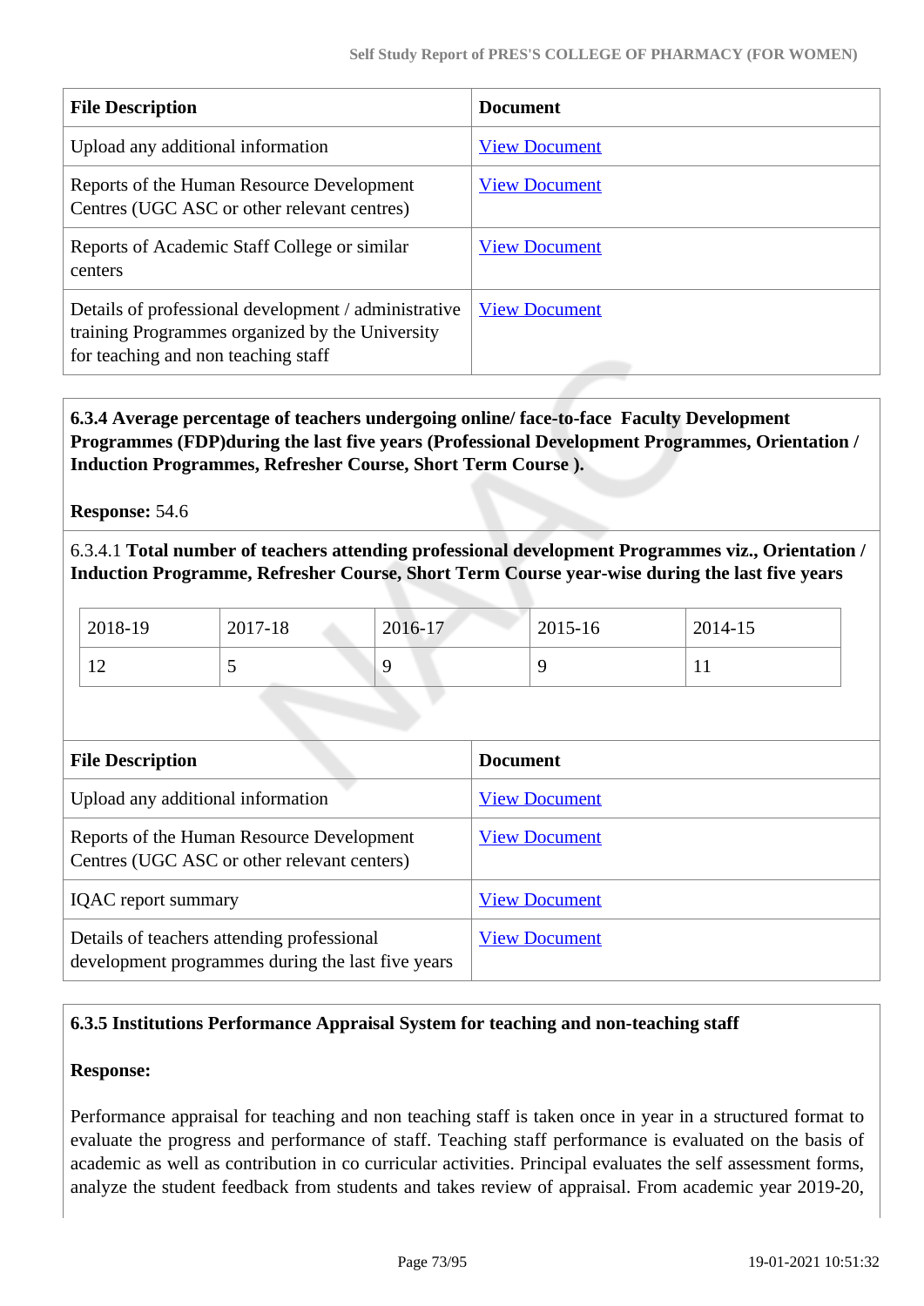| File Description | Document |
|---|---|
| Upload any additional information | View Document |
| Reports of the Human Resource Development Centres (UGC ASC or other relevant centres) | View Document |
| Reports of Academic Staff College or similar centers | View Document |
| Details of professional development / administrative training Programmes organized by the University for teaching and non teaching staff | View Document |

**6.3.4 Average percentage of teachers undergoing online/ face-to-face Faculty Development Programmes (FDP)during the last five years (Professional Development Programmes, Orientation / Induction Programmes, Refresher Course, Short Term Course ).**

**Response:** 54.6

6.3.4.1 **Total number of teachers attending professional development Programmes viz., Orientation / Induction Programme, Refresher Course, Short Term Course year-wise during the last five years**

| 2018-19 | 2017-18 | 2016-17 | 2015-16 | 2014-15 |
|---|---|---|---|---|
| 12 | 5 | 9 | 9 | 11 |

| File Description | Document |
|---|---|
| Upload any additional information | View Document |
| Reports of the Human Resource Development Centres (UGC ASC or other relevant centers) | View Document |
| IQAC report summary | View Document |
| Details of teachers attending professional development programmes during the last five years | View Document |

**6.3.5 Institutions Performance Appraisal System for teaching and non-teaching staff**

**Response:**

Performance appraisal for teaching and non teaching staff is taken once in year in a structured format to evaluate the progress and performance of staff. Teaching staff performance is evaluated on the basis of academic as well as contribution in co curricular activities. Principal evaluates the self assessment forms, analyze the student feedback from students and takes review of appraisal. From academic year 2019-20,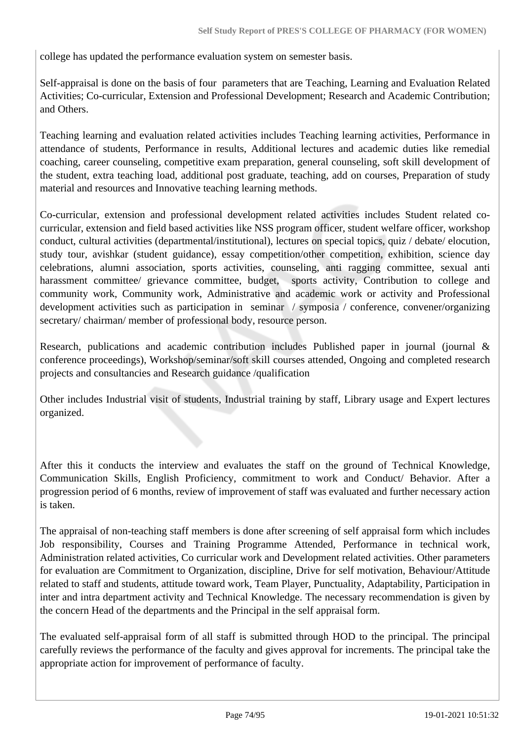college has updated the performance evaluation system on semester basis.

Self-appraisal is done on the basis of four parameters that are Teaching, Learning and Evaluation Related Activities; Co-curricular, Extension and Professional Development; Research and Academic Contribution; and Others.

Teaching learning and evaluation related activities includes Teaching learning activities, Performance in attendance of students, Performance in results, Additional lectures and academic duties like remedial coaching, career counseling, competitive exam preparation, general counseling, soft skill development of the student, extra teaching load, additional post graduate, teaching, add on courses, Preparation of study material and resources and Innovative teaching learning methods.

Co-curricular, extension and professional development related activities includes Student related co-curricular, extension and field based activities like NSS program officer, student welfare officer, workshop conduct, cultural activities (departmental/institutional), lectures on special topics, quiz / debate/ elocution, study tour, avishkar (student guidance), essay competition/other competition, exhibition, science day celebrations, alumni association, sports activities, counseling, anti ragging committee, sexual anti harassment committee/ grievance committee, budget, sports activity, Contribution to college and community work, Community work, Administrative and academic work or activity and Professional development activities such as participation in seminar / symposia / conference, convener/organizing secretary/ chairman/ member of professional body, resource person.

Research, publications and academic contribution includes Published paper in journal (journal & conference proceedings), Workshop/seminar/soft skill courses attended, Ongoing and completed research projects and consultancies and Research guidance /qualification

Other includes Industrial visit of students, Industrial training by staff, Library usage and Expert lectures organized.

After this it conducts the interview and evaluates the staff on the ground of Technical Knowledge, Communication Skills, English Proficiency, commitment to work and Conduct/ Behavior. After a progression period of 6 months, review of improvement of staff was evaluated and further necessary action is taken.

The appraisal of non-teaching staff members is done after screening of self appraisal form which includes Job responsibility, Courses and Training Programme Attended, Performance in technical work, Administration related activities, Co curricular work and Development related activities. Other parameters for evaluation are Commitment to Organization, discipline, Drive for self motivation, Behaviour/Attitude related to staff and students, attitude toward work, Team Player, Punctuality, Adaptability, Participation in inter and intra department activity and Technical Knowledge. The necessary recommendation is given by the concern Head of the departments and the Principal in the self appraisal form.

The evaluated self-appraisal form of all staff is submitted through HOD to the principal. The principal carefully reviews the performance of the faculty and gives approval for increments. The principal take the appropriate action for improvement of performance of faculty.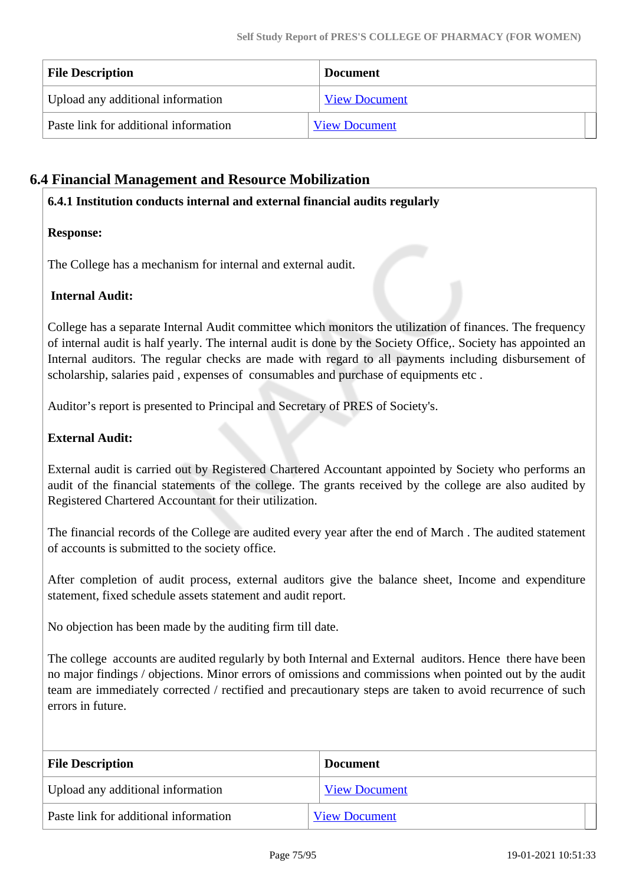| File Description | Document |
|---|---|
| Upload any additional information | View Document |
| Paste link for additional information | View Document |

## 6.4 Financial Management and Resource Mobilization

### 6.4.1 Institution conducts internal and external financial audits regularly

**Response:**

The College has a mechanism for internal and external audit.

**Internal Audit:**

College has a separate Internal Audit committee which monitors the utilization of finances. The frequency of internal audit is half yearly. The internal audit is done by the Society Office,. Society has appointed an Internal auditors. The regular checks are made with regard to all payments including disbursement of scholarship, salaries paid , expenses of consumables and purchase of equipments etc .

Auditor's report is presented to Principal and Secretary of PRES of Society's.

**External Audit:**

External audit is carried out by Registered Chartered Accountant appointed by Society who performs an audit of the financial statements of the college. The grants received by the college are also audited by Registered Chartered Accountant for their utilization.

The financial records of the College are audited every year after the end of March . The audited statement of accounts is submitted to the society office.

After completion of audit process, external auditors give the balance sheet, Income and expenditure statement, fixed schedule assets statement and audit report.

No objection has been made by the auditing firm till date.

The college accounts are audited regularly by both Internal and External auditors. Hence there have been no major findings / objections. Minor errors of omissions and commissions when pointed out by the audit team are immediately corrected / rectified and precautionary steps are taken to avoid recurrence of such errors in future.

| File Description | Document |
|---|---|
| Upload any additional information | View Document |
| Paste link for additional information | View Document |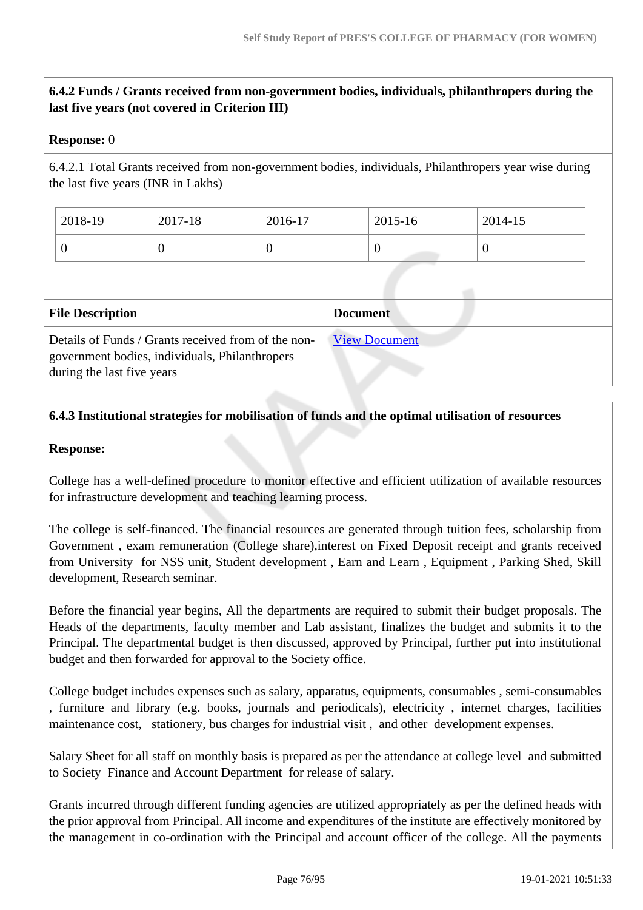### 6.4.2 Funds / Grants received from non-government bodies, individuals, philanthropers during the last five years (not covered in Criterion III)

**Response:** 0

6.4.2.1 Total Grants received from non-government bodies, individuals, Philanthropers year wise during the last five years (INR in Lakhs)

| 2018-19 | 2017-18 | 2016-17 | 2015-16 | 2014-15 |
|---|---|---|---|---|
| 0 | 0 | 0 | 0 | 0 |

| File Description | Document |
|---|---|
| Details of Funds / Grants received from of the non-government bodies, individuals, Philanthropers during the last five years | View Document |

### 6.4.3 Institutional strategies for mobilisation of funds and the optimal utilisation of resources

**Response:**

College has a well-defined procedure to monitor effective and efficient utilization of available resources for infrastructure development and teaching learning process.

The college is self-financed. The financial resources are generated through tuition fees, scholarship from Government , exam remuneration (College share),interest on Fixed Deposit receipt and grants received from University for NSS unit, Student development , Earn and Learn , Equipment , Parking Shed, Skill development, Research seminar.

Before the financial year begins, All the departments are required to submit their budget proposals. The Heads of the departments, faculty member and Lab assistant, finalizes the budget and submits it to the Principal. The departmental budget is then discussed, approved by Principal, further put into institutional budget and then forwarded for approval to the Society office.

College budget includes expenses such as salary, apparatus, equipments, consumables , semi-consumables , furniture and library (e.g. books, journals and periodicals), electricity , internet charges, facilities maintenance cost, stationery, bus charges for industrial visit , and other development expenses.

Salary Sheet for all staff on monthly basis is prepared as per the attendance at college level and submitted to Society Finance and Account Department for release of salary.

Grants incurred through different funding agencies are utilized appropriately as per the defined heads with the prior approval from Principal. All income and expenditures of the institute are effectively monitored by the management in co-ordination with the Principal and account officer of the college. All the payments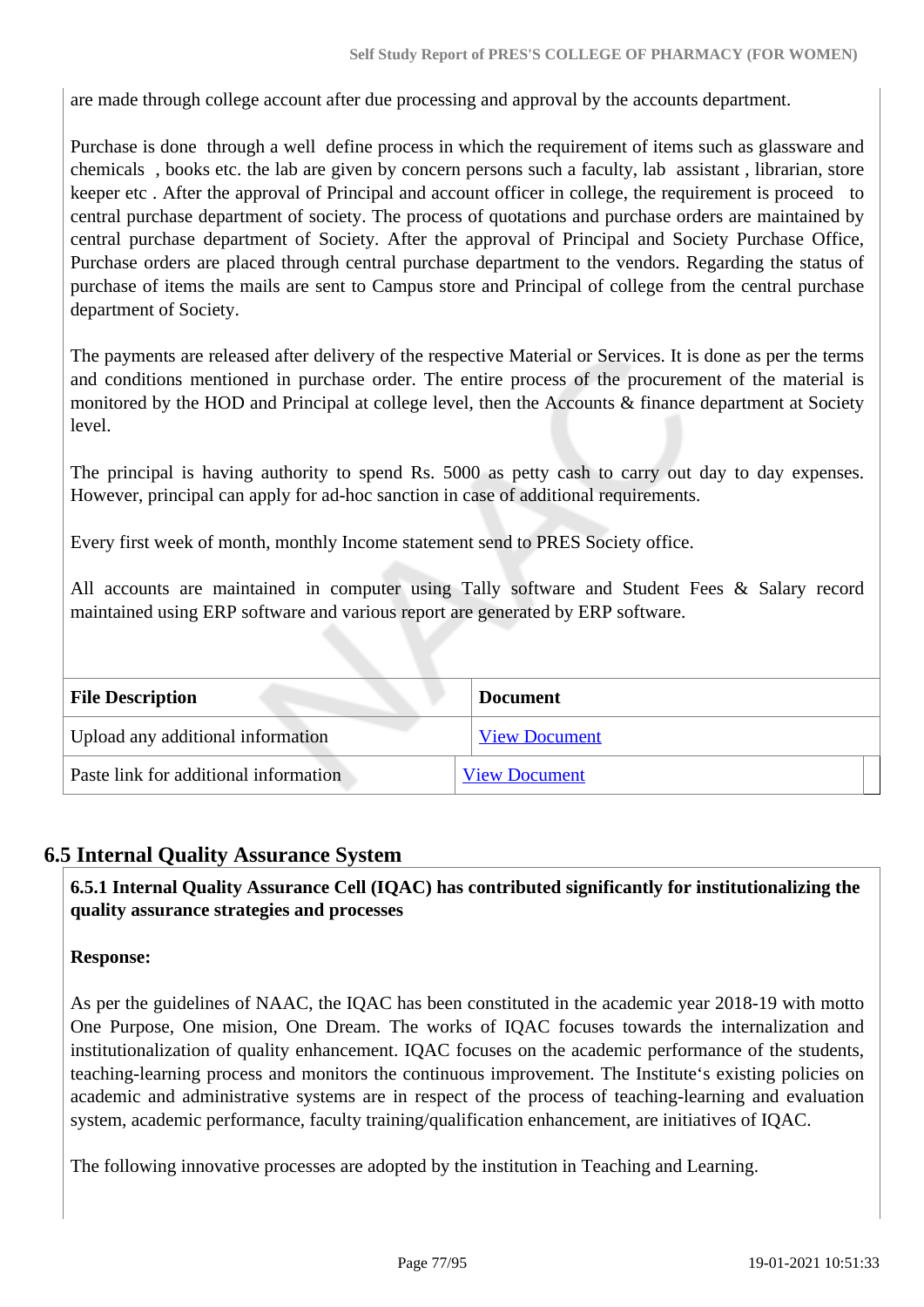are made through college account after due processing and approval by the accounts department.

Purchase is done through a well define process in which the requirement of items such as glassware and chemicals , books etc. the lab are given by concern persons such a faculty, lab assistant , librarian, store keeper etc . After the approval of Principal and account officer in college, the requirement is proceed to central purchase department of society. The process of quotations and purchase orders are maintained by central purchase department of Society. After the approval of Principal and Society Purchase Office, Purchase orders are placed through central purchase department to the vendors. Regarding the status of purchase of items the mails are sent to Campus store and Principal of college from the central purchase department of Society.

The payments are released after delivery of the respective Material or Services. It is done as per the terms and conditions mentioned in purchase order. The entire process of the procurement of the material is monitored by the HOD and Principal at college level, then the Accounts & finance department at Society level.

The principal is having authority to spend Rs. 5000 as petty cash to carry out day to day expenses. However, principal can apply for ad-hoc sanction in case of additional requirements.

Every first week of month, monthly Income statement send to PRES Society office.

All accounts are maintained in computer using Tally software and Student Fees & Salary record maintained using ERP software and various report are generated by ERP software.

| File Description | Document |
|---|---|
| Upload any additional information | View Document |
| Paste link for additional information | View Document |

## 6.5 Internal Quality Assurance System

**6.5.1 Internal Quality Assurance Cell (IQAC) has contributed significantly for institutionalizing the quality assurance strategies and processes**

**Response:**

As per the guidelines of NAAC, the IQAC has been constituted in the academic year 2018-19 with motto One Purpose, One mision, One Dream. The works of IQAC focuses towards the internalization and institutionalization of quality enhancement. IQAC focuses on the academic performance of the students, teaching-learning process and monitors the continuous improvement. The Institute‘s existing policies on academic and administrative systems are in respect of the process of teaching-learning and evaluation system, academic performance, faculty training/qualification enhancement, are initiatives of IQAC.

The following innovative processes are adopted by the institution in Teaching and Learning.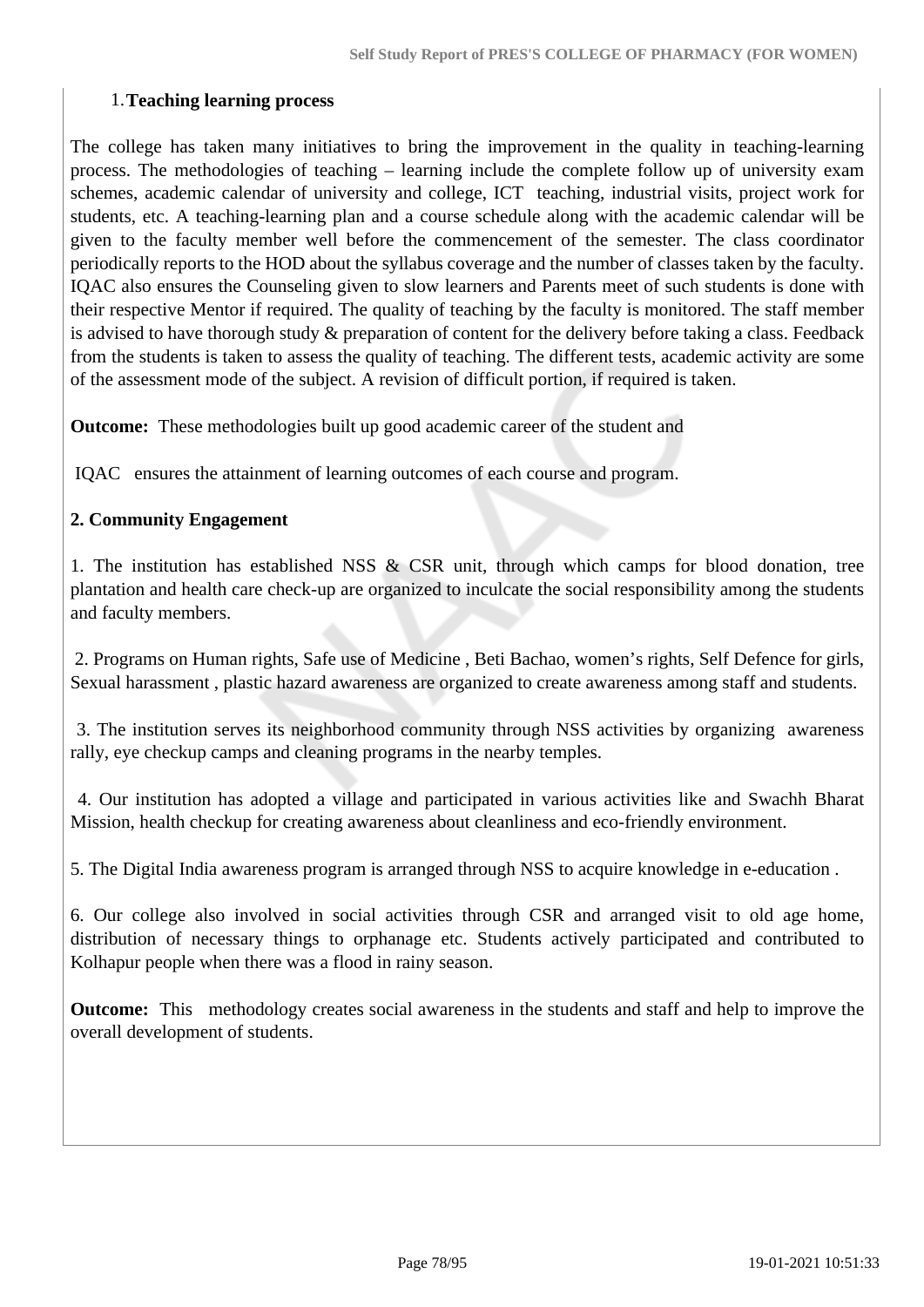1. **Teaching learning process**

The college has taken many initiatives to bring the improvement in the quality in teaching-learning process. The methodologies of teaching – learning include the complete follow up of university exam schemes, academic calendar of university and college, ICT teaching, industrial visits, project work for students, etc. A teaching-learning plan and a course schedule along with the academic calendar will be given to the faculty member well before the commencement of the semester. The class coordinator periodically reports to the HOD about the syllabus coverage and the number of classes taken by the faculty. IQAC also ensures the Counseling given to slow learners and Parents meet of such students is done with their respective Mentor if required. The quality of teaching by the faculty is monitored. The staff member is advised to have thorough study & preparation of content for the delivery before taking a class. Feedback from the students is taken to assess the quality of teaching. The different tests, academic activity are some of the assessment mode of the subject. A revision of difficult portion, if required is taken.

**Outcome:** These methodologies built up good academic career of the student and

IQAC ensures the attainment of learning outcomes of each course and program.

**2. Community Engagement**

1. The institution has established NSS & CSR unit, through which camps for blood donation, tree plantation and health care check-up are organized to inculcate the social responsibility among the students and faculty members.

2. Programs on Human rights, Safe use of Medicine , Beti Bachao, women's rights, Self Defence for girls, Sexual harassment , plastic hazard awareness are organized to create awareness among staff and students.

3. The institution serves its neighborhood community through NSS activities by organizing awareness rally, eye checkup camps and cleaning programs in the nearby temples.

4. Our institution has adopted a village and participated in various activities like and Swachh Bharat Mission, health checkup for creating awareness about cleanliness and eco-friendly environment.

5. The Digital India awareness program is arranged through NSS to acquire knowledge in e-education .

6. Our college also involved in social activities through CSR and arranged visit to old age home, distribution of necessary things to orphanage etc. Students actively participated and contributed to Kolhapur people when there was a flood in rainy season.

**Outcome:** This methodology creates social awareness in the students and staff and help to improve the overall development of students.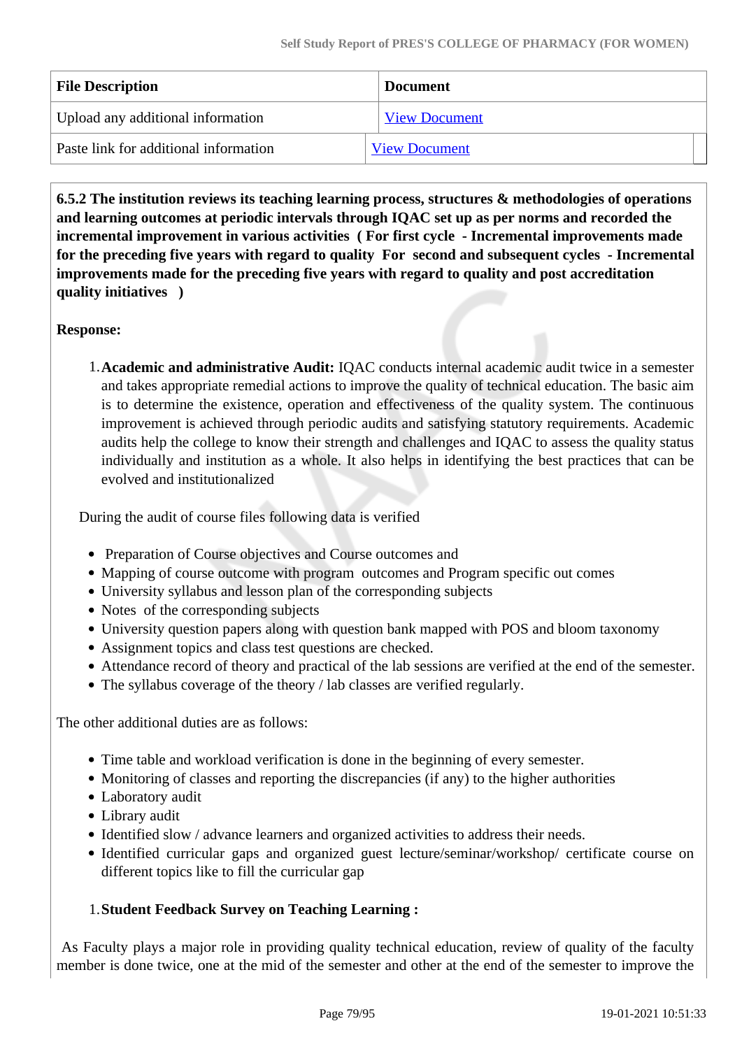| File Description | Document |
|---|---|
| Upload any additional information | View Document |
| Paste link for additional information | View Document |

**6.5.2 The institution reviews its teaching learning process, structures & methodologies of operations and learning outcomes at periodic intervals through IQAC set up as per norms and recorded the incremental improvement in various activities ( For first cycle - Incremental improvements made for the preceding five years with regard to quality For second and subsequent cycles - Incremental improvements made for the preceding five years with regard to quality and post accreditation quality initiatives )**

**Response:**

1. **Academic and administrative Audit:** IQAC conducts internal academic audit twice in a semester and takes appropriate remedial actions to improve the quality of technical education. The basic aim is to determine the existence, operation and effectiveness of the quality system. The continuous improvement is achieved through periodic audits and satisfying statutory requirements. Academic audits help the college to know their strength and challenges and IQAC to assess the quality status individually and institution as a whole. It also helps in identifying the best practices that can be evolved and institutionalized

During the audit of course files following data is verified

- Preparation of Course objectives and Course outcomes and
- Mapping of course outcome with program outcomes and Program specific out comes
- University syllabus and lesson plan of the corresponding subjects
- Notes of the corresponding subjects
- University question papers along with question bank mapped with POS and bloom taxonomy
- Assignment topics and class test questions are checked.
- Attendance record of theory and practical of the lab sessions are verified at the end of the semester.
- The syllabus coverage of the theory / lab classes are verified regularly.

The other additional duties are as follows:

- Time table and workload verification is done in the beginning of every semester.
- Monitoring of classes and reporting the discrepancies (if any) to the higher authorities
- Laboratory audit
- Library audit
- Identified slow / advance learners and organized activities to address their needs.
- Identified curricular gaps and organized guest lecture/seminar/workshop/ certificate course on different topics like to fill the curricular gap

1. **Student Feedback Survey on Teaching Learning :**

As Faculty plays a major role in providing quality technical education, review of quality of the faculty member is done twice, one at the mid of the semester and other at the end of the semester to improve the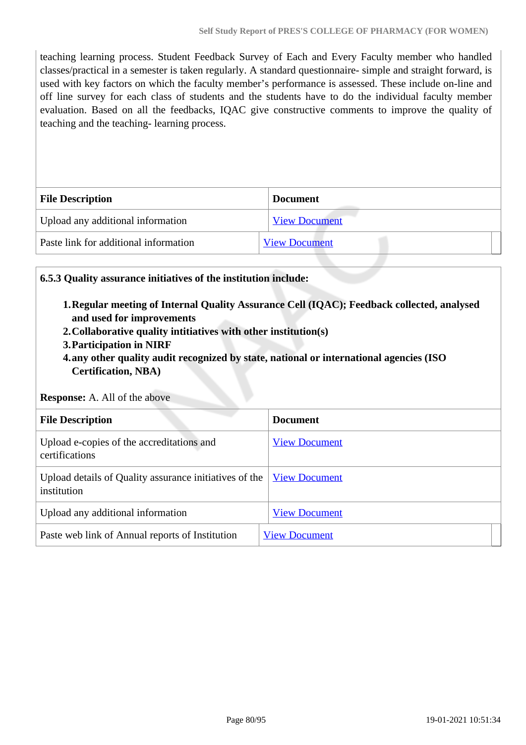teaching learning process. Student Feedback Survey of Each and Every Faculty member who handled classes/practical in a semester is taken regularly. A standard questionnaire- simple and straight forward, is used with key factors on which the faculty member's performance is assessed. These include on-line and off line survey for each class of students and the students have to do the individual faculty member evaluation. Based on all the feedbacks, IQAC give constructive comments to improve the quality of teaching and the teaching- learning process.

| File Description | Document |
|---|---|
| Upload any additional information | View Document |
| Paste link for additional information | View Document |

**6.5.3 Quality assurance initiatives of the institution include:**

1. **Regular meeting of Internal Quality Assurance Cell (IQAC); Feedback collected, analysed and used for improvements**
2. **Collaborative quality intitiatives with other institution(s)**
3. **Participation in NIRF**
4. **any other quality audit recognized by state, national or international agencies (ISO Certification, NBA)**

**Response:** A. All of the above

| File Description | Document |
|---|---|
| Upload e-copies of the accreditations and certifications | View Document |
| Upload details of Quality assurance initiatives of the institution | View Document |
| Upload any additional information | View Document |
| Paste web link of Annual reports of Institution | View Document |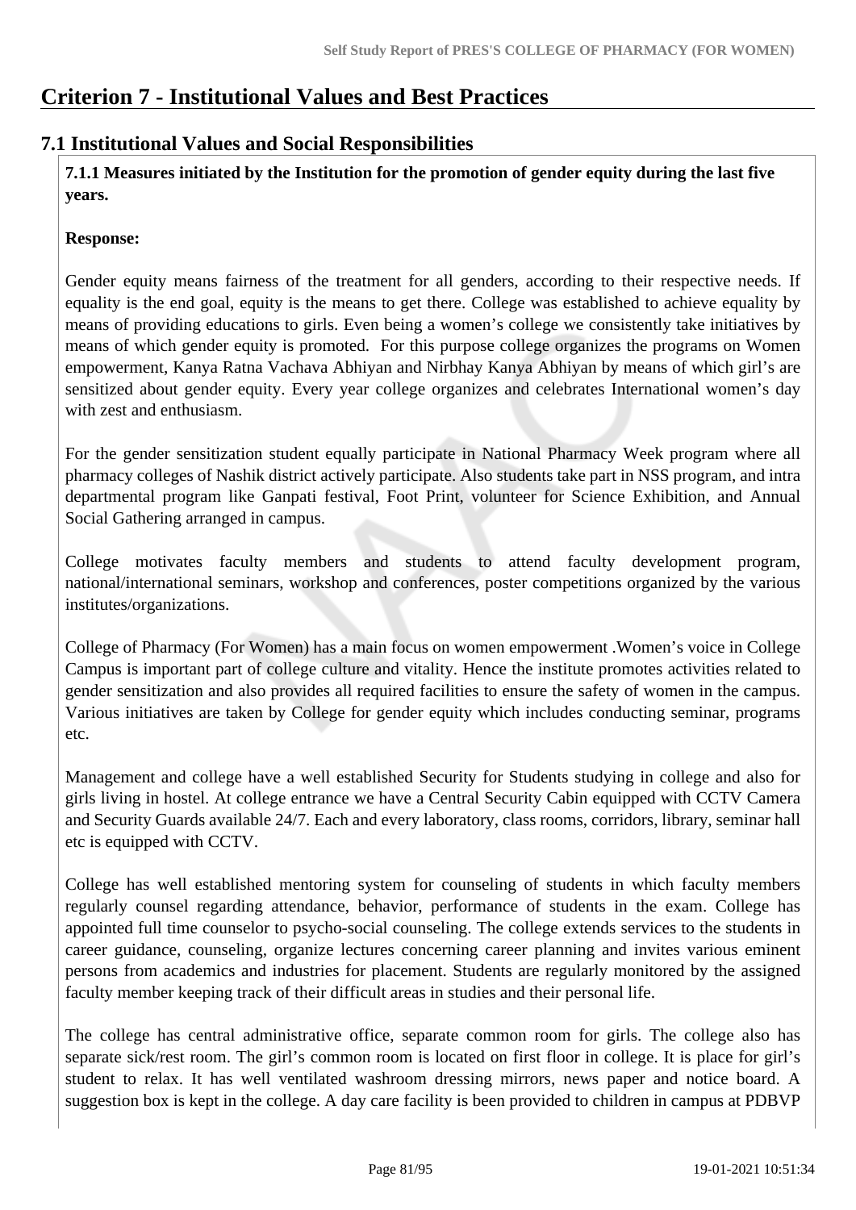# Criterion 7 - Institutional Values and Best Practices

## 7.1 Institutional Values and Social Responsibilities

**7.1.1 Measures initiated by the Institution for the promotion of gender equity during the last five years.**

**Response:**

Gender equity means fairness of the treatment for all genders, according to their respective needs. If equality is the end goal, equity is the means to get there. College was established to achieve equality by means of providing educations to girls. Even being a women's college we consistently take initiatives by means of which gender equity is promoted. For this purpose college organizes the programs on Women empowerment, Kanya Ratna Vachava Abhiyan and Nirbhay Kanya Abhiyan by means of which girl's are sensitized about gender equity. Every year college organizes and celebrates International women's day with zest and enthusiasm.

For the gender sensitization student equally participate in National Pharmacy Week program where all pharmacy colleges of Nashik district actively participate. Also students take part in NSS program, and intra departmental program like Ganpati festival, Foot Print, volunteer for Science Exhibition, and Annual Social Gathering arranged in campus.

College motivates faculty members and students to attend faculty development program, national/international seminars, workshop and conferences, poster competitions organized by the various institutes/organizations.

College of Pharmacy (For Women) has a main focus on women empowerment .Women's voice in College Campus is important part of college culture and vitality. Hence the institute promotes activities related to gender sensitization and also provides all required facilities to ensure the safety of women in the campus. Various initiatives are taken by College for gender equity which includes conducting seminar, programs etc.

Management and college have a well established Security for Students studying in college and also for girls living in hostel. At college entrance we have a Central Security Cabin equipped with CCTV Camera and Security Guards available 24/7. Each and every laboratory, class rooms, corridors, library, seminar hall etc is equipped with CCTV.

College has well established mentoring system for counseling of students in which faculty members regularly counsel regarding attendance, behavior, performance of students in the exam. College has appointed full time counselor to psycho-social counseling. The college extends services to the students in career guidance, counseling, organize lectures concerning career planning and invites various eminent persons from academics and industries for placement. Students are regularly monitored by the assigned faculty member keeping track of their difficult areas in studies and their personal life.

The college has central administrative office, separate common room for girls. The college also has separate sick/rest room. The girl's common room is located on first floor in college. It is place for girl's student to relax. It has well ventilated washroom dressing mirrors, news paper and notice board. A suggestion box is kept in the college. A day care facility is been provided to children in campus at PDBVP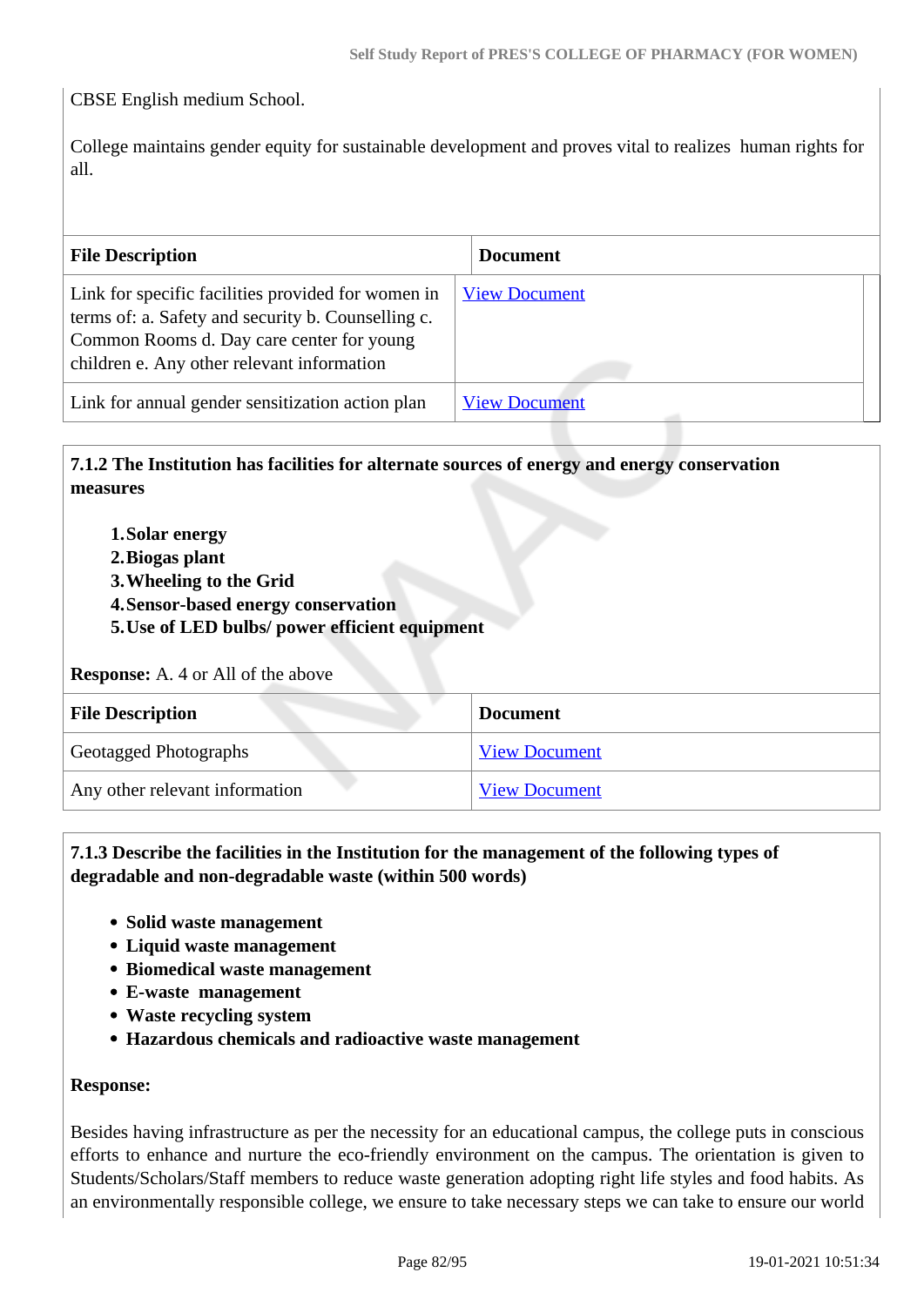CBSE English medium School.

College maintains gender equity for sustainable development and proves vital to realizes  human rights for all.

| File Description | Document |
|---|---|
| Link for specific facilities provided for women in terms of: a. Safety and security b. Counselling c. Common Rooms d. Day care center for young children e. Any other relevant information | View Document |
| Link for annual gender sensitization action plan | View Document |

**7.1.2 The Institution has facilities for alternate sources of energy and energy conservation measures**

1. **Solar energy**
2. **Biogas plant**
3. **Wheeling to the Grid**
4. **Sensor-based energy conservation**
5. **Use of LED bulbs/ power efficient equipment**

**Response:** A. 4 or All of the above

| File Description | Document |
|---|---|
| Geotagged Photographs | View Document |
| Any other relevant information | View Document |

**7.1.3 Describe the facilities in the Institution for the management of the following types of degradable and non-degradable waste (within 500 words)**

- **Solid waste management**
- **Liquid waste management**
- **Biomedical waste management**
- **E-waste  management**
- **Waste recycling system**
- **Hazardous chemicals and radioactive waste management**

**Response:**

Besides having infrastructure as per the necessity for an educational campus, the college puts in conscious efforts to enhance and nurture the eco-friendly environment on the campus. The orientation is given to Students/Scholars/Staff members to reduce waste generation adopting right life styles and food habits. As an environmentally responsible college, we ensure to take necessary steps we can take to ensure our world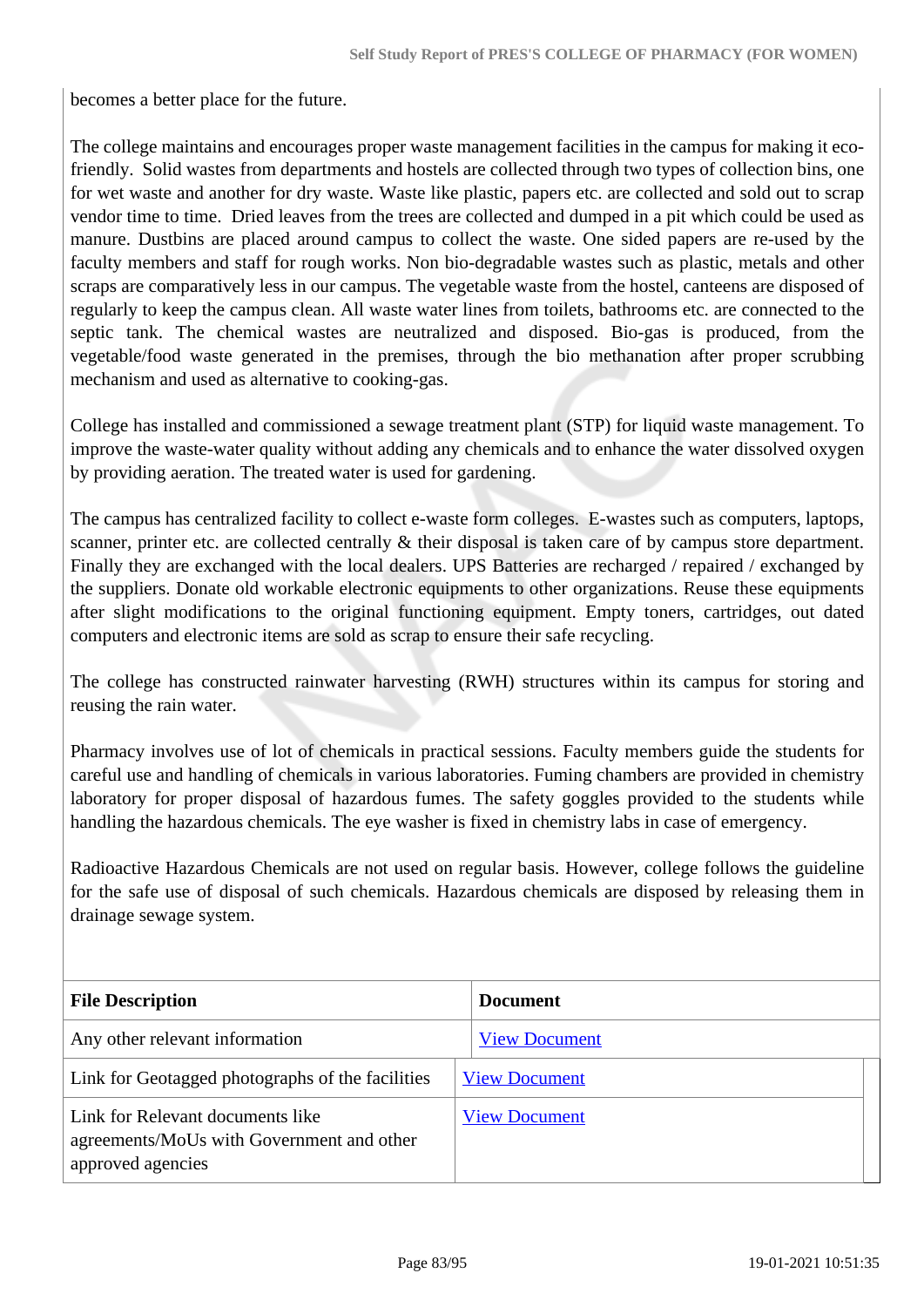becomes a better place for the future.

The college maintains and encourages proper waste management facilities in the campus for making it eco-friendly. Solid wastes from departments and hostels are collected through two types of collection bins, one for wet waste and another for dry waste. Waste like plastic, papers etc. are collected and sold out to scrap vendor time to time. Dried leaves from the trees are collected and dumped in a pit which could be used as manure. Dustbins are placed around campus to collect the waste. One sided papers are re-used by the faculty members and staff for rough works. Non bio-degradable wastes such as plastic, metals and other scraps are comparatively less in our campus. The vegetable waste from the hostel, canteens are disposed of regularly to keep the campus clean. All waste water lines from toilets, bathrooms etc. are connected to the septic tank. The chemical wastes are neutralized and disposed. Bio-gas is produced, from the vegetable/food waste generated in the premises, through the bio methanation after proper scrubbing mechanism and used as alternative to cooking-gas.

College has installed and commissioned a sewage treatment plant (STP) for liquid waste management. To improve the waste-water quality without adding any chemicals and to enhance the water dissolved oxygen by providing aeration. The treated water is used for gardening.

The campus has centralized facility to collect e-waste form colleges. E-wastes such as computers, laptops, scanner, printer etc. are collected centrally & their disposal is taken care of by campus store department. Finally they are exchanged with the local dealers. UPS Batteries are recharged / repaired / exchanged by the suppliers. Donate old workable electronic equipments to other organizations. Reuse these equipments after slight modifications to the original functioning equipment. Empty toners, cartridges, out dated computers and electronic items are sold as scrap to ensure their safe recycling.

The college has constructed rainwater harvesting (RWH) structures within its campus for storing and reusing the rain water.

Pharmacy involves use of lot of chemicals in practical sessions. Faculty members guide the students for careful use and handling of chemicals in various laboratories. Fuming chambers are provided in chemistry laboratory for proper disposal of hazardous fumes. The safety goggles provided to the students while handling the hazardous chemicals. The eye washer is fixed in chemistry labs in case of emergency.

Radioactive Hazardous Chemicals are not used on regular basis. However, college follows the guideline for the safe use of disposal of such chemicals. Hazardous chemicals are disposed by releasing them in drainage sewage system.

| File Description | Document |
|---|---|
| Any other relevant information | View Document |
| Link for Geotagged photographs of the facilities | View Document |
| Link for Relevant documents like agreements/MoUs with Government and other approved agencies | View Document |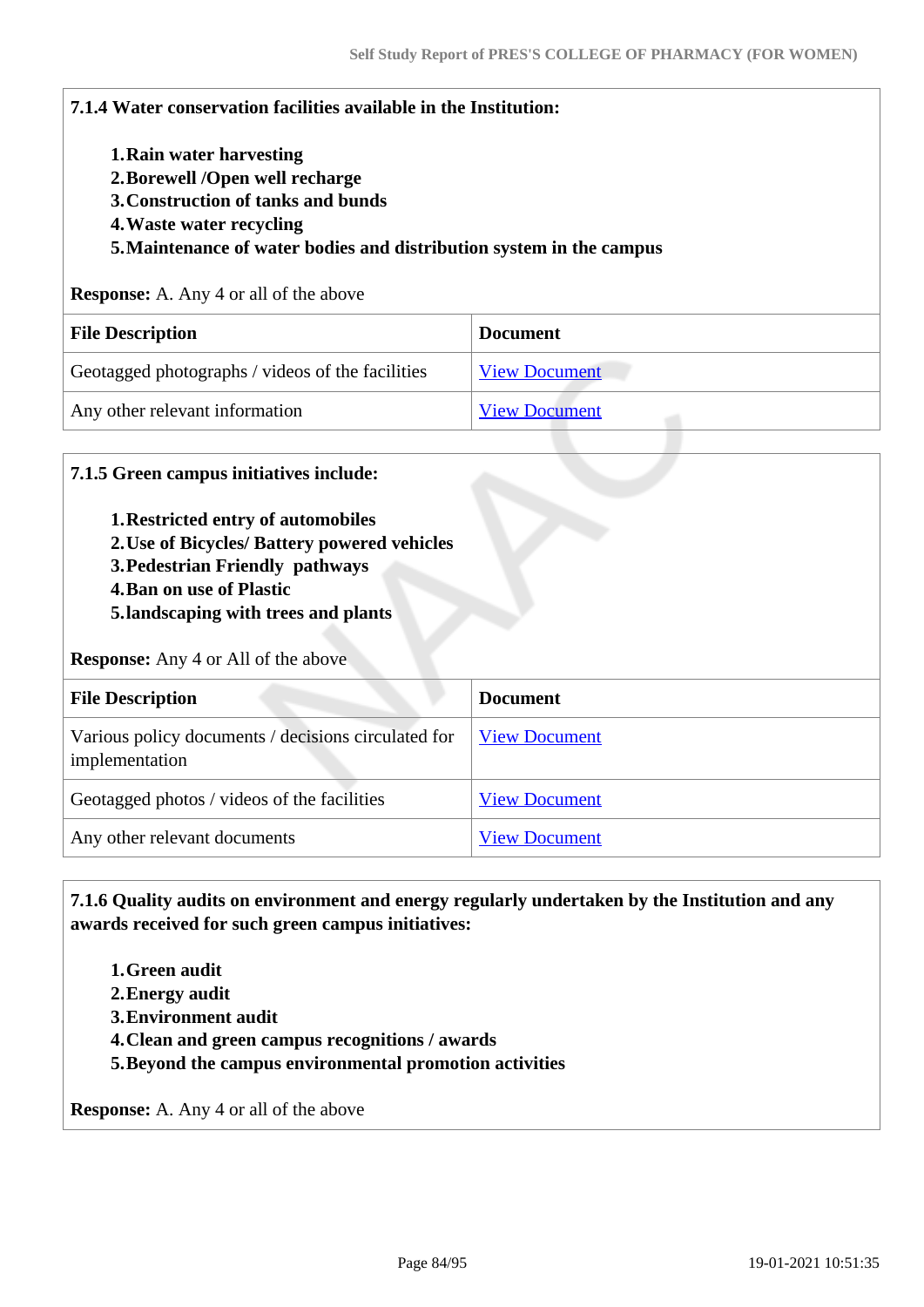**7.1.4 Water conservation facilities available in the Institution:**

1. **Rain water harvesting**
2. **Borewell /Open well recharge**
3. **Construction of tanks and bunds**
4. **Waste water recycling**
5. **Maintenance of water bodies and distribution system in the campus**

**Response:** A. Any 4 or all of the above

| File Description | Document |
|---|---|
| Geotagged photographs / videos of the facilities | View Document |
| Any other relevant information | View Document |

**7.1.5 Green campus initiatives include:**

1. **Restricted entry of automobiles**
2. **Use of Bicycles/ Battery powered vehicles**
3. **Pedestrian Friendly pathways**
4. **Ban on use of Plastic**
5. **landscaping with trees and plants**

**Response:** Any 4 or All of the above

| File Description | Document |
|---|---|
| Various policy documents / decisions circulated for implementation | View Document |
| Geotagged photos / videos of the facilities | View Document |
| Any other relevant documents | View Document |

**7.1.6 Quality audits on environment and energy regularly undertaken by the Institution and any awards received for such green campus initiatives:**

1. **Green audit**
2. **Energy audit**
3. **Environment audit**
4. **Clean and green campus recognitions / awards**
5. **Beyond the campus environmental promotion activities**

**Response:** A. Any 4 or all of the above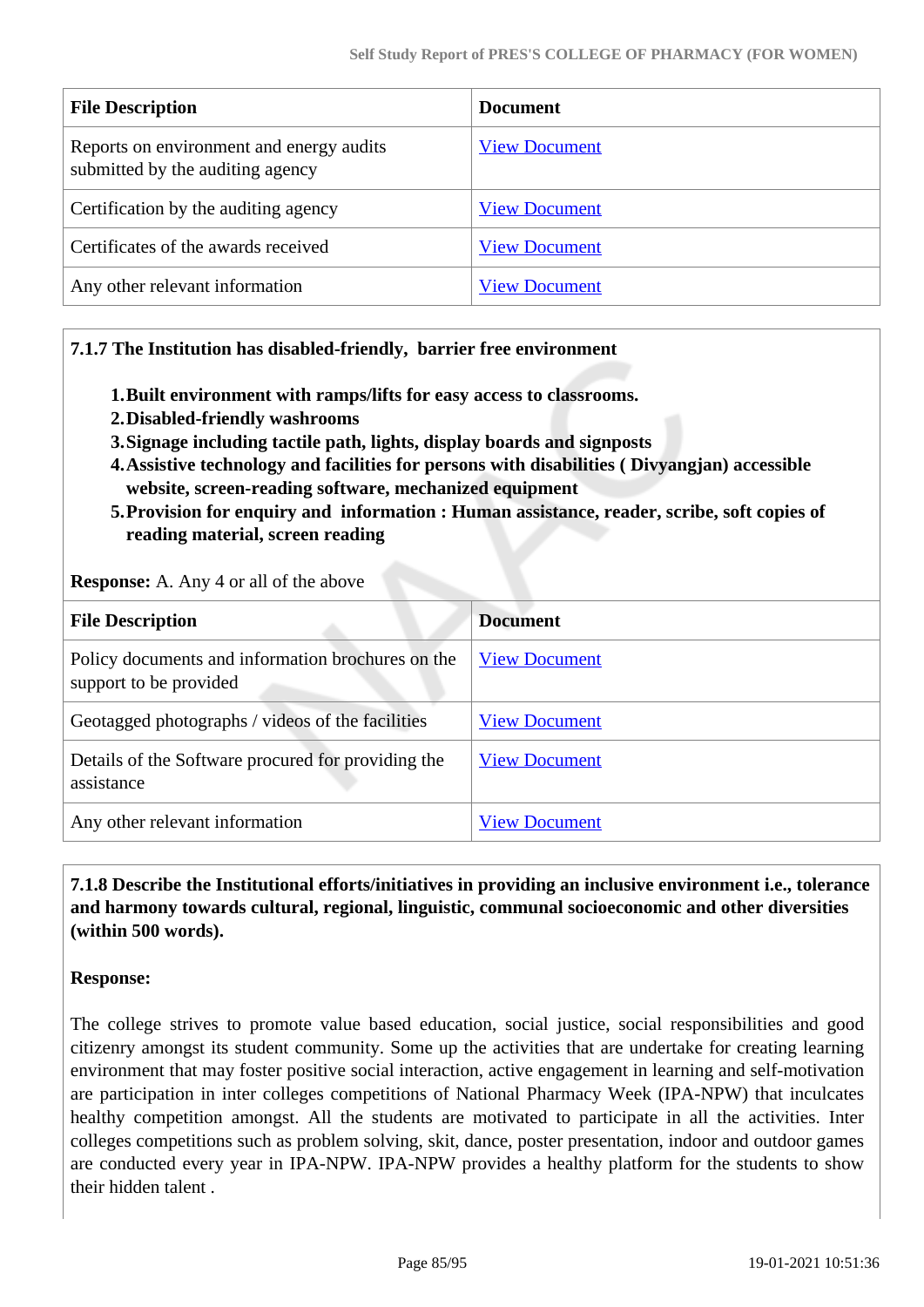| File Description | Document |
|---|---|
| Reports on environment and energy audits submitted by the auditing agency | View Document |
| Certification by the auditing agency | View Document |
| Certificates of the awards received | View Document |
| Any other relevant information | View Document |

**7.1.7 The Institution has disabled-friendly, barrier free environment**

1. **Built environment with ramps/lifts for easy access to classrooms.**
2. **Disabled-friendly washrooms**
3. **Signage including tactile path, lights, display boards and signposts**
4. **Assistive technology and facilities for persons with disabilities ( Divyangjan) accessible website, screen-reading software, mechanized equipment**
5. **Provision for enquiry and information : Human assistance, reader, scribe, soft copies of reading material, screen reading**

**Response:** A. Any 4 or all of the above

| File Description | Document |
|---|---|
| Policy documents and information brochures on the support to be provided | View Document |
| Geotagged photographs / videos of the facilities | View Document |
| Details of the Software procured for providing the assistance | View Document |
| Any other relevant information | View Document |

**7.1.8 Describe the Institutional efforts/initiatives in providing an inclusive environment i.e., tolerance and harmony towards cultural, regional, linguistic, communal socioeconomic and other diversities (within 500 words).**

**Response:**

The college strives to promote value based education, social justice, social responsibilities and good citizenry amongst its student community. Some up the activities that are undertake for creating learning environment that may foster positive social interaction, active engagement in learning and self-motivation are participation in inter colleges competitions of National Pharmacy Week (IPA-NPW) that inculcates healthy competition amongst. All the students are motivated to participate in all the activities. Inter colleges competitions such as problem solving, skit, dance, poster presentation, indoor and outdoor games are conducted every year in IPA-NPW. IPA-NPW provides a healthy platform for the students to show their hidden talent .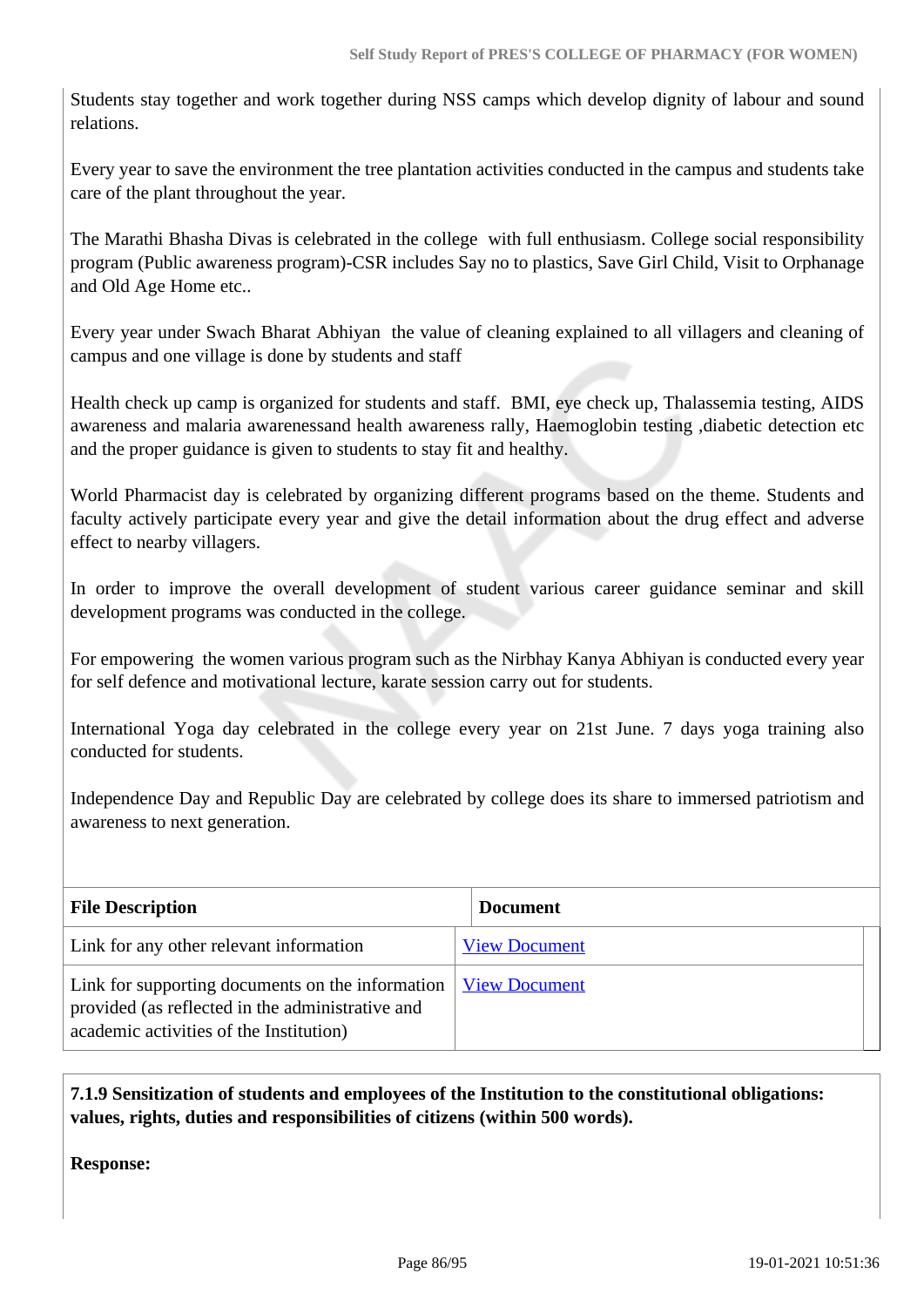Students stay together and work together during NSS camps which develop dignity of labour and sound relations.

Every year to save the environment the tree plantation activities conducted in the campus and students take care of the plant throughout the year.

The Marathi Bhasha Divas is celebrated in the college with full enthusiasm. College social responsibility program (Public awareness program)-CSR includes Say no to plastics, Save Girl Child, Visit to Orphanage and Old Age Home etc..

Every year under Swach Bharat Abhiyan the value of cleaning explained to all villagers and cleaning of campus and one village is done by students and staff

Health check up camp is organized for students and staff. BMI, eye check up, Thalassemia testing, AIDS awareness and malaria awarenessand health awareness rally, Haemoglobin testing ,diabetic detection etc and the proper guidance is given to students to stay fit and healthy.

World Pharmacist day is celebrated by organizing different programs based on the theme. Students and faculty actively participate every year and give the detail information about the drug effect and adverse effect to nearby villagers.

In order to improve the overall development of student various career guidance seminar and skill development programs was conducted in the college.

For empowering the women various program such as the Nirbhay Kanya Abhiyan is conducted every year for self defence and motivational lecture, karate session carry out for students.

International Yoga day celebrated in the college every year on 21st June. 7 days yoga training also conducted for students.

Independence Day and Republic Day are celebrated by college does its share to immersed patriotism and awareness to next generation.

| File Description | Document |
|---|---|
| Link for any other relevant information | View Document |
| Link for supporting documents on the information provided (as reflected in the administrative and academic activities of the Institution) | View Document |

**7.1.9 Sensitization of students and employees of the Institution to the constitutional obligations: values, rights, duties and responsibilities of citizens (within 500 words).**

**Response:**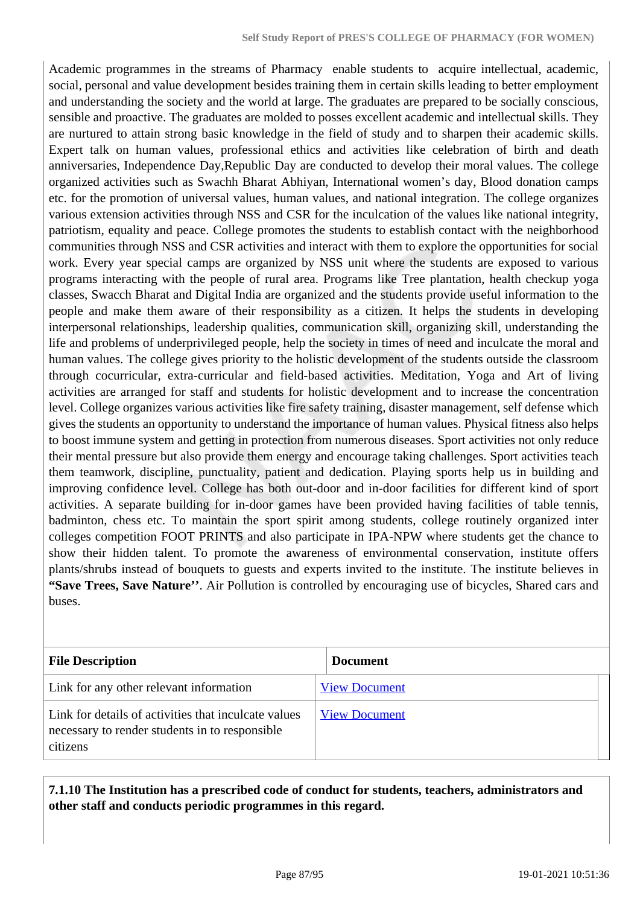Academic programmes in the streams of Pharmacy enable students to acquire intellectual, academic, social, personal and value development besides training them in certain skills leading to better employment and understanding the society and the world at large. The graduates are prepared to be socially conscious, sensible and proactive. The graduates are molded to posses excellent academic and intellectual skills. They are nurtured to attain strong basic knowledge in the field of study and to sharpen their academic skills. Expert talk on human values, professional ethics and activities like celebration of birth and death anniversaries, Independence Day,Republic Day are conducted to develop their moral values. The college organized activities such as Swachh Bharat Abhiyan, International women's day, Blood donation camps etc. for the promotion of universal values, human values, and national integration. The college organizes various extension activities through NSS and CSR for the inculcation of the values like national integrity, patriotism, equality and peace. College promotes the students to establish contact with the neighborhood communities through NSS and CSR activities and interact with them to explore the opportunities for social work. Every year special camps are organized by NSS unit where the students are exposed to various programs interacting with the people of rural area. Programs like Tree plantation, health checkup yoga classes, Swacch Bharat and Digital India are organized and the students provide useful information to the people and make them aware of their responsibility as a citizen. It helps the students in developing interpersonal relationships, leadership qualities, communication skill, organizing skill, understanding the life and problems of underprivileged people, help the society in times of need and inculcate the moral and human values. The college gives priority to the holistic development of the students outside the classroom through cocurricular, extra-curricular and field-based activities. Meditation, Yoga and Art of living activities are arranged for staff and students for holistic development and to increase the concentration level. College organizes various activities like fire safety training, disaster management, self defense which gives the students an opportunity to understand the importance of human values. Physical fitness also helps to boost immune system and getting in protection from numerous diseases. Sport activities not only reduce their mental pressure but also provide them energy and encourage taking challenges. Sport activities teach them teamwork, discipline, punctuality, patient and dedication. Playing sports help us in building and improving confidence level. College has both out-door and in-door facilities for different kind of sport activities. A separate building for in-door games have been provided having facilities of table tennis, badminton, chess etc. To maintain the sport spirit among students, college routinely organized inter colleges competition FOOT PRINTS and also participate in IPA-NPW where students get the chance to show their hidden talent. To promote the awareness of environmental conservation, institute offers plants/shrubs instead of bouquets to guests and experts invited to the institute. The institute believes in **"Save Trees, Save Nature''**. Air Pollution is controlled by encouraging use of bicycles, Shared cars and buses.

| File Description | Document |
|---|---|
| Link for any other relevant information | View Document |
| Link for details of activities that inculcate values necessary to render students in to responsible citizens | View Document |

**7.1.10 The Institution has a prescribed code of conduct for students, teachers, administrators and other staff and conducts periodic programmes in this regard.**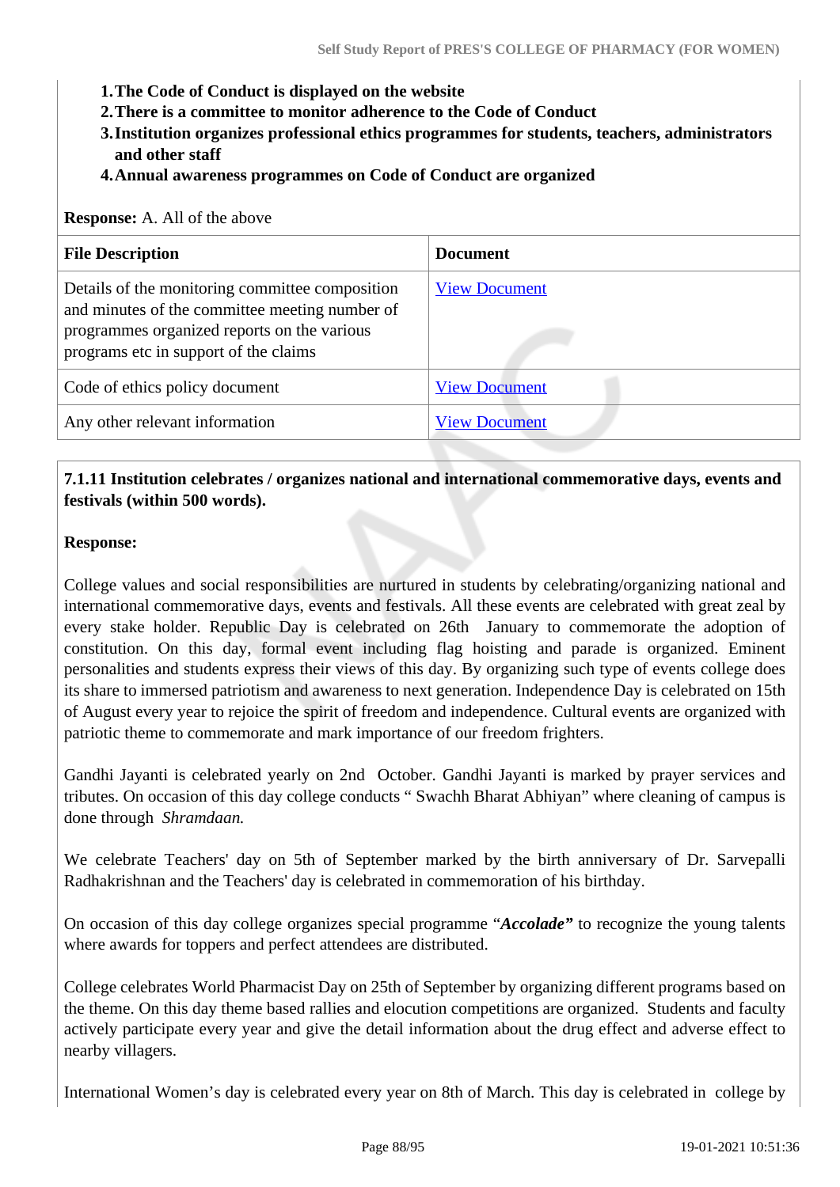1. **The Code of Conduct is displayed on the website**
2. **There is a committee to monitor adherence to the Code of Conduct**
3. **Institution organizes professional ethics programmes for students, teachers, administrators and other staff**
4. **Annual awareness programmes on Code of Conduct are organized**

**Response:** A. All of the above

| File Description | Document |
|---|---|
| Details of the monitoring committee composition and minutes of the committee meeting number of programmes organized reports on the various programs etc in support of the claims | View Document |
| Code of ethics policy document | View Document |
| Any other relevant information | View Document |

**7.1.11 Institution celebrates / organizes national and international commemorative days, events and festivals (within 500 words).**

**Response:**

College values and social responsibilities are nurtured in students by celebrating/organizing national and international commemorative days, events and festivals. All these events are celebrated with great zeal by every stake holder. Republic Day is celebrated on 26th  January to commemorate the adoption of constitution. On this day, formal event including flag hoisting and parade is organized. Eminent personalities and students express their views of this day. By organizing such type of events college does its share to immersed patriotism and awareness to next generation. Independence Day is celebrated on 15th of August every year to rejoice the spirit of freedom and independence. Cultural events are organized with patriotic theme to commemorate and mark importance of our freedom frighters.

Gandhi Jayanti is celebrated yearly on 2nd  October. Gandhi Jayanti is marked by prayer services and tributes. On occasion of this day college conducts " Swachh Bharat Abhiyan" where cleaning of campus is done through *Shramdaan.*

We celebrate Teachers' day on 5th of September marked by the birth anniversary of Dr. Sarvepalli Radhakrishnan and the Teachers' day is celebrated in commemoration of his birthday.

On occasion of this day college organizes special programme "***Accolade"*** to recognize the young talents where awards for toppers and perfect attendees are distributed.

College celebrates World Pharmacist Day on 25th of September by organizing different programs based on the theme. On this day theme based rallies and elocution competitions are organized.  Students and faculty actively participate every year and give the detail information about the drug effect and adverse effect to nearby villagers.

International Women's day is celebrated every year on 8th of March. This day is celebrated in  college by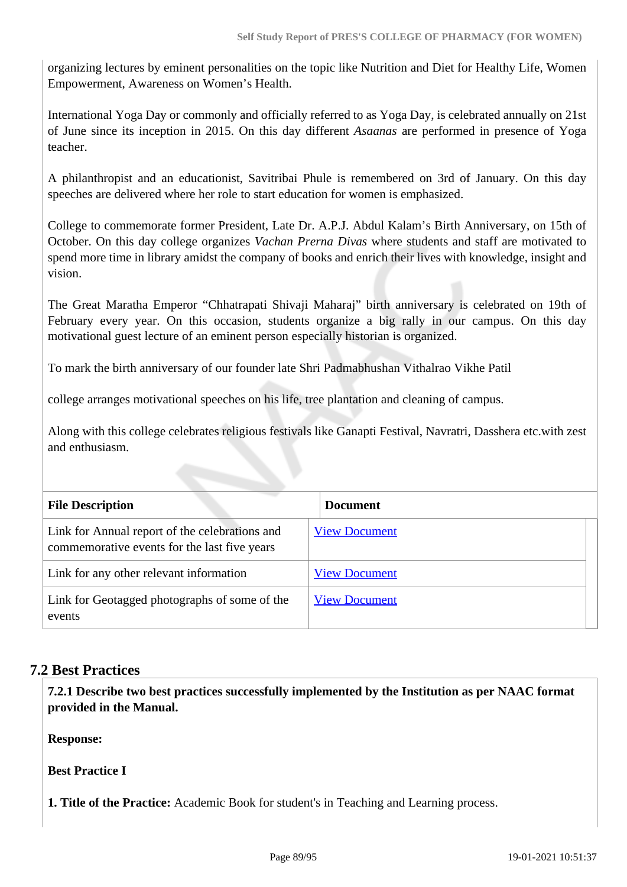organizing lectures by eminent personalities on the topic like Nutrition and Diet for Healthy Life, Women Empowerment, Awareness on Women's Health.

International Yoga Day or commonly and officially referred to as Yoga Day, is celebrated annually on 21st of June since its inception in 2015. On this day different *Asaanas* are performed in presence of Yoga teacher.

A philanthropist and an educationist, Savitribai Phule is remembered on 3rd of January. On this day speeches are delivered where her role to start education for women is emphasized.

College to commemorate former President, Late Dr. A.P.J. Abdul Kalam's Birth Anniversary, on 15th of October. On this day college organizes *Vachan Prerna Divas* where students and staff are motivated to spend more time in library amidst the company of books and enrich their lives with knowledge, insight and vision.

The Great Maratha Emperor "Chhatrapati Shivaji Maharaj" birth anniversary is celebrated on 19th of February every year. On this occasion, students organize a big rally in our campus. On this day motivational guest lecture of an eminent person especially historian is organized.

To mark the birth anniversary of our founder late Shri Padmabhushan Vithalrao Vikhe Patil

college arranges motivational speeches on his life, tree plantation and cleaning of campus.

Along with this college celebrates religious festivals like Ganapti Festival, Navratri, Dasshera etc.with zest and enthusiasm.

| File Description | Document |
|---|---|
| Link for Annual report of the celebrations and commemorative events for the last five years | View Document |
| Link for any other relevant information | View Document |
| Link for Geotagged photographs of some of the events | View Document |

## 7.2 Best Practices

**7.2.1 Describe two best practices successfully implemented by the Institution as per NAAC format provided in the Manual.**

**Response:**

**Best Practice I**

**1. Title of the Practice:** Academic Book for student's in Teaching and Learning process.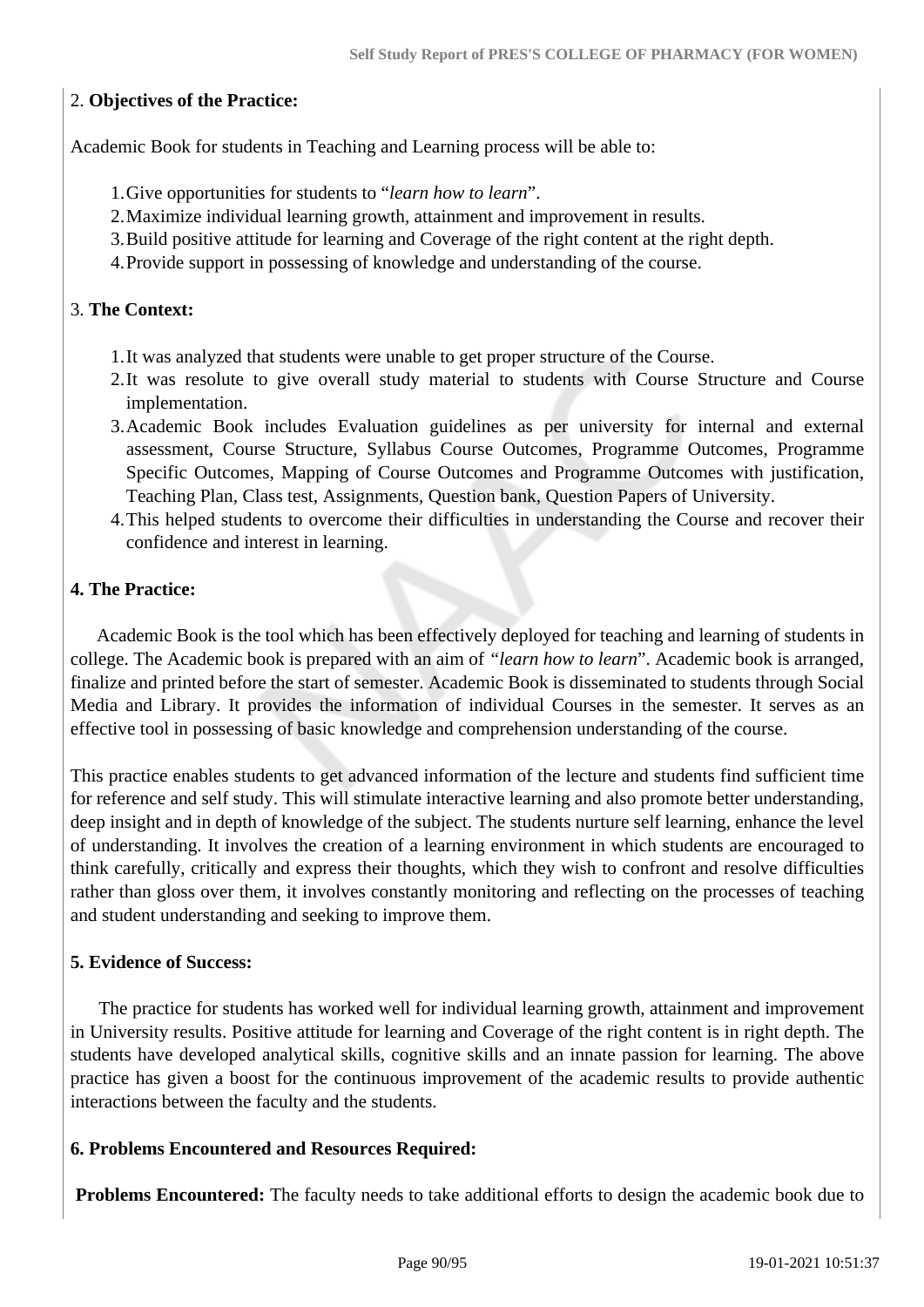2. **Objectives of the Practice:**

Academic Book for students in Teaching and Learning process will be able to:

1. Give opportunities for students to "*learn how to learn*".
2. Maximize individual learning growth, attainment and improvement in results.
3. Build positive attitude for learning and Coverage of the right content at the right depth.
4. Provide support in possessing of knowledge and understanding of the course.

3. **The Context:**

1. It was analyzed that students were unable to get proper structure of the Course.
2. It was resolute to give overall study material to students with Course Structure and Course implementation.
3. Academic Book includes Evaluation guidelines as per university for internal and external assessment, Course Structure, Syllabus Course Outcomes, Programme Outcomes, Programme Specific Outcomes, Mapping of Course Outcomes and Programme Outcomes with justification, Teaching Plan, Class test, Assignments, Question bank, Question Papers of University.
4. This helped students to overcome their difficulties in understanding the Course and recover their confidence and interest in learning.

**4. The Practice:**

Academic Book is the tool which has been effectively deployed for teaching and learning of students in college. The Academic book is prepared with an aim of *"learn how to learn*". Academic book is arranged, finalize and printed before the start of semester. Academic Book is disseminated to students through Social Media and Library. It provides the information of individual Courses in the semester. It serves as an effective tool in possessing of basic knowledge and comprehension understanding of the course.

This practice enables students to get advanced information of the lecture and students find sufficient time for reference and self study. This will stimulate interactive learning and also promote better understanding, deep insight and in depth of knowledge of the subject. The students nurture self learning, enhance the level of understanding. It involves the creation of a learning environment in which students are encouraged to think carefully, critically and express their thoughts, which they wish to confront and resolve difficulties rather than gloss over them, it involves constantly monitoring and reflecting on the processes of teaching and student understanding and seeking to improve them.

**5. Evidence of Success:**

The practice for students has worked well for individual learning growth, attainment and improvement in University results. Positive attitude for learning and Coverage of the right content is in right depth. The students have developed analytical skills, cognitive skills and an innate passion for learning. The above practice has given a boost for the continuous improvement of the academic results to provide authentic interactions between the faculty and the students.

**6. Problems Encountered and Resources Required:**

**Problems Encountered:** The faculty needs to take additional efforts to design the academic book due to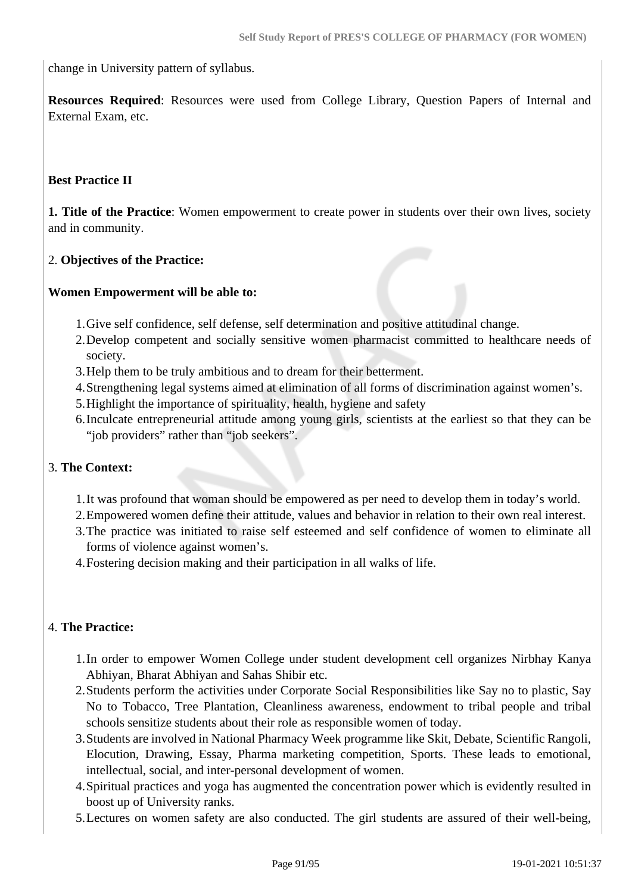change in University pattern of syllabus.

**Resources Required**: Resources were used from College Library, Question Papers of Internal and External Exam, etc.

**Best Practice II**

**1. Title of the Practice**: Women empowerment to create power in students over their own lives, society and in community.

2. **Objectives of the Practice:**

**Women Empowerment will be able to:**

1. Give self confidence, self defense, self determination and positive attitudinal change.
2. Develop competent and socially sensitive women pharmacist committed to healthcare needs of society.
3. Help them to be truly ambitious and to dream for their betterment.
4. Strengthening legal systems aimed at elimination of all forms of discrimination against women's.
5. Highlight the importance of spirituality, health, hygiene and safety
6. Inculcate entrepreneurial attitude among young girls, scientists at the earliest so that they can be "job providers" rather than "job seekers".

3. **The Context:**

1. It was profound that woman should be empowered as per need to develop them in today's world.
2. Empowered women define their attitude, values and behavior in relation to their own real interest.
3. The practice was initiated to raise self esteemed and self confidence of women to eliminate all forms of violence against women's.
4. Fostering decision making and their participation in all walks of life.

4. **The Practice:**

1. In order to empower Women College under student development cell organizes Nirbhay Kanya Abhiyan, Bharat Abhiyan and Sahas Shibir etc.
2. Students perform the activities under Corporate Social Responsibilities like Say no to plastic, Say No to Tobacco, Tree Plantation, Cleanliness awareness, endowment to tribal people and tribal schools sensitize students about their role as responsible women of today.
3. Students are involved in National Pharmacy Week programme like Skit, Debate, Scientific Rangoli, Elocution, Drawing, Essay, Pharma marketing competition, Sports. These leads to emotional, intellectual, social, and inter-personal development of women.
4. Spiritual practices and yoga has augmented the concentration power which is evidently resulted in boost up of University ranks.
5. Lectures on women safety are also conducted. The girl students are assured of their well-being,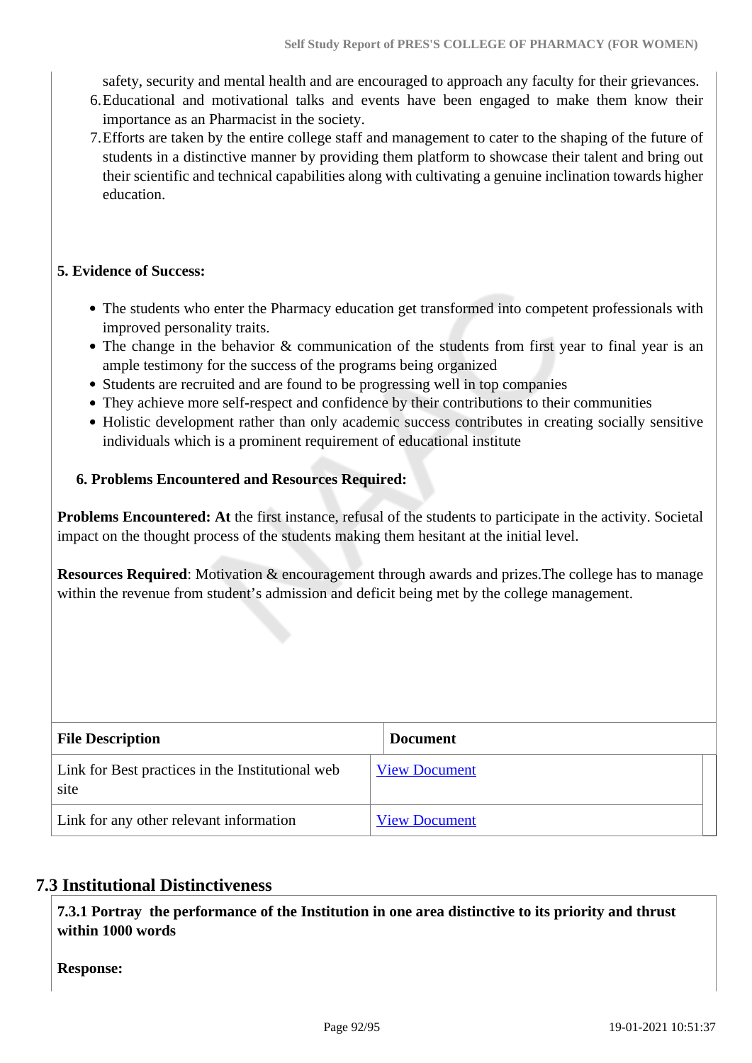safety, security and mental health and are encouraged to approach any faculty for their grievances.

6. Educational and motivational talks and events have been engaged to make them know their importance as an Pharmacist in the society.
7. Efforts are taken by the entire college staff and management to cater to the shaping of the future of students in a distinctive manner by providing them platform to showcase their talent and bring out their scientific and technical capabilities along with cultivating a genuine inclination towards higher education.

**5. Evidence of Success:**

- The students who enter the Pharmacy education get transformed into competent professionals with improved personality traits.
- The change in the behavior & communication of the students from first year to final year is an ample testimony for the success of the programs being organized
- Students are recruited and are found to be progressing well in top companies
- They achieve more self-respect and confidence by their contributions to their communities
- Holistic development rather than only academic success contributes in creating socially sensitive individuals which is a prominent requirement of educational institute

**6. Problems Encountered and Resources Required:**

**Problems Encountered: At** the first instance, refusal of the students to participate in the activity. Societal impact on the thought process of the students making them hesitant at the initial level.

**Resources Required**: Motivation & encouragement through awards and prizes.The college has to manage within the revenue from student's admission and deficit being met by the college management.

| File Description | Document |
|---|---|
| Link for Best practices in the Institutional web site | View Document |
| Link for any other relevant information | View Document |

## 7.3 Institutional Distinctiveness

**7.3.1 Portray the performance of the Institution in one area distinctive to its priority and thrust within 1000 words**

**Response:**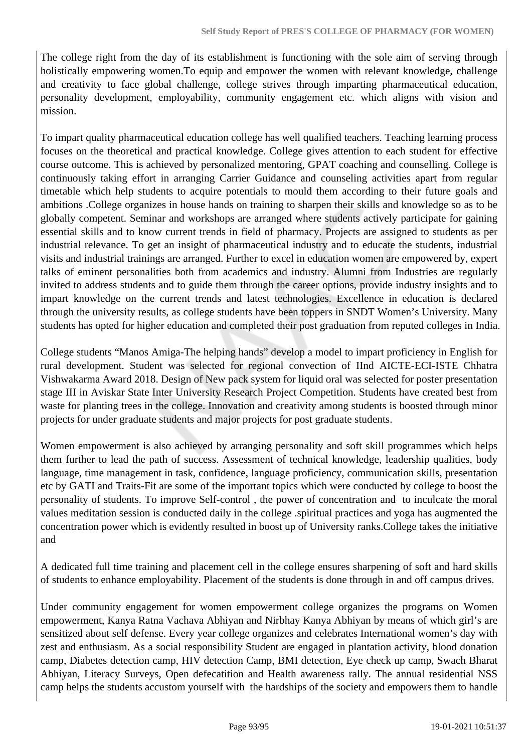The college right from the day of its establishment is functioning with the sole aim of serving through holistically empowering women.To equip and empower the women with relevant knowledge, challenge and creativity to face global challenge, college strives through imparting pharmaceutical education, personality development, employability, community engagement etc. which aligns with vision and mission.

To impart quality pharmaceutical education college has well qualified teachers. Teaching learning process focuses on the theoretical and practical knowledge. College gives attention to each student for effective course outcome. This is achieved by personalized mentoring, GPAT coaching and counselling. College is continuously taking effort in arranging Carrier Guidance and counseling activities apart from regular timetable which help students to acquire potentials to mould them according to their future goals and ambitions .College organizes in house hands on training to sharpen their skills and knowledge so as to be globally competent. Seminar and workshops are arranged where students actively participate for gaining essential skills and to know current trends in field of pharmacy. Projects are assigned to students as per industrial relevance. To get an insight of pharmaceutical industry and to educate the students, industrial visits and industrial trainings are arranged. Further to excel in education women are empowered by, expert talks of eminent personalities both from academics and industry. Alumni from Industries are regularly invited to address students and to guide them through the career options, provide industry insights and to impart knowledge on the current trends and latest technologies. Excellence in education is declared through the university results, as college students have been toppers in SNDT Women's University. Many students has opted for higher education and completed their post graduation from reputed colleges in India.

College students "Manos Amiga-The helping hands" develop a model to impart proficiency in English for rural development. Student was selected for regional convection of IInd AICTE-ECI-ISTE Chhatra Vishwakarma Award 2018. Design of New pack system for liquid oral was selected for poster presentation stage III in Aviskar State Inter University Research Project Competition. Students have created best from waste for planting trees in the college. Innovation and creativity among students is boosted through minor projects for under graduate students and major projects for post graduate students.

Women empowerment is also achieved by arranging personality and soft skill programmes which helps them further to lead the path of success. Assessment of technical knowledge, leadership qualities, body language, time management in task, confidence, language proficiency, communication skills, presentation etc by GATI and Traits-Fit are some of the important topics which were conducted by college to boost the personality of students. To improve Self-control , the power of concentration and to inculcate the moral values meditation session is conducted daily in the college .spiritual practices and yoga has augmented the concentration power which is evidently resulted in boost up of University ranks.College takes the initiative and

A dedicated full time training and placement cell in the college ensures sharpening of soft and hard skills of students to enhance employability. Placement of the students is done through in and off campus drives.

Under community engagement for women empowerment college organizes the programs on Women empowerment, Kanya Ratna Vachava Abhiyan and Nirbhay Kanya Abhiyan by means of which girl's are sensitized about self defense. Every year college organizes and celebrates International women's day with zest and enthusiasm. As a social responsibility Student are engaged in plantation activity, blood donation camp, Diabetes detection camp, HIV detection Camp, BMI detection, Eye check up camp, Swach Bharat Abhiyan, Literacy Surveys, Open defecatition and Health awareness rally. The annual residential NSS camp helps the students accustom yourself with the hardships of the society and empowers them to handle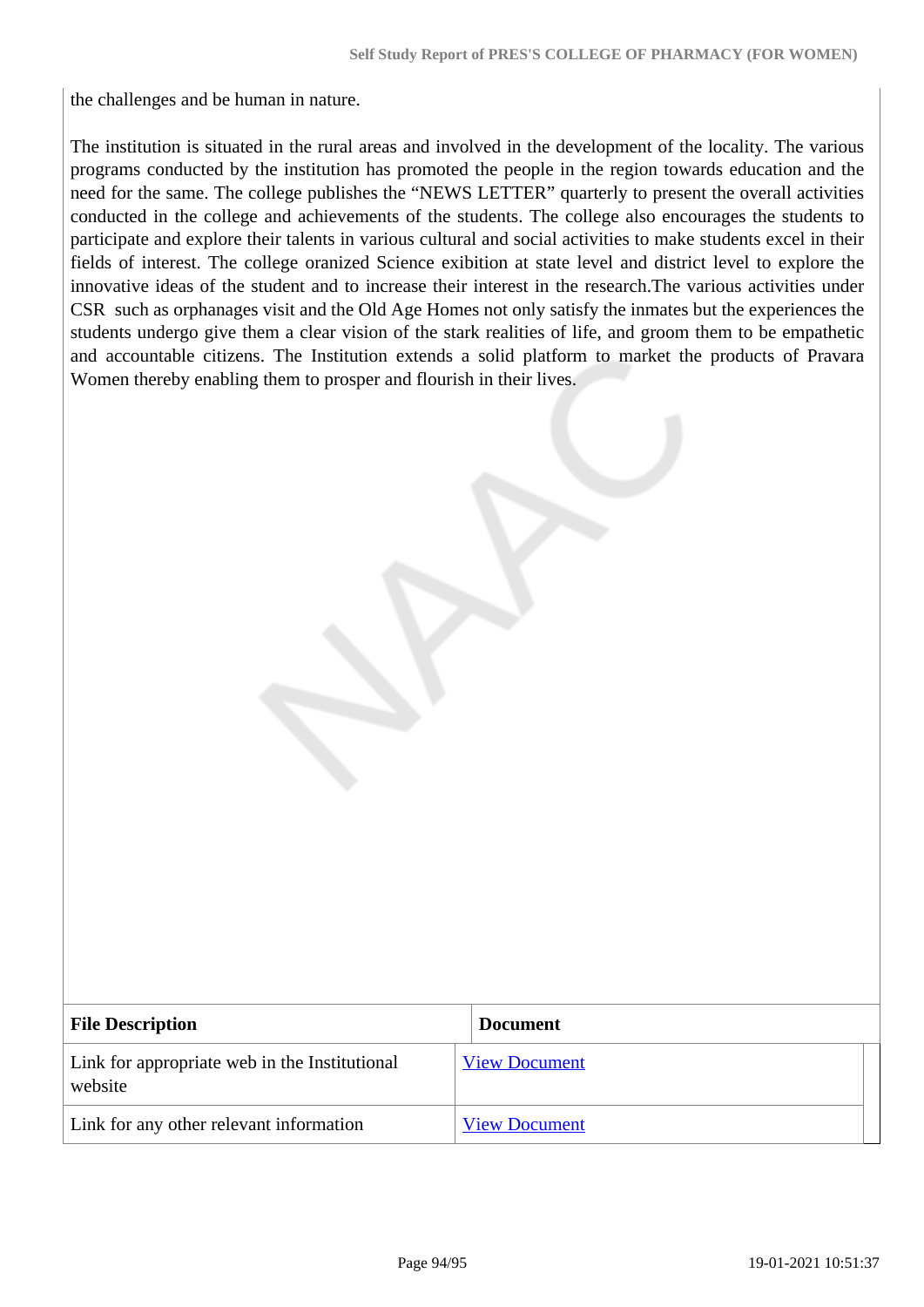the challenges and be human in nature.

The institution is situated in the rural areas and involved in the development of the locality. The various programs conducted by the institution has promoted the people in the region towards education and the need for the same. The college publishes the "NEWS LETTER" quarterly to present the overall activities conducted in the college and achievements of the students. The college also encourages the students to participate and explore their talents in various cultural and social activities to make students excel in their fields of interest. The college oranized Science exibition at state level and district level to explore the innovative ideas of the student and to increase their interest in the research.The various activities under CSR such as orphanages visit and the Old Age Homes not only satisfy the inmates but the experiences the students undergo give them a clear vision of the stark realities of life, and groom them to be empathetic and accountable citizens. The Institution extends a solid platform to market the products of Pravara Women thereby enabling them to prosper and flourish in their lives.

| File Description | Document |
| --- | --- |
| Link for appropriate web in the Institutional website | View Document |
| Link for any other relevant information | View Document |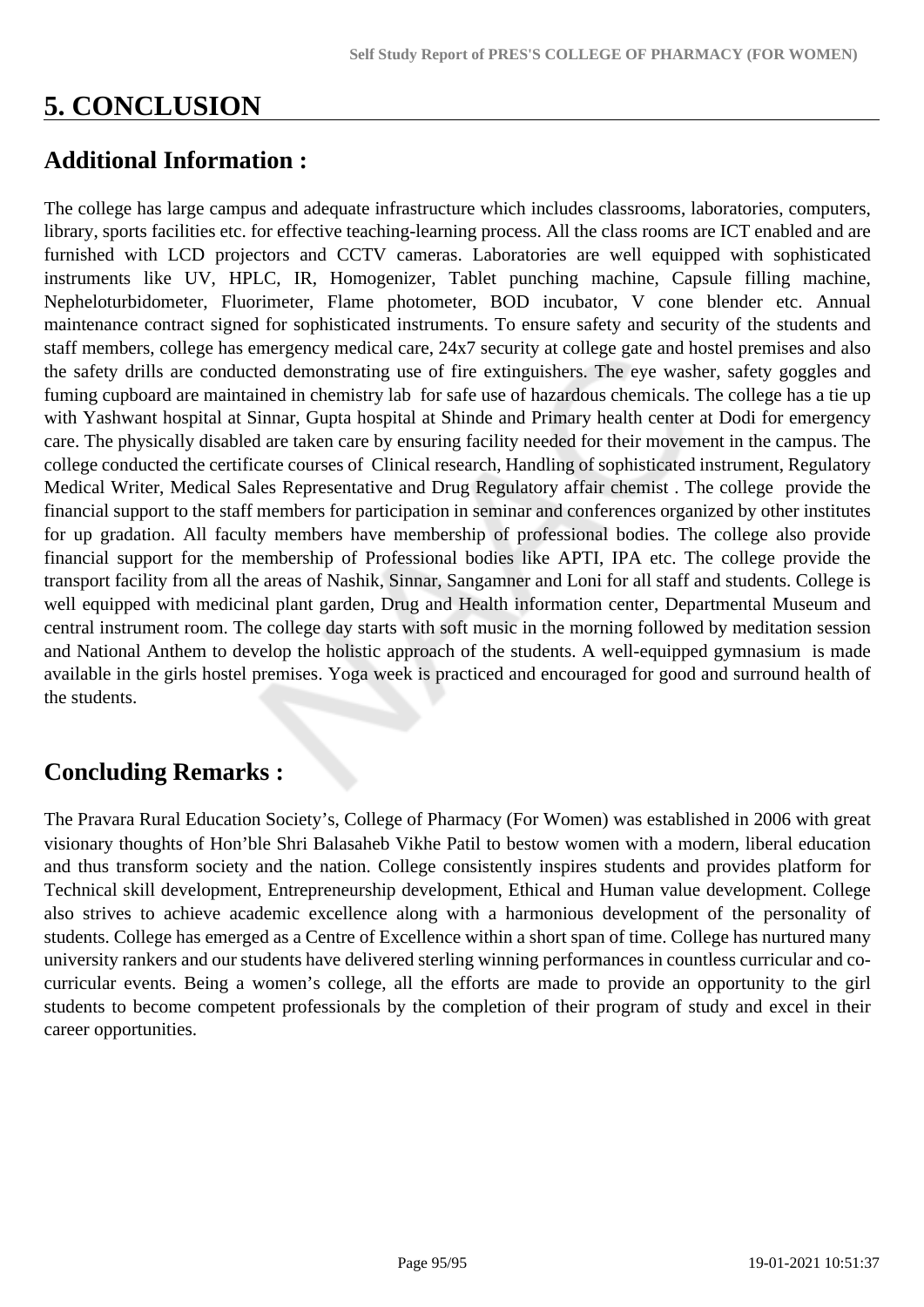# 5. CONCLUSION

## Additional Information :

The college has large campus and adequate infrastructure which includes classrooms, laboratories, computers, library, sports facilities etc. for effective teaching-learning process. All the class rooms are ICT enabled and are furnished with LCD projectors and CCTV cameras. Laboratories are well equipped with sophisticated instruments like UV, HPLC, IR, Homogenizer, Tablet punching machine, Capsule filling machine, Nepheloturbidometer, Fluorimeter, Flame photometer, BOD incubator, V cone blender etc. Annual maintenance contract signed for sophisticated instruments. To ensure safety and security of the students and staff members, college has emergency medical care, 24x7 security at college gate and hostel premises and also the safety drills are conducted demonstrating use of fire extinguishers. The eye washer, safety goggles and fuming cupboard are maintained in chemistry lab for safe use of hazardous chemicals. The college has a tie up with Yashwant hospital at Sinnar, Gupta hospital at Shinde and Primary health center at Dodi for emergency care. The physically disabled are taken care by ensuring facility needed for their movement in the campus. The college conducted the certificate courses of Clinical research, Handling of sophisticated instrument, Regulatory Medical Writer, Medical Sales Representative and Drug Regulatory affair chemist . The college provide the financial support to the staff members for participation in seminar and conferences organized by other institutes for up gradation. All faculty members have membership of professional bodies. The college also provide financial support for the membership of Professional bodies like APTI, IPA etc. The college provide the transport facility from all the areas of Nashik, Sinnar, Sangamner and Loni for all staff and students. College is well equipped with medicinal plant garden, Drug and Health information center, Departmental Museum and central instrument room. The college day starts with soft music in the morning followed by meditation session and National Anthem to develop the holistic approach of the students. A well-equipped gymnasium is made available in the girls hostel premises. Yoga week is practiced and encouraged for good and surround health of the students.

## Concluding Remarks :

The Pravara Rural Education Society's, College of Pharmacy (For Women) was established in 2006 with great visionary thoughts of Hon'ble Shri Balasaheb Vikhe Patil to bestow women with a modern, liberal education and thus transform society and the nation. College consistently inspires students and provides platform for Technical skill development, Entrepreneurship development, Ethical and Human value development. College also strives to achieve academic excellence along with a harmonious development of the personality of students. College has emerged as a Centre of Excellence within a short span of time. College has nurtured many university rankers and our students have delivered sterling winning performances in countless curricular and co-curricular events. Being a women's college, all the efforts are made to provide an opportunity to the girl students to become competent professionals by the completion of their program of study and excel in their career opportunities.